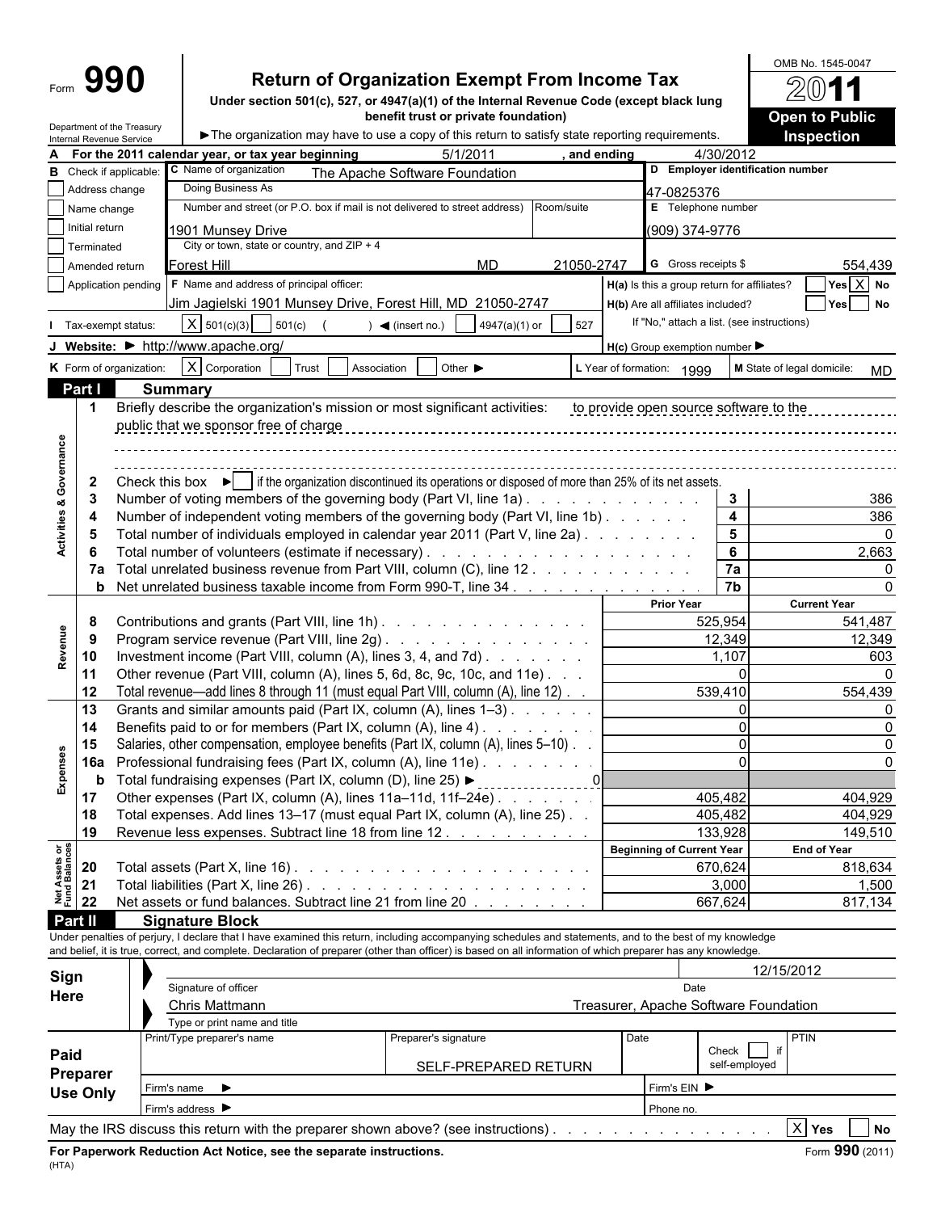Form **990**

# Return of Organization Exempt From Income Tax

**Under section 501(c), 527, or 4947(a)(1) of the Internal Revenue Code (except black lung benefit trust or private foundation)**

Department of the Treasury
Internal Revenue Service

▶ The organization may have to use a copy of this return to satisfy state reporting requirements.

OMB No. 1545-0047

**2011**

**Open to Public Inspection**

**A** For the 2011 calendar year, or tax year beginning 5/1/2011 , and ending 4/30/2012

| **B** Check if applicable: | **C** Name of organization | **D** Employer identification number |
|---|---|---|
| ☐ Address change | The Apache Software Foundation | 47-0825376 |
| ☐ Name change | Doing Business As | **E** Telephone number |
| ☐ Initial return | Number and street (or P.O. box if mail is not delivered to street address) Room/suite: 1901 Munsey Drive | (909) 374-9776 |
| ☐ Terminated | City or town, state or country, and ZIP + 4 | |
| ☐ Amended return | Forest Hill MD 21050-2747 | **G** Gross receipts $ 554,439 |
| ☐ Application pending | **F** Name and address of principal officer: Jim Jagielski 1901 Munsey Drive, Forest Hill, MD 21050-2747 | **H(a)** Is this a group return for affiliates? ☐ Yes ☒ No |
| | | **H(b)** Are all affiliates included? ☐ Yes ☐ No — If "No," attach a list. (see instructions) |

**I** Tax-exempt status: ☒ 501(c)(3) ☐ 501(c) ( ) ◀ (insert no.) ☐ 4947(a)(1) or ☐ 527

**J** Website: ▶ http://www.apache.org/ — **H(c)** Group exemption number ▶

**K** Form of organization: ☒ Corporation ☐ Trust ☐ Association ☐ Other ▶ — **L** Year of formation: 1999 — **M** State of legal domicile: MD

## Part I Summary

**Activities & Governance**

1. Briefly describe the organization's mission or most significant activities: to provide open source software to the public that we sponsor free of charge
2. Check this box ▶ ☐ if the organization discontinued its operations or disposed of more than 25% of its net assets.

| | | Line | |
|---|---|---|---|
| 3 | Number of voting members of the governing body (Part VI, line 1a) | 3 | 386 |
| 4 | Number of independent voting members of the governing body (Part VI, line 1b) | 4 | 386 |
| 5 | Total number of individuals employed in calendar year 2011 (Part V, line 2a) | 5 | 0 |
| 6 | Total number of volunteers (estimate if necessary) | 6 | 2,663 |
| 7a | Total unrelated business revenue from Part VIII, column (C), line 12 | 7a | 0 |
| b | Net unrelated business taxable income from Form 990-T, line 34 | 7b | 0 |

| | | Prior Year | Current Year |
|---|---|---|---|
| **Revenue** | | | |
| 8 | Contributions and grants (Part VIII, line 1h) | 525,954 | 541,487 |
| 9 | Program service revenue (Part VIII, line 2g) | 12,349 | 12,349 |
| 10 | Investment income (Part VIII, column (A), lines 3, 4, and 7d) | 1,107 | 603 |
| 11 | Other revenue (Part VIII, column (A), lines 5, 6d, 8c, 9c, 10c, and 11e) | 0 | 0 |
| 12 | Total revenue—add lines 8 through 11 (must equal Part VIII, column (A), line 12) | 539,410 | 554,439 |
| **Expenses** | | | |
| 13 | Grants and similar amounts paid (Part IX, column (A), lines 1–3) | 0 | 0 |
| 14 | Benefits paid to or for members (Part IX, column (A), line 4) | 0 | 0 |
| 15 | Salaries, other compensation, employee benefits (Part IX, column (A), lines 5–10) | 0 | 0 |
| 16a | Professional fundraising fees (Part IX, column (A), line 11e) | 0 | 0 |
| b | Total fundraising expenses (Part IX, column (D), line 25) ▶ 0 | | |
| 17 | Other expenses (Part IX, column (A), lines 11a–11d, 11f–24e) | 405,482 | 404,929 |
| 18 | Total expenses. Add lines 13–17 (must equal Part IX, column (A), line 25) | 405,482 | 404,929 |
| 19 | Revenue less expenses. Subtract line 18 from line 12 | 133,928 | 149,510 |

| **Net Assets or Fund Balances** | | Beginning of Current Year | End of Year |
|---|---|---|---|
| 20 | Total assets (Part X, line 16) | 670,624 | 818,634 |
| 21 | Total liabilities (Part X, line 26) | 3,000 | 1,500 |
| 22 | Net assets or fund balances. Subtract line 21 from line 20 | 667,624 | 817,134 |

## Part II Signature Block

Under penalties of perjury, I declare that I have examined this return, including accompanying schedules and statements, and to the best of my knowledge and belief, it is true, correct, and complete. Declaration of preparer (other than officer) is based on all information of which preparer has any knowledge.

**Sign Here**

Signature of officer — Date: 12/15/2012

Chris Mattmann — Treasurer, Apache Software Foundation

Type or print name and title

**Paid Preparer Use Only**

| Print/Type preparer's name | Preparer's signature | Date | Check ☐ if self-employed | PTIN |
|---|---|---|---|---|
| | SELF-PREPARED RETURN | | | |

Firm's name ▶ — Firm's EIN ▶

Firm's address ▶ — Phone no.

May the IRS discuss this return with the preparer shown above? (see instructions) ☒ Yes ☐ No

**For Paperwork Reduction Act Notice, see the separate instructions.** (HTA) Form **990** (2011)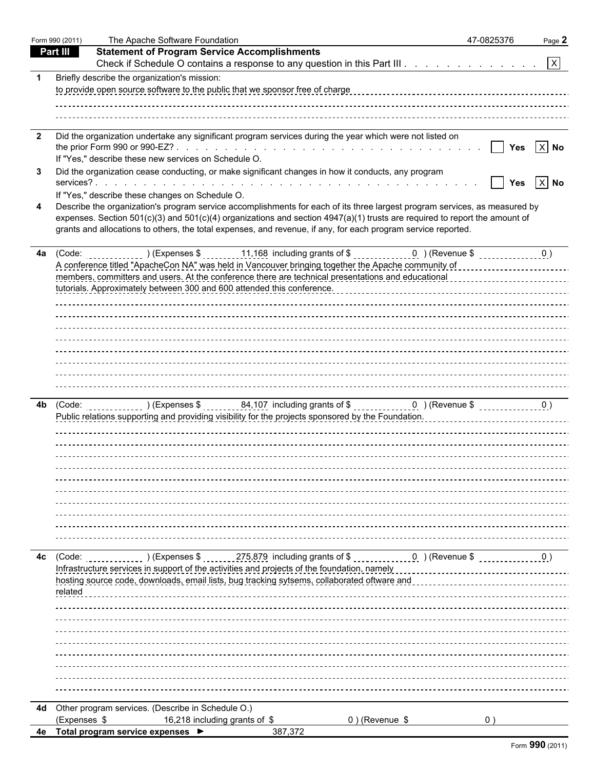Form 990 (2011) The Apache Software Foundation 47-0825376 Page **2**

## Part III — Statement of Program Service Accomplishments

Check if Schedule O contains a response to any question in this Part III . . . . . . . . . . . . . [X]

**1** Briefly describe the organization's mission:

to provide open source software to the public that we sponsor free of charge

**2** Did the organization undertake any significant program services during the year which were not listed on the prior Form 990 or 990-EZ? . . . . . . . . . . . . . . . . . . . . . . . . . . . . . [ ] Yes [X] No

If "Yes," describe these new services on Schedule O.

**3** Did the organization cease conducting, or make significant changes in how it conducts, any program services? . . . . . . . . . . . . . . . . . . . . . . . . . . . . . . . . . . . . . [ ] Yes [X] No

If "Yes," describe these changes on Schedule O.

**4** Describe the organization's program service accomplishments for each of its three largest program services, as measured by expenses. Section 501(c)(3) and 501(c)(4) organizations and section 4947(a)(1) trusts are required to report the amount of grants and allocations to others, the total expenses, and revenue, if any, for each program service reported.

**4a** (Code: ) (Expenses $ 11,168 including grants of $ 0 ) (Revenue $ 0 )

A conference titled "ApacheCon NA" was held in Vancouver bringing together the Apache community of members, committers and users. At the conference there are technical presentations and educational tutorials. Approximately between 300 and 600 attended this conference.

**4b** (Code: ) (Expenses $ 84,107 including grants of $ 0 ) (Revenue $ 0 )

Public relations supporting and providing visibility for the projects sponsored by the Foundation.

**4c** (Code: ) (Expenses $ 275,879 including grants of $ 0 ) (Revenue $ 0 )

Infrastructure services in support of the activities and projects of the foundation, namely hosting source code, downloads, email lists, bug tracking sytsems, collaborated oftware and related

**4d** Other program services. (Describe in Schedule O.)

(Expenses $ 16,218 including grants of $ 0 ) (Revenue $ 0 )

**4e Total program service expenses ►** 387,372

Form **990** (2011)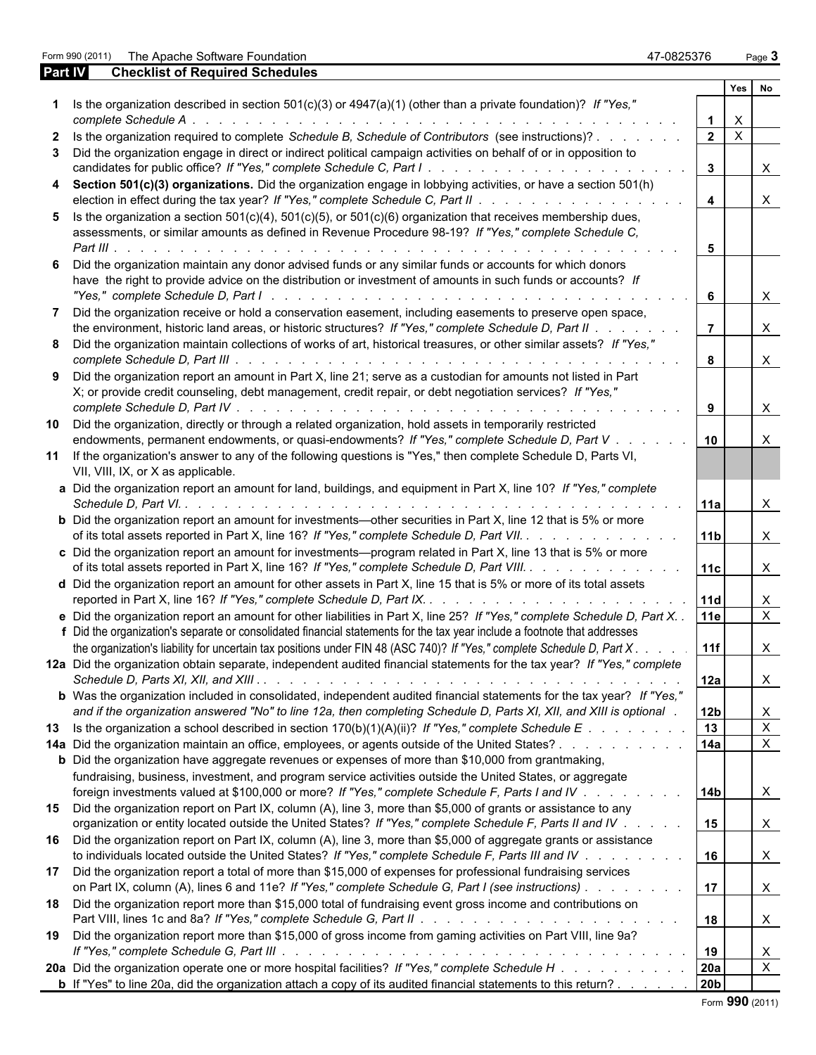Form 990 (2011) The Apache Software Foundation 47-0825376

## Part IV Checklist of Required Schedules

| | | | Yes | No |
|---|---|---|---|---|
| 1 | Is the organization described in section 501(c)(3) or 4947(a)(1) (other than a private foundation)? *If "Yes," complete Schedule A* | 1 | X | |
| 2 | Is the organization required to complete *Schedule B, Schedule of Contributors* (see instructions)? | 2 | X | |
| 3 | Did the organization engage in direct or indirect political campaign activities on behalf of or in opposition to candidates for public office? *If "Yes," complete Schedule C, Part I* | 3 | | X |
| 4 | **Section 501(c)(3) organizations.** Did the organization engage in lobbying activities, or have a section 501(h) election in effect during the tax year? *If "Yes," complete Schedule C, Part II* | 4 | | X |
| 5 | Is the organization a section 501(c)(4), 501(c)(5), or 501(c)(6) organization that receives membership dues, assessments, or similar amounts as defined in Revenue Procedure 98-19? *If "Yes," complete Schedule C, Part III* | 5 | | |
| 6 | Did the organization maintain any donor advised funds or any similar funds or accounts for which donors have the right to provide advice on the distribution or investment of amounts in such funds or accounts? *If "Yes," complete Schedule D, Part I* | 6 | | X |
| 7 | Did the organization receive or hold a conservation easement, including easements to preserve open space, the environment, historic land areas, or historic structures? *If "Yes," complete Schedule D, Part II* | 7 | | X |
| 8 | Did the organization maintain collections of works of art, historical treasures, or other similar assets? *If "Yes," complete Schedule D, Part III* | 8 | | X |
| 9 | Did the organization report an amount in Part X, line 21; serve as a custodian for amounts not listed in Part X; or provide credit counseling, debt management, credit repair, or debt negotiation services? *If "Yes," complete Schedule D, Part IV* | 9 | | X |
| 10 | Did the organization, directly or through a related organization, hold assets in temporarily restricted endowments, permanent endowments, or quasi-endowments? *If "Yes," complete Schedule D, Part V* | 10 | | X |
| 11 | If the organization's answer to any of the following questions is "Yes," then complete Schedule D, Parts VI, VII, VIII, IX, or X as applicable. | | | |
| a | Did the organization report an amount for land, buildings, and equipment in Part X, line 10? *If "Yes," complete Schedule D, Part VI.* | 11a | | X |
| b | Did the organization report an amount for investments—other securities in Part X, line 12 that is 5% or more of its total assets reported in Part X, line 16? *If "Yes," complete Schedule D, Part VII.* | 11b | | X |
| c | Did the organization report an amount for investments—program related in Part X, line 13 that is 5% or more of its total assets reported in Part X, line 16? *If "Yes," complete Schedule D, Part VIII.* | 11c | | X |
| d | Did the organization report an amount for other assets in Part X, line 15 that is 5% or more of its total assets reported in Part X, line 16? *If "Yes," complete Schedule D, Part IX.* | 11d | | X |
| e | Did the organization report an amount for other liabilities in Part X, line 25? *If "Yes," complete Schedule D, Part X.* | 11e | | X |
| f | Did the organization's separate or consolidated financial statements for the tax year include a footnote that addresses the organization's liability for uncertain tax positions under FIN 48 (ASC 740)? *If "Yes," complete Schedule D, Part X* | 11f | | X |
| 12a | Did the organization obtain separate, independent audited financial statements for the tax year? *If "Yes," complete Schedule D, Parts XI, XII, and XIII* | 12a | | X |
| b | Was the organization included in consolidated, independent audited financial statements for the tax year? *If "Yes," and if the organization answered "No" to line 12a, then completing Schedule D, Parts XI, XII, and XIII is optional* | 12b | | X |
| 13 | Is the organization a school described in section 170(b)(1)(A)(ii)? *If "Yes," complete Schedule E* | 13 | | X |
| 14a | Did the organization maintain an office, employees, or agents outside of the United States? | 14a | | X |
| b | Did the organization have aggregate revenues or expenses of more than $10,000 from grantmaking, fundraising, business, investment, and program service activities outside the United States, or aggregate foreign investments valued at $100,000 or more? *If "Yes," complete Schedule F, Parts I and IV* | 14b | | X |
| 15 | Did the organization report on Part IX, column (A), line 3, more than $5,000 of grants or assistance to any organization or entity located outside the United States? *If "Yes," complete Schedule F, Parts II and IV* | 15 | | X |
| 16 | Did the organization report on Part IX, column (A), line 3, more than $5,000 of aggregate grants or assistance to individuals located outside the United States? *If "Yes," complete Schedule F, Parts III and IV* | 16 | | X |
| 17 | Did the organization report a total of more than $15,000 of expenses for professional fundraising services on Part IX, column (A), lines 6 and 11e? *If "Yes," complete Schedule G, Part I (see instructions)* | 17 | | X |
| 18 | Did the organization report more than $15,000 total of fundraising event gross income and contributions on Part VIII, lines 1c and 8a? *If "Yes," complete Schedule G, Part II* | 18 | | X |
| 19 | Did the organization report more than $15,000 of gross income from gaming activities on Part VIII, line 9a? *If "Yes," complete Schedule G, Part III* | 19 | | X |
| 20a | Did the organization operate one or more hospital facilities? *If "Yes," complete Schedule H* | 20a | | X |
| b | If "Yes" to line 20a, did the organization attach a copy of its audited financial statements to this return? | 20b | | |

Form **990** (2011)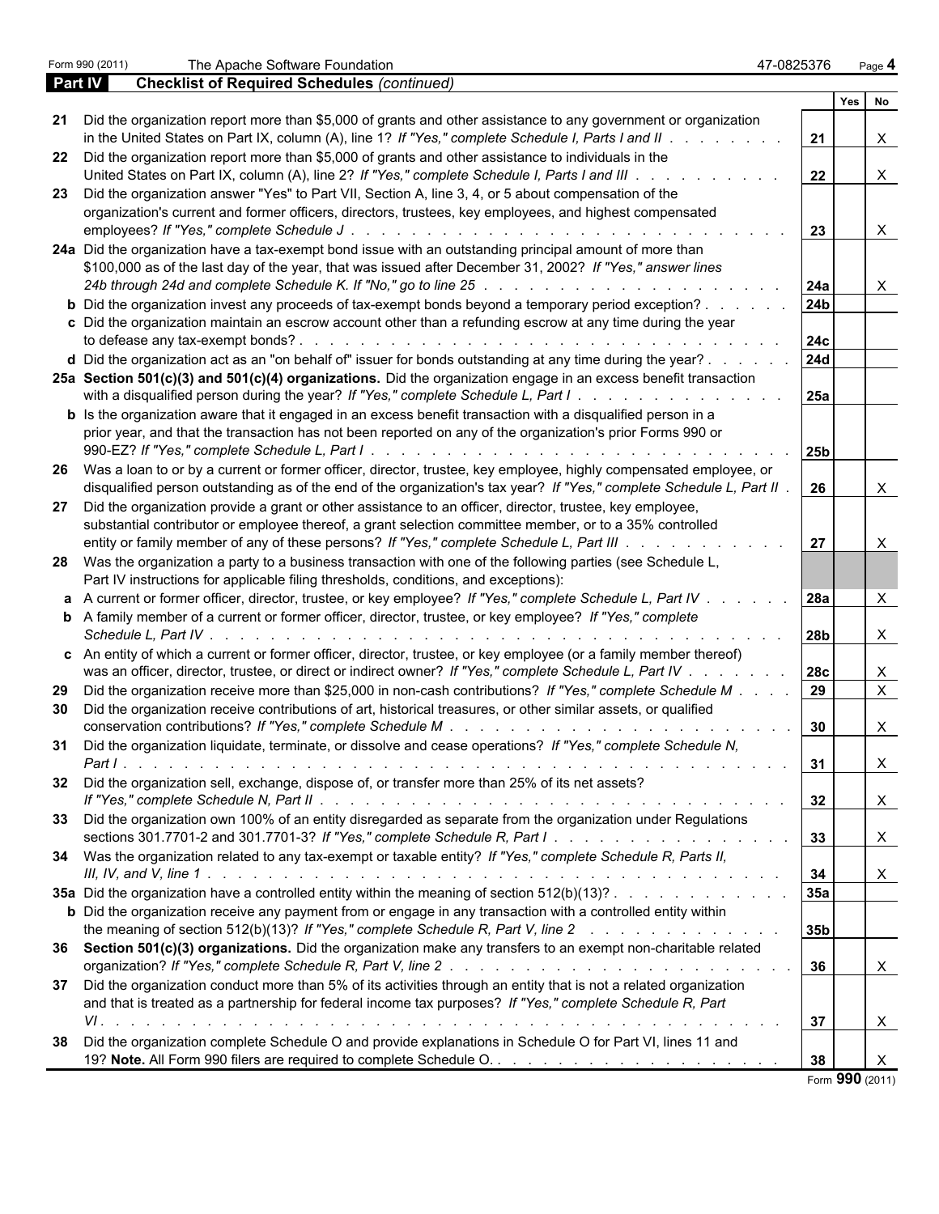Form 990 (2011) The Apache Software Foundation 47-0825376

## Part IV Checklist of Required Schedules *(continued)*

| | | | Yes | No |
|---|---|---|---|---|
| **21** | Did the organization report more than $5,000 of grants and other assistance to any government or organization in the United States on Part IX, column (A), line 1? *If "Yes," complete Schedule I, Parts I and II* | **21** | | X |
| **22** | Did the organization report more than $5,000 of grants and other assistance to individuals in the United States on Part IX, column (A), line 2? *If "Yes," complete Schedule I, Parts I and III* | **22** | | X |
| **23** | Did the organization answer "Yes" to Part VII, Section A, line 3, 4, or 5 about compensation of the organization's current and former officers, directors, trustees, key employees, and highest compensated employees? *If "Yes," complete Schedule J* | **23** | | X |
| **24a** | Did the organization have a tax-exempt bond issue with an outstanding principal amount of more than $100,000 as of the last day of the year, that was issued after December 31, 2002? *If "Yes," answer lines 24b through 24d and complete Schedule K. If "No," go to line 25* | **24a** | | X |
| **b** | Did the organization invest any proceeds of tax-exempt bonds beyond a temporary period exception? | **24b** | | |
| **c** | Did the organization maintain an escrow account other than a refunding escrow at any time during the year to defease any tax-exempt bonds? | **24c** | | |
| **d** | Did the organization act as an "on behalf of" issuer for bonds outstanding at any time during the year? | **24d** | | |
| **25a** | **Section 501(c)(3) and 501(c)(4) organizations.** Did the organization engage in an excess benefit transaction with a disqualified person during the year? *If "Yes," complete Schedule L, Part I* | **25a** | | |
| **b** | Is the organization aware that it engaged in an excess benefit transaction with a disqualified person in a prior year, and that the transaction has not been reported on any of the organization's prior Forms 990 or 990-EZ? *If "Yes," complete Schedule L, Part I* | **25b** | | |
| **26** | Was a loan to or by a current or former officer, director, trustee, key employee, highly compensated employee, or disqualified person outstanding as of the end of the organization's tax year? *If "Yes," complete Schedule L, Part II* | **26** | | X |
| **27** | Did the organization provide a grant or other assistance to an officer, director, trustee, key employee, substantial contributor or employee thereof, a grant selection committee member, or to a 35% controlled entity or family member of any of these persons? *If "Yes," complete Schedule L, Part III* | **27** | | X |
| **28** | Was the organization a party to a business transaction with one of the following parties (see Schedule L, Part IV instructions for applicable filing thresholds, conditions, and exceptions): | | | |
| **a** | A current or former officer, director, trustee, or key employee? *If "Yes," complete Schedule L, Part IV* | **28a** | | X |
| **b** | A family member of a current or former officer, director, trustee, or key employee? *If "Yes," complete Schedule L, Part IV* | **28b** | | X |
| **c** | An entity of which a current or former officer, director, trustee, or key employee (or a family member thereof) was an officer, director, trustee, or direct or indirect owner? *If "Yes," complete Schedule L, Part IV* | **28c** | | X |
| **29** | Did the organization receive more than $25,000 in non-cash contributions? *If "Yes," complete Schedule M* | **29** | | X |
| **30** | Did the organization receive contributions of art, historical treasures, or other similar assets, or qualified conservation contributions? *If "Yes," complete Schedule M* | **30** | | X |
| **31** | Did the organization liquidate, terminate, or dissolve and cease operations? *If "Yes," complete Schedule N, Part I* | **31** | | X |
| **32** | Did the organization sell, exchange, dispose of, or transfer more than 25% of its net assets? *If "Yes," complete Schedule N, Part II* | **32** | | X |
| **33** | Did the organization own 100% of an entity disregarded as separate from the organization under Regulations sections 301.7701-2 and 301.7701-3? *If "Yes," complete Schedule R, Part I* | **33** | | X |
| **34** | Was the organization related to any tax-exempt or taxable entity? *If "Yes," complete Schedule R, Parts II, III, IV, and V, line 1* | **34** | | X |
| **35a** | Did the organization have a controlled entity within the meaning of section 512(b)(13)? | **35a** | | |
| **b** | Did the organization receive any payment from or engage in any transaction with a controlled entity within the meaning of section 512(b)(13)? *If "Yes," complete Schedule R, Part V, line 2* | **35b** | | |
| **36** | **Section 501(c)(3) organizations.** Did the organization make any transfers to an exempt non-charitable related organization? *If "Yes," complete Schedule R, Part V, line 2* | **36** | | X |
| **37** | Did the organization conduct more than 5% of its activities through an entity that is not a related organization and that is treated as a partnership for federal income tax purposes? *If "Yes," complete Schedule R, Part VI* | **37** | | X |
| **38** | Did the organization complete Schedule O and provide explanations in Schedule O for Part VI, lines 11 and 19? **Note.** All Form 990 filers are required to complete Schedule O. | **38** | | X |

Form **990** (2011)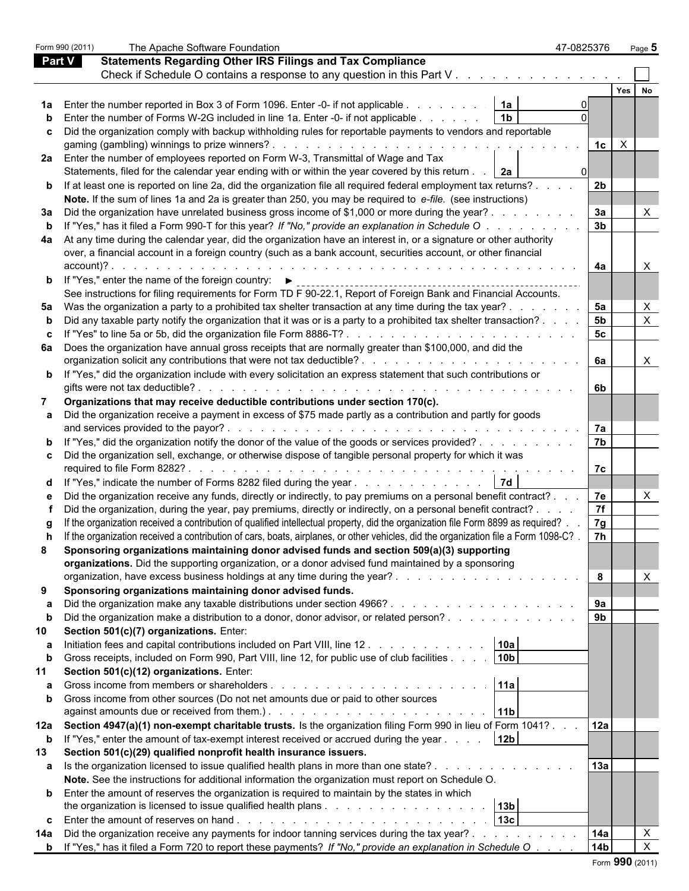Form 990 (2011) The Apache Software Foundation 47-0825376

## Part V Statements Regarding Other IRS Filings and Tax Compliance

Check if Schedule O contains a response to any question in this Part V . . . . . . . . . . . . . . ☐

| | | | | | Yes | No |
|---|---|---|---|---|---|---|
| **1a** | Enter the number reported in Box 3 of Form 1096. Enter -0- if not applicable . . . . . . . . | 1a | 0 | | | |
| **b** | Enter the number of Forms W-2G included in line 1a. Enter -0- if not applicable . . . . . . . | 1b | 0 | | | |
| **c** | Did the organization comply with backup withholding rules for reportable payments to vendors and reportable gaming (gambling) winnings to prize winners? . . . . . . . . . . . . . . . . . . . . . . . . . . . . | | | 1c | X | |
| **2a** | Enter the number of employees reported on Form W-3, Transmittal of Wage and Tax Statements, filed for the calendar year ending with or within the year covered by this return . . | 2a | 0 | | | |
| **b** | If at least one is reported on line 2a, did the organization file all required federal employment tax returns? . . . . | | | 2b | | |
| | **Note.** If the sum of lines 1a and 2a is greater than 250, you may be required to *e-file.* (see instructions) | | | | | |
| **3a** | Did the organization have unrelated business gross income of $1,000 or more during the year? . . . . . . . . | | | 3a | | X |
| **b** | If "Yes," has it filed a Form 990-T for this year? *If "No," provide an explanation in Schedule O* . . . . . . . . . | | | 3b | | |
| **4a** | At any time during the calendar year, did the organization have an interest in, or a signature or other authority over, a financial account in a foreign country (such as a bank account, securities account, or other financial account)? . . . . . . . . . . . . . . . . . . . . . . . . . . . . . . . . . . . . . . | | | 4a | | X |
| **b** | If "Yes," enter the name of the foreign country: ► | | | | | |
| | See instructions for filing requirements for Form TD F 90-22.1, Report of Foreign Bank and Financial Accounts. | | | | | |
| **5a** | Was the organization a party to a prohibited tax shelter transaction at any time during the tax year? . . . . . . . | | | 5a | | X |
| **b** | Did any taxable party notify the organization that it was or is a party to a prohibited tax shelter transaction? . . . . | | | 5b | | X |
| **c** | If "Yes" to line 5a or 5b, did the organization file Form 8886-T? . . . . . . . . . . . . . . . . . . . . . . | | | 5c | | |
| **6a** | Does the organization have annual gross receipts that are normally greater than $100,000, and did the organization solicit any contributions that were not tax deductible? . . . . . . . . . . . . . . . . . . . . | | | 6a | | X |
| **b** | If "Yes," did the organization include with every solicitation an express statement that such contributions or gifts were not tax deductible? . . . . . . . . . . . . . . . . . . . . . . . . . . . . . . . . . . | | | 6b | | |
| **7** | **Organizations that may receive deductible contributions under section 170(c).** | | | | | |
| **a** | Did the organization receive a payment in excess of $75 made partly as a contribution and partly for goods and services provided to the payor? . . . . . . . . . . . . . . . . . . . . . . . . . . . . . . . . | | | 7a | | |
| **b** | If "Yes," did the organization notify the donor of the value of the goods or services provided? . . . . . . . . . | | | 7b | | |
| **c** | Did the organization sell, exchange, or otherwise dispose of tangible personal property for which it was required to file Form 8282? . . . . . . . . . . . . . . . . . . . . . . . . . . . . . . . . . . . . . . | | | 7c | | |
| **d** | If "Yes," indicate the number of Forms 8282 filed during the year . . . . . . . . . . . . . | 7d | | | | |
| **e** | Did the organization receive any funds, directly or indirectly, to pay premiums on a personal benefit contract? . . . | | | 7e | | X |
| **f** | Did the organization, during the year, pay premiums, directly or indirectly, on a personal benefit contract? . . . . | | | 7f | | |
| **g** | If the organization received a contribution of qualified intellectual property, did the organization file Form 8899 as required? . . | | | 7g | | |
| **h** | If the organization received a contribution of cars, boats, airplanes, or other vehicles, did the organization file a Form 1098-C? . | | | 7h | | |
| **8** | **Sponsoring organizations maintaining donor advised funds and section 509(a)(3) supporting organizations.** Did the supporting organization, or a donor advised fund maintained by a sponsoring organization, have excess business holdings at any time during the year? . . . . . . . . . . . . . . . . . | | | 8 | | X |
| **9** | **Sponsoring organizations maintaining donor advised funds.** | | | | | |
| **a** | Did the organization make any taxable distributions under section 4966? . . . . . . . . . . . . . . . . . . | | | 9a | | |
| **b** | Did the organization make a distribution to a donor, donor advisor, or related person? . . . . . . . . . . . . | | | 9b | | |
| **10** | **Section 501(c)(7) organizations.** Enter: | | | | | |
| **a** | Initiation fees and capital contributions included on Part VIII, line 12 . . . . . . . . . . . | 10a | | | | |
| **b** | Gross receipts, included on Form 990, Part VIII, line 12, for public use of club facilities . . . . | 10b | | | | |
| **11** | **Section 501(c)(12) organizations.** Enter: | | | | | |
| **a** | Gross income from members or shareholders . . . . . . . . . . . . . . . . . . . . . | 11a | | | | |
| **b** | Gross income from other sources (Do not net amounts due or paid to other sources against amounts due or received from them.) . . . . . . . . . . . . . . . . . . . . . | 11b | | | | |
| **12a** | **Section 4947(a)(1) non-exempt charitable trusts.** Is the organization filing Form 990 in lieu of Form 1041? . . . | | | 12a | | |
| **b** | If "Yes," enter the amount of tax-exempt interest received or accrued during the year . . . . | 12b | | | | |
| **13** | **Section 501(c)(29) qualified nonprofit health insurance issuers.** | | | | | |
| **a** | Is the organization licensed to issue qualified health plans in more than one state? . . . . . . . . . . . . . | | | 13a | | |
| | **Note.** See the instructions for additional information the organization must report on Schedule O. | | | | | |
| **b** | Enter the amount of reserves the organization is required to maintain by the states in which the organization is licensed to issue qualified health plans . . . . . . . . . . . . . . . | 13b | | | | |
| **c** | Enter the amount of reserves on hand . . . . . . . . . . . . . . . . . . . . . . . . | 13c | | | | |
| **14a** | Did the organization receive any payments for indoor tanning services during the tax year? . . . . . . . . . . | | | 14a | | X |
| **b** | If "Yes," has it filed a Form 720 to report these payments? *If "No," provide an explanation in Schedule O* . . . . | | | 14b | | X |

Form **990** (2011)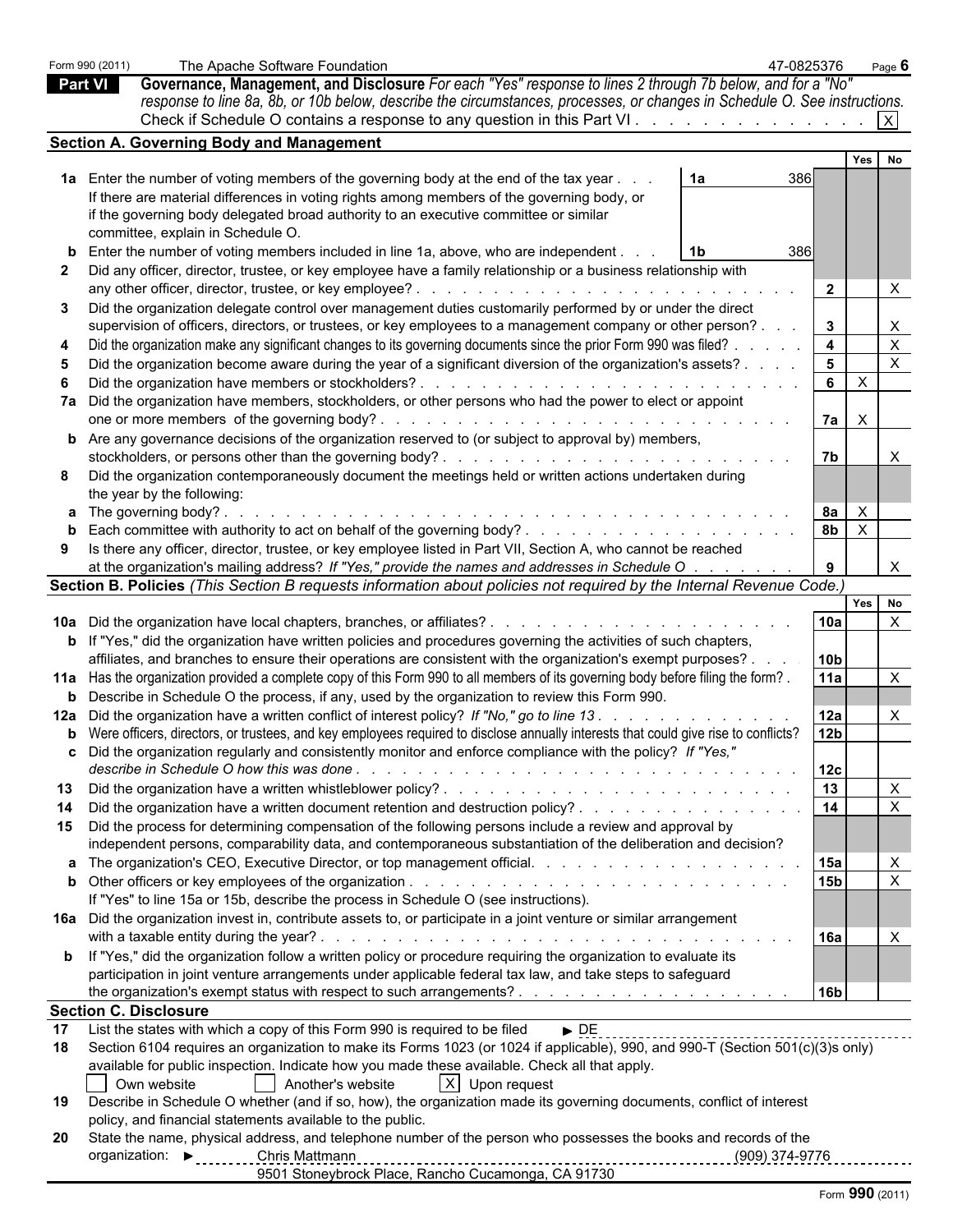Form 990 (2011) The Apache Software Foundation 47-0825376 Page **6**

## Part VI Governance, Management, and Disclosure

*For each "Yes" response to lines 2 through 7b below, and for a "No" response to line 8a, 8b, or 10b below, describe the circumstances, processes, or changes in Schedule O. See instructions.*

Check if Schedule O contains a response to any question in this Part VI . . . . . . . . . . . . . . [X]

### Section A. Governing Body and Management

| | | | | Yes | No |
|---|---|---|---|---|---|
| **1a** | Enter the number of voting members of the governing body at the end of the tax year . . . **1a** 386<br>If there are material differences in voting rights among members of the governing body, or if the governing body delegated broad authority to an executive committee or similar committee, explain in Schedule O. | | | | |
| **b** | Enter the number of voting members included in line 1a, above, who are independent . . . **1b** 386 | | | | |
| **2** | Did any officer, director, trustee, or key employee have a family relationship or a business relationship with any other officer, director, trustee, or key employee? | | 2 | | X |
| **3** | Did the organization delegate control over management duties customarily performed by or under the direct supervision of officers, directors, or trustees, or key employees to a management company or other person? | | 3 | | X |
| **4** | Did the organization make any significant changes to its governing documents since the prior Form 990 was filed? | | 4 | | X |
| **5** | Did the organization become aware during the year of a significant diversion of the organization's assets? | | 5 | | X |
| **6** | Did the organization have members or stockholders? | | 6 | X | |
| **7a** | Did the organization have members, stockholders, or other persons who had the power to elect or appoint one or more members of the governing body? | | 7a | X | |
| **b** | Are any governance decisions of the organization reserved to (or subject to approval by) members, stockholders, or persons other than the governing body? | | 7b | | X |
| **8** | Did the organization contemporaneously document the meetings held or written actions undertaken during the year by the following: | | | | |
| **a** | The governing body? | | 8a | X | |
| **b** | Each committee with authority to act on behalf of the governing body? | | 8b | X | |
| **9** | Is there any officer, director, trustee, or key employee listed in Part VII, Section A, who cannot be reached at the organization's mailing address? *If "Yes," provide the names and addresses in Schedule O* | | 9 | | X |

### Section B. Policies *(This Section B requests information about policies not required by the Internal Revenue Code.)*

| | | | Yes | No |
|---|---|---|---|---|
| **10a** | Did the organization have local chapters, branches, or affiliates? | 10a | | X |
| **b** | If "Yes," did the organization have written policies and procedures governing the activities of such chapters, affiliates, and branches to ensure their operations are consistent with the organization's exempt purposes? | 10b | | |
| **11a** | Has the organization provided a complete copy of this Form 990 to all members of its governing body before filing the form? | 11a | | X |
| **b** | Describe in Schedule O the process, if any, used by the organization to review this Form 990. | | | |
| **12a** | Did the organization have a written conflict of interest policy? *If "No," go to line 13* | 12a | | X |
| **b** | Were officers, directors, or trustees, and key employees required to disclose annually interests that could give rise to conflicts? | 12b | | |
| **c** | Did the organization regularly and consistently monitor and enforce compliance with the policy? *If "Yes," describe in Schedule O how this was done* | 12c | | |
| **13** | Did the organization have a written whistleblower policy? | 13 | | X |
| **14** | Did the organization have a written document retention and destruction policy? | 14 | | X |
| **15** | Did the process for determining compensation of the following persons include a review and approval by independent persons, comparability data, and contemporaneous substantiation of the deliberation and decision? | | | |
| **a** | The organization's CEO, Executive Director, or top management official. | 15a | | X |
| **b** | Other officers or key employees of the organization<br>If "Yes" to line 15a or 15b, describe the process in Schedule O (see instructions). | 15b | | X |
| **16a** | Did the organization invest in, contribute assets to, or participate in a joint venture or similar arrangement with a taxable entity during the year? | 16a | | X |
| **b** | If "Yes," did the organization follow a written policy or procedure requiring the organization to evaluate its participation in joint venture arrangements under applicable federal tax law, and take steps to safeguard the organization's exempt status with respect to such arrangements? | 16b | | |

### Section C. Disclosure

**17** List the states with which a copy of this Form 990 is required to be filed ► DE

**18** Section 6104 requires an organization to make its Forms 1023 (or 1024 if applicable), 990, and 990-T (Section 501(c)(3)s only) available for public inspection. Indicate how you made these available. Check all that apply.

[ ] Own website [ ] Another's website [X] Upon request

**19** Describe in Schedule O whether (and if so, how), the organization made its governing documents, conflict of interest policy, and financial statements available to the public.

**20** State the name, physical address, and telephone number of the person who possesses the books and records of the organization: ► Chris Mattmann (909) 374-9776
9501 Stoneybrock Place, Rancho Cucamonga, CA 91730

Form **990** (2011)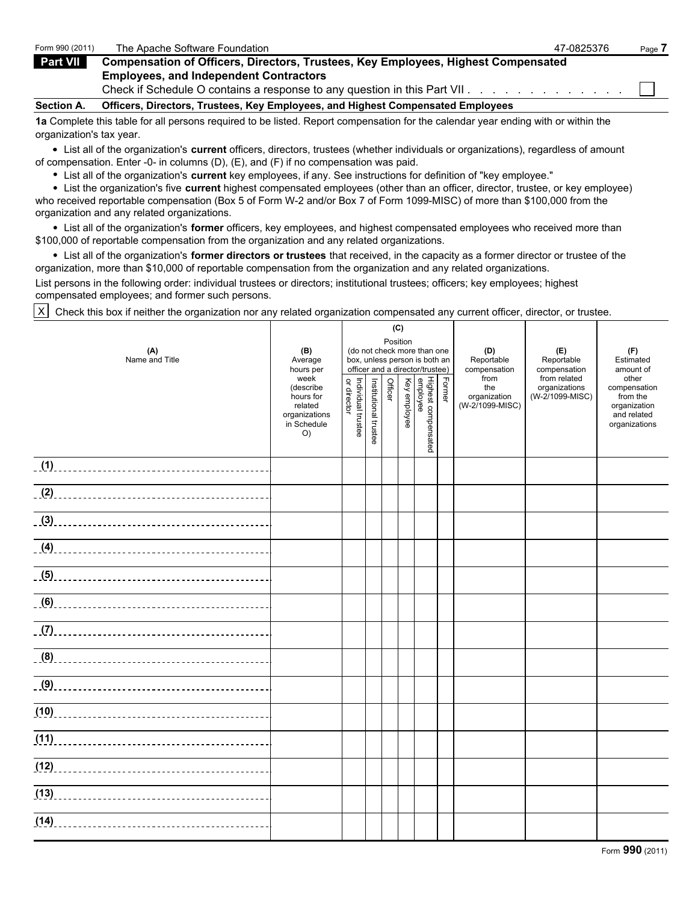Form 990 (2011) The Apache Software Foundation 47-0825376

## Part VII Compensation of Officers, Directors, Trustees, Key Employees, Highest Compensated Employees, and Independent Contractors

Check if Schedule O contains a response to any question in this Part VII . . . . . . . . . . . . . . ☐

### Section A. Officers, Directors, Trustees, Key Employees, and Highest Compensated Employees

**1a** Complete this table for all persons required to be listed. Report compensation for the calendar year ending with or within the organization's tax year.

- List all of the organization's **current** officers, directors, trustees (whether individuals or organizations), regardless of amount of compensation. Enter -0- in columns (D), (E), and (F) if no compensation was paid.
- List all of the organization's **current** key employees, if any. See instructions for definition of "key employee."
- List the organization's five **current** highest compensated employees (other than an officer, director, trustee, or key employee) who received reportable compensation (Box 5 of Form W-2 and/or Box 7 of Form 1099-MISC) of more than $100,000 from the organization and any related organizations.
- List all of the organization's **former** officers, key employees, and highest compensated employees who received more than $100,000 of reportable compensation from the organization and any related organizations.
- List all of the organization's **former directors or trustees** that received, in the capacity as a former director or trustee of the organization, more than $10,000 of reportable compensation from the organization and any related organizations.

List persons in the following order: individual trustees or directors; institutional trustees; officers; key employees; highest compensated employees; and former such persons.

☒ Check this box if neither the organization nor any related organization compensated any current officer, director, or trustee.

| (A) Name and Title | (B) Average hours per week (describe hours for related organizations in Schedule O) | (C) Position (do not check more than one box, unless person is both an officer and a director/trustee) | | | | | | (D) Reportable compensation from the organization (W-2/1099-MISC) | (E) Reportable compensation from related organizations (W-2/1099-MISC) | (F) Estimated amount of other compensation from the organization and related organizations |
|---|---|---|---|---|---|---|---|---|---|---|
| | | Individual trustee or director | Institutional trustee | Officer | Key employee | Highest compensated employee | Former | | | |
| (1) | | | | | | | | | | |
| (2) | | | | | | | | | | |
| (3) | | | | | | | | | | |
| (4) | | | | | | | | | | |
| (5) | | | | | | | | | | |
| (6) | | | | | | | | | | |
| (7) | | | | | | | | | | |
| (8) | | | | | | | | | | |
| (9) | | | | | | | | | | |
| (10) | | | | | | | | | | |
| (11) | | | | | | | | | | |
| (12) | | | | | | | | | | |
| (13) | | | | | | | | | | |
| (14) | | | | | | | | | | |

Form **990** (2011)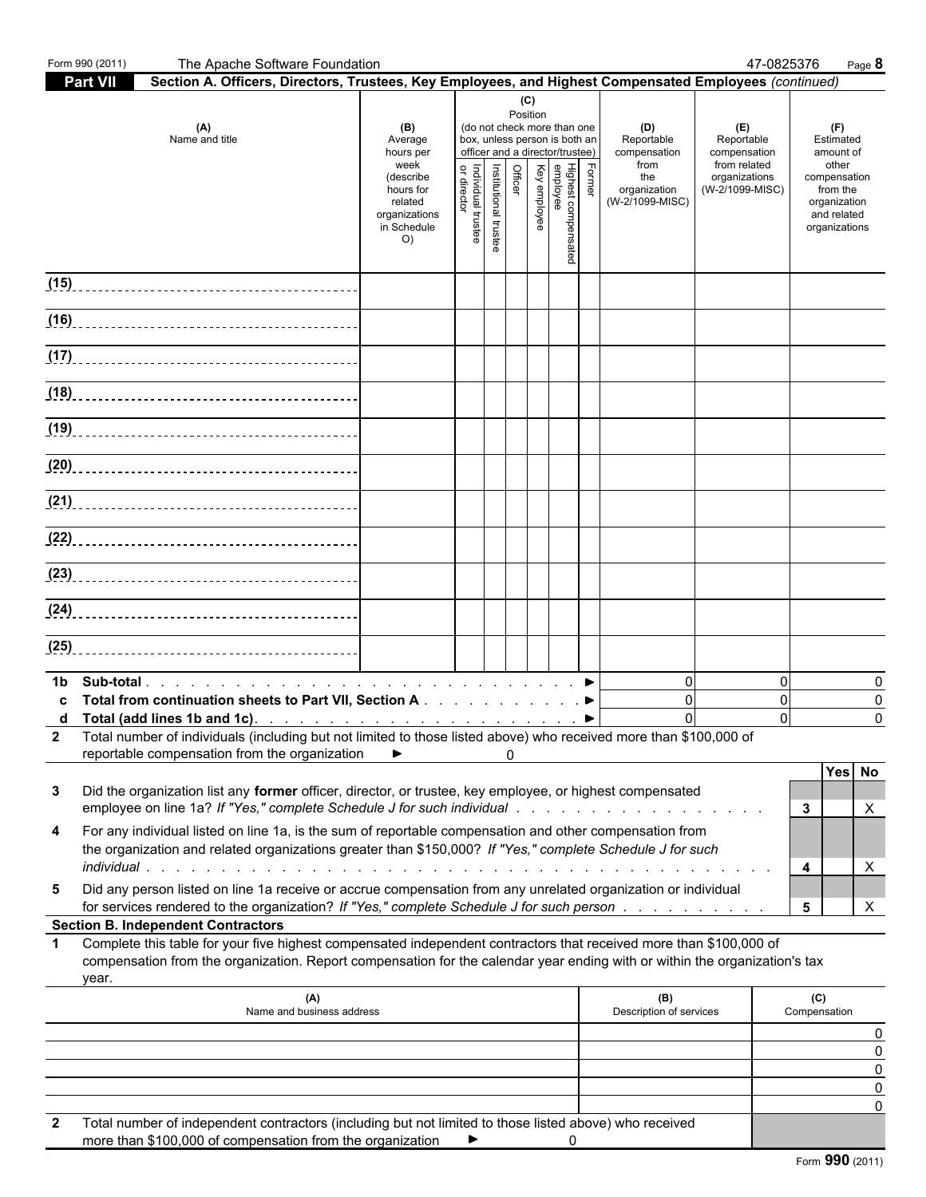Form 990 (2011) The Apache Software Foundation 47-0825376

## Part VII Section A. Officers, Directors, Trustees, Key Employees, and Highest Compensated Employees *(continued)*

| (A) Name and title | (B) Average hours per week (describe hours for related organizations in Schedule O) | (C) Position (do not check more than one box, unless person is both an officer and a director/trustee) | | | | | | (D) Reportable compensation from the organization (W-2/1099-MISC) | (E) Reportable compensation from related organizations (W-2/1099-MISC) | (F) Estimated amount of other compensation from the organization and related organizations |
|---|---|---|---|---|---|---|---|---|---|---|
| | | Individual trustee or director | Institutional trustee | Officer | Key employee | Highest compensated employee | Former | | | |
| (15) | | | | | | | | | | |
| (16) | | | | | | | | | | |
| (17) | | | | | | | | | | |
| (18) | | | | | | | | | | |
| (19) | | | | | | | | | | |
| (20) | | | | | | | | | | |
| (21) | | | | | | | | | | |
| (22) | | | | | | | | | | |
| (23) | | | | | | | | | | |
| (24) | | | | | | | | | | |
| (25) | | | | | | | | | | |

| | | (D) | (E) | (F) |
|---|---|---|---|---|
| 1b | Sub-total ► | 0 | 0 | 0 |
| c | Total from continuation sheets to Part VII, Section A ► | 0 | 0 | 0 |
| d | Total (add lines 1b and 1c) ► | 0 | 0 | 0 |

**2** Total number of individuals (including but not limited to those listed above) who received more than $100,000 of reportable compensation from the organization ► 0

| | | | Yes | No |
|---|---|---|---|---|
| 3 | Did the organization list any **former** officer, director, or trustee, key employee, or highest compensated employee on line 1a? *If "Yes," complete Schedule J for such individual* | 3 | | X |
| 4 | For any individual listed on line 1a, is the sum of reportable compensation and other compensation from the organization and related organizations greater than $150,000? *If "Yes," complete Schedule J for such individual* | 4 | | X |
| 5 | Did any person listed on line 1a receive or accrue compensation from any unrelated organization or individual for services rendered to the organization? *If "Yes," complete Schedule J for such person* | 5 | | X |

### Section B. Independent Contractors

**1** Complete this table for your five highest compensated independent contractors that received more than $100,000 of compensation from the organization. Report compensation for the calendar year ending with or within the organization's tax year.

| (A) Name and business address | (B) Description of services | (C) Compensation |
|---|---|---|
| | | 0 |
| | | 0 |
| | | 0 |
| | | 0 |
| | | 0 |

**2** Total number of independent contractors (including but not limited to those listed above) who received more than $100,000 of compensation from the organization ► 0

Form **990** (2011)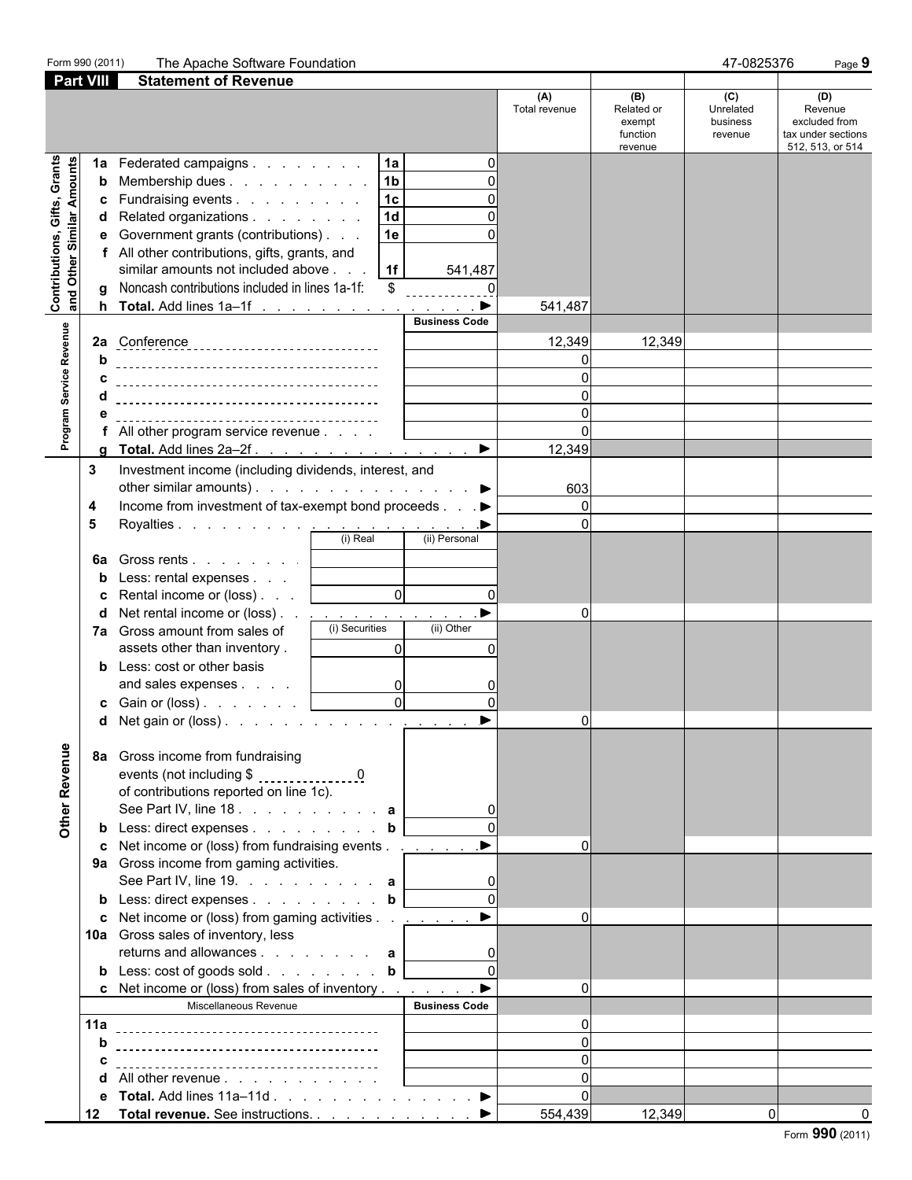Form 990 (2011) The Apache Software Foundation 47-0825376

## Part VIII Statement of Revenue

| | | | | (A) Total revenue | (B) Related or exempt function revenue | (C) Unrelated business revenue | (D) Revenue excluded from tax under sections 512, 513, or 514 |
|---|---|---|---|---|---|---|---|
| **Contributions, Gifts, Grants and Other Similar Amounts** | 1a Federated campaigns | 1a | 0 | | | | |
| | b Membership dues | 1b | 0 | | | | |
| | c Fundraising events | 1c | 0 | | | | |
| | d Related organizations | 1d | 0 | | | | |
| | e Government grants (contributions) | 1e | 0 | | | | |
| | f All other contributions, gifts, grants, and similar amounts not included above | 1f | 541,487 | | | | |
| | g Noncash contributions included in lines 1a-1f: | $ | 0 | | | | |
| | h **Total.** Add lines 1a–1f | | ▶ | 541,487 | | | |
| **Program Service Revenue** | | | Business Code | | | | |
| | 2a Conference | | | 12,349 | 12,349 | | |
| | b | | | 0 | | | |
| | c | | | 0 | | | |
| | d | | | 0 | | | |
| | e | | | 0 | | | |
| | f All other program service revenue | | | 0 | | | |
| | g **Total.** Add lines 2a–2f | | ▶ | 12,349 | | | |
| | 3 Investment income (including dividends, interest, and other similar amounts) | | ▶ | 603 | | | |
| | 4 Income from investment of tax-exempt bond proceeds | | ▶ | 0 | | | |
| | 5 Royalties | | ▶ | 0 | | | |
| | | (i) Real | (ii) Personal | | | | |
| | 6a Gross rents | | | | | | |
| | b Less: rental expenses | | | | | | |
| | c Rental income or (loss) | 0 | 0 | | | | |
| | d Net rental income or (loss) | | ▶ | 0 | | | |
| | 7a Gross amount from sales of assets other than inventory | (i) Securities 0 | (ii) Other 0 | | | | |
| | b Less: cost or other basis and sales expenses | 0 | 0 | | | | |
| | c Gain or (loss) | 0 | 0 | | | | |
| | d Net gain or (loss) | | ▶ | 0 | | | |
| **Other Revenue** | 8a Gross income from fundraising events (not including $ 0 of contributions reported on line 1c). See Part IV, line 18 | a | 0 | | | | |
| | b Less: direct expenses | b | 0 | | | | |
| | c Net income or (loss) from fundraising events | | ▶ | 0 | | | |
| | 9a Gross income from gaming activities. See Part IV, line 19. | a | 0 | | | | |
| | b Less: direct expenses | b | 0 | | | | |
| | c Net income or (loss) from gaming activities | | ▶ | 0 | | | |
| | 10a Gross sales of inventory, less returns and allowances | a | 0 | | | | |
| | b Less: cost of goods sold | b | 0 | | | | |
| | c Net income or (loss) from sales of inventory | | ▶ | 0 | | | |
| | Miscellaneous Revenue | | Business Code | | | | |
| | 11a | | | 0 | | | |
| | b | | | 0 | | | |
| | c | | | 0 | | | |
| | d All other revenue | | | 0 | | | |
| | e **Total.** Add lines 11a–11d | | ▶ | 0 | | | |
| | 12 **Total revenue.** See instructions. | | ▶ | 554,439 | 12,349 | 0 | 0 |

Form **990** (2011)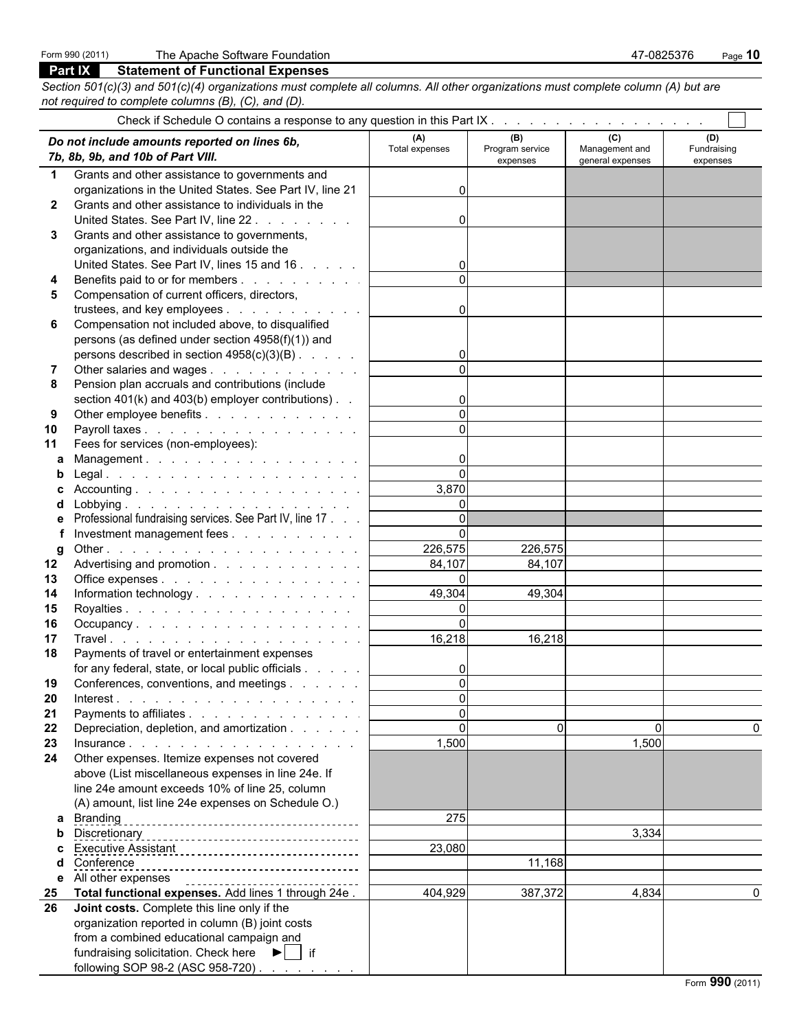Form 990 (2011) The Apache Software Foundation 47-0825376

## Part IX Statement of Functional Expenses

*Section 501(c)(3) and 501(c)(4) organizations must complete all columns. All other organizations must complete column (A) but are not required to complete columns (B), (C), and (D).*

Check if Schedule O contains a response to any question in this Part IX . . . . . . . . . . . . . . . . . . . ☐

| | ***Do not include amounts reported on lines 6b, 7b, 8b, 9b, and 10b of Part VIII.*** | (A) Total expenses | (B) Program service expenses | (C) Management and general expenses | (D) Fundraising expenses |
|---|---|---|---|---|---|
| 1 | Grants and other assistance to governments and organizations in the United States. See Part IV, line 21 | 0 | | | |
| 2 | Grants and other assistance to individuals in the United States. See Part IV, line 22 | 0 | | | |
| 3 | Grants and other assistance to governments, organizations, and individuals outside the United States. See Part IV, lines 15 and 16 | 0 | | | |
| 4 | Benefits paid to or for members | 0 | | | |
| 5 | Compensation of current officers, directors, trustees, and key employees | 0 | | | |
| 6 | Compensation not included above, to disqualified persons (as defined under section 4958(f)(1)) and persons described in section 4958(c)(3)(B) | 0 | | | |
| 7 | Other salaries and wages | 0 | | | |
| 8 | Pension plan accruals and contributions (include section 401(k) and 403(b) employer contributions) | 0 | | | |
| 9 | Other employee benefits | 0 | | | |
| 10 | Payroll taxes | 0 | | | |
| 11 | Fees for services (non-employees): | | | | |
| a | Management | 0 | | | |
| b | Legal | 0 | | | |
| c | Accounting | 3,870 | | | |
| d | Lobbying | 0 | | | |
| e | Professional fundraising services. See Part IV, line 17 | 0 | | | |
| f | Investment management fees | 0 | | | |
| g | Other | 226,575 | 226,575 | | |
| 12 | Advertising and promotion | 84,107 | 84,107 | | |
| 13 | Office expenses | 0 | | | |
| 14 | Information technology | 49,304 | 49,304 | | |
| 15 | Royalties | 0 | | | |
| 16 | Occupancy | 0 | | | |
| 17 | Travel | 16,218 | 16,218 | | |
| 18 | Payments of travel or entertainment expenses for any federal, state, or local public officials | 0 | | | |
| 19 | Conferences, conventions, and meetings | 0 | | | |
| 20 | Interest | 0 | | | |
| 21 | Payments to affiliates | 0 | | | |
| 22 | Depreciation, depletion, and amortization | 0 | 0 | 0 | 0 |
| 23 | Insurance | 1,500 | | 1,500 | |
| 24 | Other expenses. Itemize expenses not covered above (List miscellaneous expenses in line 24e. If line 24e amount exceeds 10% of line 25, column (A) amount, list line 24e expenses on Schedule O.) | | | | |
| a | Branding | 275 | | | |
| b | Discretionary | | | 3,334 | |
| c | Executive Assistant | 23,080 | | | |
| d | Conference | | 11,168 | | |
| e | All other expenses | | | | |
| 25 | **Total functional expenses.** Add lines 1 through 24e | 404,929 | 387,372 | 4,834 | 0 |
| 26 | **Joint costs.** Complete this line only if the organization reported in column (B) joint costs from a combined educational campaign and fundraising solicitation. Check here ► ☐ if following SOP 98-2 (ASC 958-720) | | | | |

Form **990** (2011)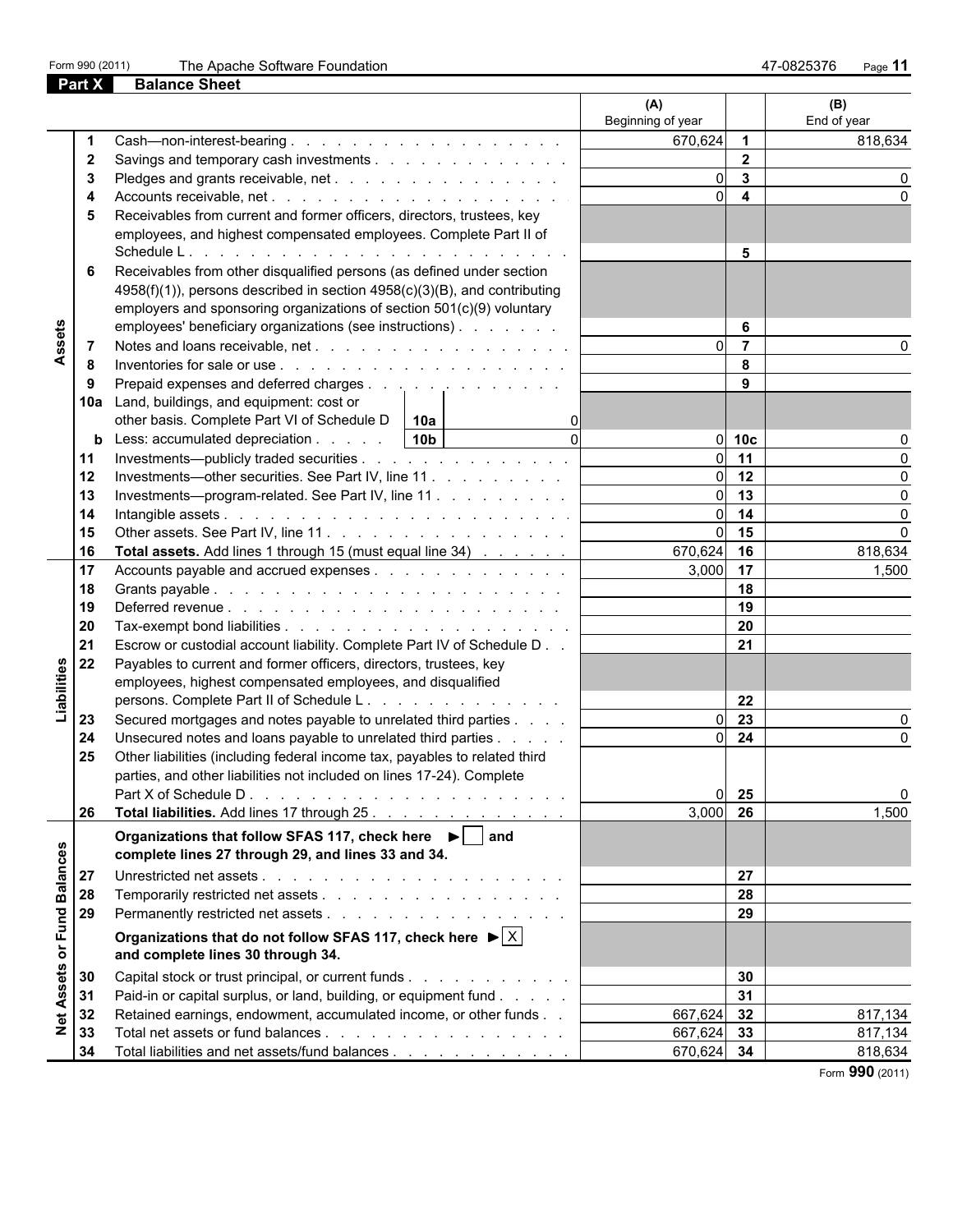Form 990 (2011) The Apache Software Foundation 47-0825376

## Part X Balance Sheet

| | | | (A) Beginning of year | | (B) End of year |
|---|---|---|---|---|---|
| Assets | 1 | Cash—non-interest-bearing | 670,624 | 1 | 818,634 |
| | 2 | Savings and temporary cash investments | | 2 | |
| | 3 | Pledges and grants receivable, net | 0 | 3 | 0 |
| | 4 | Accounts receivable, net | 0 | 4 | 0 |
| | 5 | Receivables from current and former officers, directors, trustees, key employees, and highest compensated employees. Complete Part II of Schedule L | | 5 | |
| | 6 | Receivables from other disqualified persons (as defined under section 4958(f)(1)), persons described in section 4958(c)(3)(B), and contributing employers and sponsoring organizations of section 501(c)(9) voluntary employees' beneficiary organizations (see instructions) | | 6 | |
| | 7 | Notes and loans receivable, net | 0 | 7 | 0 |
| | 8 | Inventories for sale or use | | 8 | |
| | 9 | Prepaid expenses and deferred charges | | 9 | |
| | 10a | Land, buildings, and equipment: cost or other basis. Complete Part VI of Schedule D — 10a: 0 | | | |
| | b | Less: accumulated depreciation — 10b: 0 | 0 | 10c | 0 |
| | 11 | Investments—publicly traded securities | 0 | 11 | 0 |
| | 12 | Investments—other securities. See Part IV, line 11 | 0 | 12 | 0 |
| | 13 | Investments—program-related. See Part IV, line 11 | 0 | 13 | 0 |
| | 14 | Intangible assets | 0 | 14 | 0 |
| | 15 | Other assets. See Part IV, line 11 | 0 | 15 | 0 |
| | 16 | **Total assets.** Add lines 1 through 15 (must equal line 34) | 670,624 | 16 | 818,634 |
| Liabilities | 17 | Accounts payable and accrued expenses | 3,000 | 17 | 1,500 |
| | 18 | Grants payable | | 18 | |
| | 19 | Deferred revenue | | 19 | |
| | 20 | Tax-exempt bond liabilities | | 20 | |
| | 21 | Escrow or custodial account liability. Complete Part IV of Schedule D | | 21 | |
| | 22 | Payables to current and former officers, directors, trustees, key employees, highest compensated employees, and disqualified persons. Complete Part II of Schedule L | | 22 | |
| | 23 | Secured mortgages and notes payable to unrelated third parties | 0 | 23 | 0 |
| | 24 | Unsecured notes and loans payable to unrelated third parties | 0 | 24 | 0 |
| | 25 | Other liabilities (including federal income tax, payables to related third parties, and other liabilities not included on lines 17-24). Complete Part X of Schedule D | 0 | 25 | 0 |
| | 26 | **Total liabilities.** Add lines 17 through 25 | 3,000 | 26 | 1,500 |
| Net Assets or Fund Balances | | **Organizations that follow SFAS 117, check here ► ☐ and complete lines 27 through 29, and lines 33 and 34.** | | | |
| | 27 | Unrestricted net assets | | 27 | |
| | 28 | Temporarily restricted net assets | | 28 | |
| | 29 | Permanently restricted net assets | | 29 | |
| | | **Organizations that do not follow SFAS 117, check here ► ☒ and complete lines 30 through 34.** | | | |
| | 30 | Capital stock or trust principal, or current funds | | 30 | |
| | 31 | Paid-in or capital surplus, or land, building, or equipment fund | | 31 | |
| | 32 | Retained earnings, endowment, accumulated income, or other funds | 667,624 | 32 | 817,134 |
| | 33 | Total net assets or fund balances | 667,624 | 33 | 817,134 |
| | 34 | Total liabilities and net assets/fund balances | 670,624 | 34 | 818,634 |

Form **990** (2011)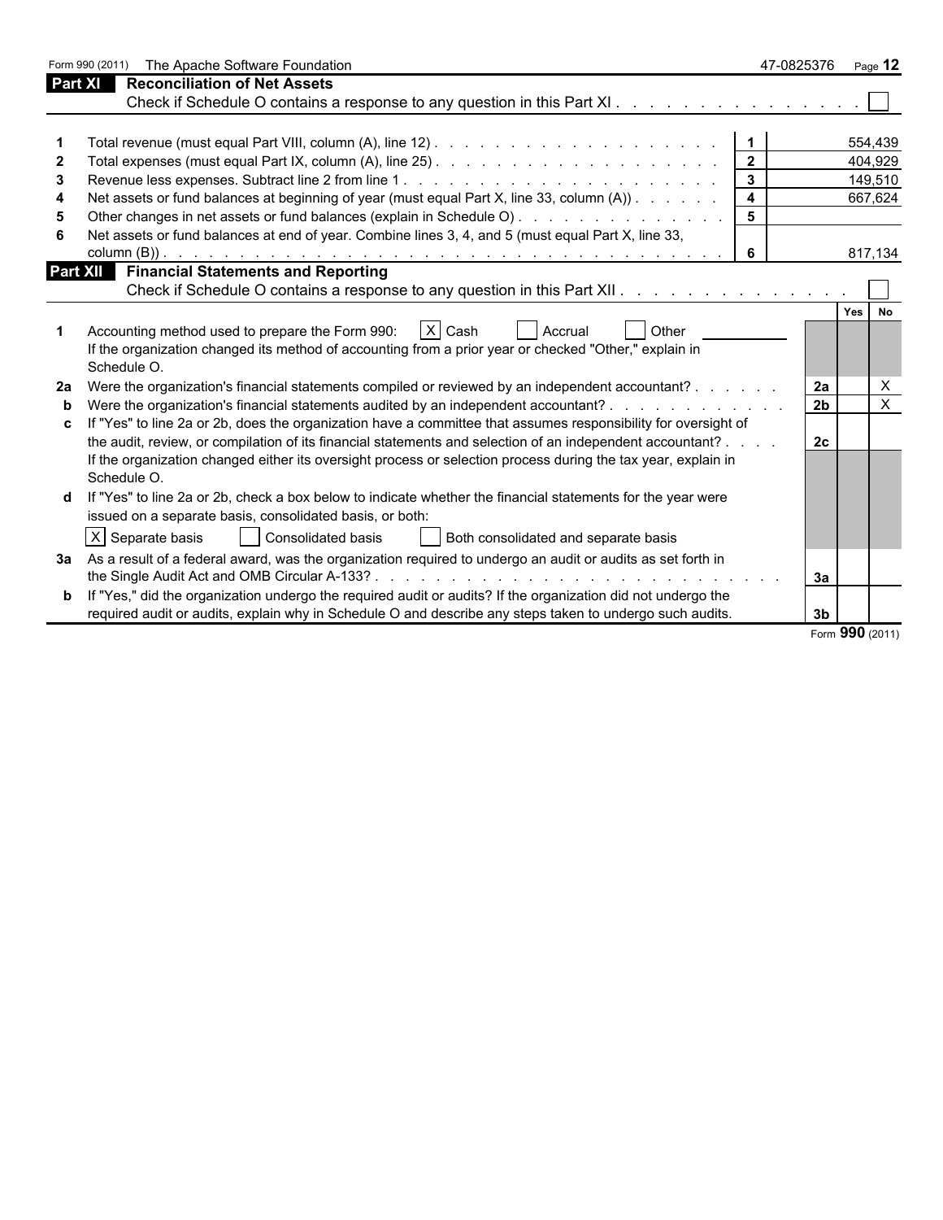## Part XI Reconciliation of Net Assets

Check if Schedule O contains a response to any question in this Part XI . . . . . . . . . . . . . . . . ☐

| | | | |
|---|---|---|---|
| 1 | Total revenue (must equal Part VIII, column (A), line 12) | 1 | 554,439 |
| 2 | Total expenses (must equal Part IX, column (A), line 25) | 2 | 404,929 |
| 3 | Revenue less expenses. Subtract line 2 from line 1 | 3 | 149,510 |
| 4 | Net assets or fund balances at beginning of year (must equal Part X, line 33, column (A)) | 4 | 667,624 |
| 5 | Other changes in net assets or fund balances (explain in Schedule O) | 5 | |
| 6 | Net assets or fund balances at end of year. Combine lines 3, 4, and 5 (must equal Part X, line 33, column (B)) | 6 | 817,134 |

## Part XII Financial Statements and Reporting

Check if Schedule O contains a response to any question in this Part XII . . . . . . . . . . . . . . ☐

| | | | Yes | No |
|---|---|---|---|---|
| 1 | Accounting method used to prepare the Form 990: [X] Cash [ ] Accrual [ ] Other<br>If the organization changed its method of accounting from a prior year or checked "Other," explain in Schedule O. | | | |
| 2a | Were the organization's financial statements compiled or reviewed by an independent accountant? | 2a | | X |
| b | Were the organization's financial statements audited by an independent accountant? | 2b | | X |
| c | If "Yes" to line 2a or 2b, does the organization have a committee that assumes responsibility for oversight of the audit, review, or compilation of its financial statements and selection of an independent accountant?<br>If the organization changed either its oversight process or selection process during the tax year, explain in Schedule O. | 2c | | |
| d | If "Yes" to line 2a or 2b, check a box below to indicate whether the financial statements for the year were issued on a separate basis, consolidated basis, or both:<br>[X] Separate basis [ ] Consolidated basis [ ] Both consolidated and separate basis | | | |
| 3a | As a result of a federal award, was the organization required to undergo an audit or audits as set forth in the Single Audit Act and OMB Circular A-133? | 3a | | |
| b | If "Yes," did the organization undergo the required audit or audits? If the organization did not undergo the required audit or audits, explain why in Schedule O and describe any steps taken to undergo such audits. | 3b | | |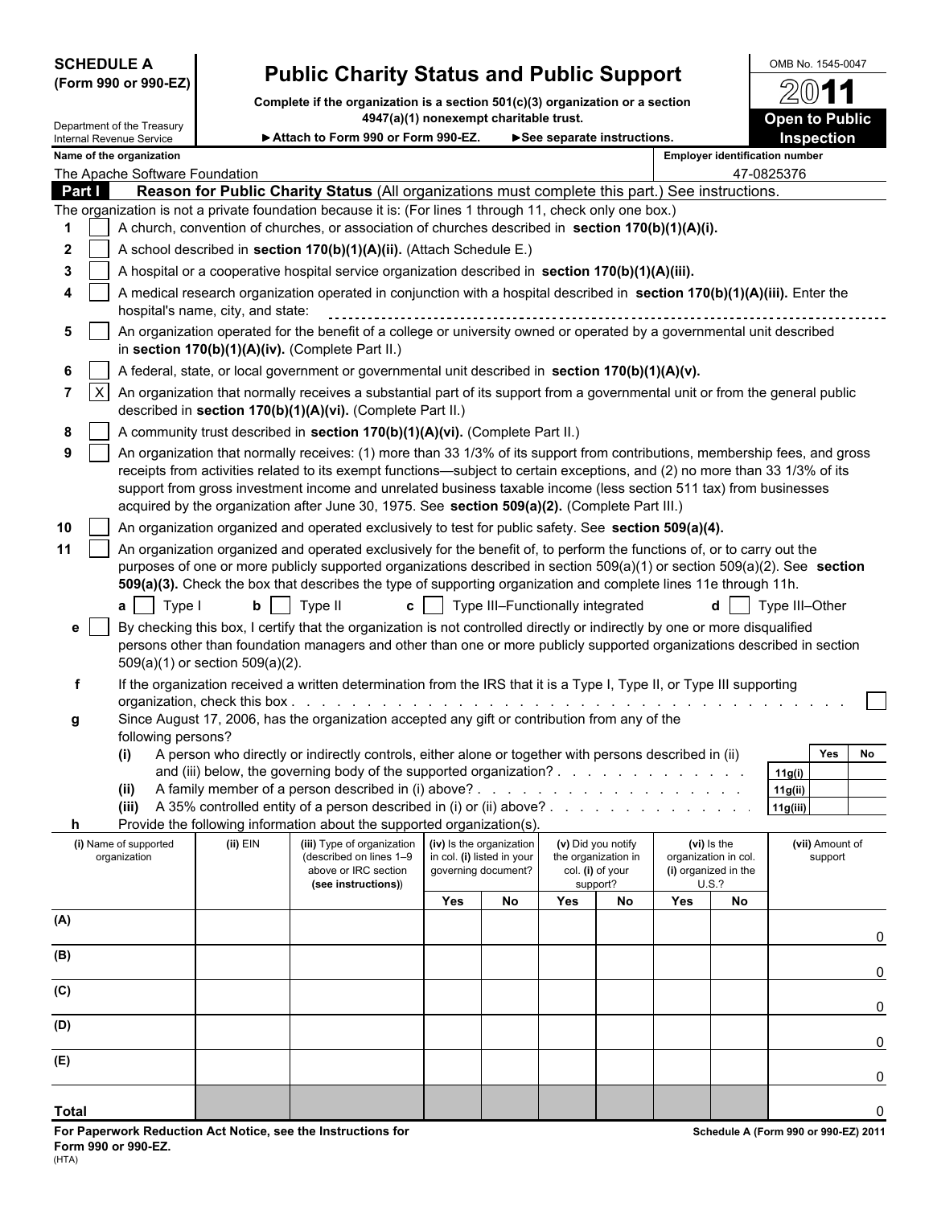**SCHEDULE A**
**(Form 990 or 990-EZ)**

Department of the Treasury
Internal Revenue Service

# Public Charity Status and Public Support

**Complete if the organization is a section 501(c)(3) organization or a section 4947(a)(1) nonexempt charitable trust.**

► Attach to Form 990 or Form 990-EZ. ► See separate instructions.

OMB No. 1545-0047

**2011**

**Open to Public Inspection**

**Name of the organization**
The Apache Software Foundation

**Employer identification number**
47-0825376

**Part I Reason for Public Charity Status** (All organizations must complete this part.) See instructions.

The organization is not a private foundation because it is: (For lines 1 through 11, check only one box.)

1 [ ] A church, convention of churches, or association of churches described in **section 170(b)(1)(A)(i).**

2 [ ] A school described in **section 170(b)(1)(A)(ii).** (Attach Schedule E.)

3 [ ] A hospital or a cooperative hospital service organization described in **section 170(b)(1)(A)(iii).**

4 [ ] A medical research organization operated in conjunction with a hospital described in **section 170(b)(1)(A)(iii).** Enter the hospital's name, city, and state:

5 [ ] An organization operated for the benefit of a college or university owned or operated by a governmental unit described in **section 170(b)(1)(A)(iv).** (Complete Part II.)

6 [ ] A federal, state, or local government or governmental unit described in **section 170(b)(1)(A)(v).**

7 [X] An organization that normally receives a substantial part of its support from a governmental unit or from the general public described in **section 170(b)(1)(A)(vi).** (Complete Part II.)

8 [ ] A community trust described in **section 170(b)(1)(A)(vi).** (Complete Part II.)

9 [ ] An organization that normally receives: (1) more than 33 1/3% of its support from contributions, membership fees, and gross receipts from activities related to its exempt functions—subject to certain exceptions, and (2) no more than 33 1/3% of its support from gross investment income and unrelated business taxable income (less section 511 tax) from businesses acquired by the organization after June 30, 1975. See **section 509(a)(2).** (Complete Part III.)

10 [ ] An organization organized and operated exclusively to test for public safety. See **section 509(a)(4).**

11 [ ] An organization organized and operated exclusively for the benefit of, to perform the functions of, or to carry out the purposes of one or more publicly supported organizations described in section 509(a)(1) or section 509(a)(2). See **section 509(a)(3).** Check the box that describes the type of supporting organization and complete lines 11e through 11h.

**a** [ ] Type I **b** [ ] Type II **c** [ ] Type III–Functionally integrated **d** [ ] Type III–Other

**e** [ ] By checking this box, I certify that the organization is not controlled directly or indirectly by one or more disqualified persons other than foundation managers and other than one or more publicly supported organizations described in section 509(a)(1) or section 509(a)(2).

**f** If the organization received a written determination from the IRS that it is a Type I, Type II, or Type III supporting organization, check this box [ ]

**g** Since August 17, 2006, has the organization accepted any gift or contribution from any of the following persons?

| | | | Yes | No |
|---|---|---|---|---|
| **(i)** | A person who directly or indirectly controls, either alone or together with persons described in (ii) and (iii) below, the governing body of the supported organization? | 11g(i) | | |
| **(ii)** | A family member of a person described in (i) above? | 11g(ii) | | |
| **(iii)** | A 35% controlled entity of a person described in (i) or (ii) above? | 11g(iii) | | |

**h** Provide the following information about the supported organization(s).

| (i) Name of supported organization | (ii) EIN | (iii) Type of organization (described on lines 1–9 above or IRC section (see instructions)) | (iv) Is the organization in col. (i) listed in your governing document? | | (v) Did you notify the organization in col. (i) of your support? | | (vi) Is the organization in col. (i) organized in the U.S.? | | (vii) Amount of support |
|---|---|---|---|---|---|---|---|---|---|
| | | | Yes | No | Yes | No | Yes | No | |
| (A) | | | | | | | | | 0 |
| (B) | | | | | | | | | 0 |
| (C) | | | | | | | | | 0 |
| (D) | | | | | | | | | 0 |
| (E) | | | | | | | | | 0 |
| **Total** | | | | | | | | | 0 |

**For Paperwork Reduction Act Notice, see the Instructions for Form 990 or 990-EZ.**
(HTA)

**Schedule A (Form 990 or 990-EZ) 2011**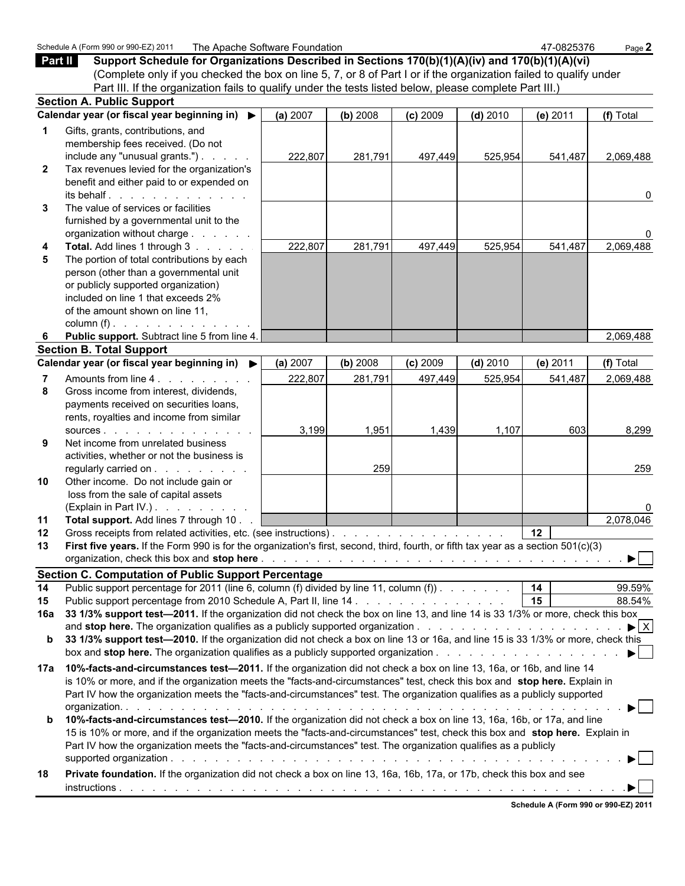Schedule A (Form 990 or 990-EZ) 2011 The Apache Software Foundation 47-0825376

## Part II Support Schedule for Organizations Described in Sections 170(b)(1)(A)(iv) and 170(b)(1)(A)(vi)

(Complete only if you checked the box on line 5, 7, or 8 of Part I or if the organization failed to qualify under Part III. If the organization fails to qualify under the tests listed below, please complete Part III.)

### Section A. Public Support

| | Calendar year (or fiscal year beginning in) ▶ | (a) 2007 | (b) 2008 | (c) 2009 | (d) 2010 | (e) 2011 | (f) Total |
|---|---|---|---|---|---|---|---|
| 1 | Gifts, grants, contributions, and membership fees received. (Do not include any "unusual grants.") | 222,807 | 281,791 | 497,449 | 525,954 | 541,487 | 2,069,488 |
| 2 | Tax revenues levied for the organization's benefit and either paid to or expended on its behalf | | | | | | 0 |
| 3 | The value of services or facilities furnished by a governmental unit to the organization without charge | | | | | | 0 |
| 4 | **Total.** Add lines 1 through 3 | 222,807 | 281,791 | 497,449 | 525,954 | 541,487 | 2,069,488 |
| 5 | The portion of total contributions by each person (other than a governmental unit or publicly supported organization) included on line 1 that exceeds 2% of the amount shown on line 11, column (f) | | | | | | |
| 6 | **Public support.** Subtract line 5 from line 4. | | | | | | 2,069,488 |

### Section B. Total Support

| | Calendar year (or fiscal year beginning in) ▶ | (a) 2007 | (b) 2008 | (c) 2009 | (d) 2010 | (e) 2011 | (f) Total |
|---|---|---|---|---|---|---|---|
| 7 | Amounts from line 4 | 222,807 | 281,791 | 497,449 | 525,954 | 541,487 | 2,069,488 |
| 8 | Gross income from interest, dividends, payments received on securities loans, rents, royalties and income from similar sources | 3,199 | 1,951 | 1,439 | 1,107 | 603 | 8,299 |
| 9 | Net income from unrelated business activities, whether or not the business is regularly carried on | | 259 | | | | 259 |
| 10 | Other income. Do not include gain or loss from the sale of capital assets (Explain in Part IV.) | | | | | | 0 |
| 11 | **Total support.** Add lines 7 through 10 | | | | | | 2,078,046 |

**12** Gross receipts from related activities, etc. (see instructions) — **12**

**13** **First five years.** If the Form 990 is for the organization's first, second, third, fourth, or fifth tax year as a section 501(c)(3) organization, check this box and **stop here** ▶ ☐

### Section C. Computation of Public Support Percentage

**14** Public support percentage for 2011 (line 6, column (f) divided by line 11, column (f)) — **14** — 99.59%

**15** Public support percentage from 2010 Schedule A, Part II, line 14 — **15** — 88.54%

**16a** **33 1/3% support test—2011.** If the organization did not check the box on line 13, and line 14 is 33 1/3% or more, check this box and **stop here.** The organization qualifies as a publicly supported organization ▶ ☒

**b** **33 1/3% support test—2010.** If the organization did not check a box on line 13 or 16a, and line 15 is 33 1/3% or more, check this box and **stop here.** The organization qualifies as a publicly supported organization ▶ ☐

**17a** **10%-facts-and-circumstances test—2011.** If the organization did not check a box on line 13, 16a, or 16b, and line 14 is 10% or more, and if the organization meets the "facts-and-circumstances" test, check this box and **stop here.** Explain in Part IV how the organization meets the "facts-and-circumstances" test. The organization qualifies as a publicly supported organization. ▶ ☐

**b** **10%-facts-and-circumstances test—2010.** If the organization did not check a box on line 13, 16a, 16b, or 17a, and line 15 is 10% or more, and if the organization meets the "facts-and-circumstances" test, check this box and **stop here.** Explain in Part IV how the organization meets the "facts-and-circumstances" test. The organization qualifies as a publicly supported organization ▶ ☐

**18** **Private foundation.** If the organization did not check a box on line 13, 16a, 16b, 17a, or 17b, check this box and see instructions ▶ ☐

Schedule A (Form 990 or 990-EZ) 2011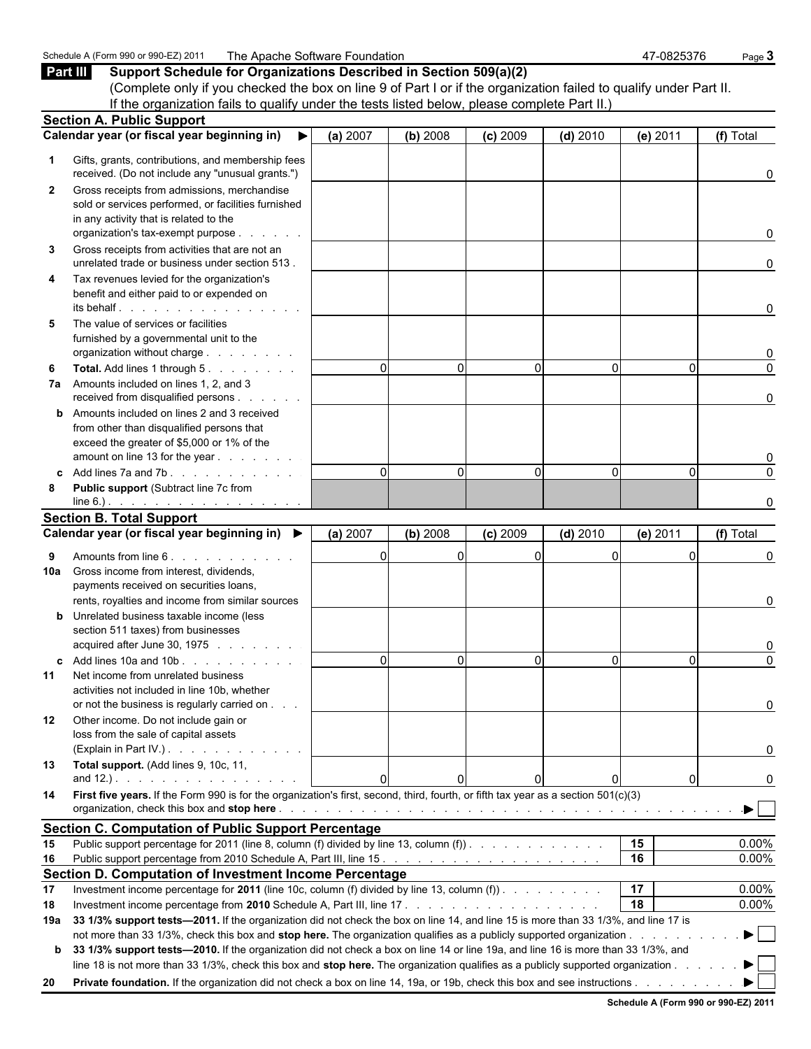Schedule A (Form 990 or 990-EZ) 2011 The Apache Software Foundation 47-0825376

## Part III Support Schedule for Organizations Described in Section 509(a)(2)

(Complete only if you checked the box on line 9 of Part I or if the organization failed to qualify under Part II. If the organization fails to qualify under the tests listed below, please complete Part II.)

### Section A. Public Support

| | Calendar year (or fiscal year beginning in) ▶ | (a) 2007 | (b) 2008 | (c) 2009 | (d) 2010 | (e) 2011 | (f) Total |
|---|---|---|---|---|---|---|---|
| 1 | Gifts, grants, contributions, and membership fees received. (Do not include any "unusual grants.") | | | | | | 0 |
| 2 | Gross receipts from admissions, merchandise sold or services performed, or facilities furnished in any activity that is related to the organization's tax-exempt purpose | | | | | | 0 |
| 3 | Gross receipts from activities that are not an unrelated trade or business under section 513 | | | | | | 0 |
| 4 | Tax revenues levied for the organization's benefit and either paid to or expended on its behalf | | | | | | 0 |
| 5 | The value of services or facilities furnished by a governmental unit to the organization without charge | | | | | | 0 |
| 6 | **Total.** Add lines 1 through 5 | 0 | 0 | 0 | 0 | 0 | 0 |
| 7a | Amounts included on lines 1, 2, and 3 received from disqualified persons | | | | | | 0 |
| b | Amounts included on lines 2 and 3 received from other than disqualified persons that exceed the greater of $5,000 or 1% of the amount on line 13 for the year | | | | | | 0 |
| c | Add lines 7a and 7b | 0 | 0 | 0 | 0 | 0 | 0 |
| 8 | **Public support** (Subtract line 7c from line 6.) | | | | | | 0 |

### Section B. Total Support

| | Calendar year (or fiscal year beginning in) ▶ | (a) 2007 | (b) 2008 | (c) 2009 | (d) 2010 | (e) 2011 | (f) Total |
|---|---|---|---|---|---|---|---|
| 9 | Amounts from line 6 | 0 | 0 | 0 | 0 | 0 | 0 |
| 10a | Gross income from interest, dividends, payments received on securities loans, rents, royalties and income from similar sources | | | | | | 0 |
| b | Unrelated business taxable income (less section 511 taxes) from businesses acquired after June 30, 1975 | | | | | | 0 |
| c | Add lines 10a and 10b | 0 | 0 | 0 | 0 | 0 | 0 |
| 11 | Net income from unrelated business activities not included in line 10b, whether or not the business is regularly carried on | | | | | | 0 |
| 12 | Other income. Do not include gain or loss from the sale of capital assets (Explain in Part IV.) | | | | | | 0 |
| 13 | **Total support.** (Add lines 9, 10c, 11, and 12.) | 0 | 0 | 0 | 0 | 0 | 0 |

**14** **First five years.** If the Form 990 is for the organization's first, second, third, fourth, or fifth tax year as a section 501(c)(3) organization, check this box and **stop here** ▶ ☐

### Section C. Computation of Public Support Percentage

| | | | |
|---|---|---|---|
| 15 | Public support percentage for 2011 (line 8, column (f) divided by line 13, column (f)) | 15 | 0.00% |
| 16 | Public support percentage from 2010 Schedule A, Part III, line 15 | 16 | 0.00% |

### Section D. Computation of Investment Income Percentage

| | | | |
|---|---|---|---|
| 17 | Investment income percentage for **2011** (line 10c, column (f) divided by line 13, column (f)) | 17 | 0.00% |
| 18 | Investment income percentage from **2010** Schedule A, Part III, line 17 | 18 | 0.00% |

**19a** **33 1/3% support tests—2011.** If the organization did not check the box on line 14, and line 15 is more than 33 1/3%, and line 17 is not more than 33 1/3%, check this box and **stop here.** The organization qualifies as a publicly supported organization ▶ ☐

**b** **33 1/3% support tests—2010.** If the organization did not check a box on line 14 or line 19a, and line 16 is more than 33 1/3%, and line 18 is not more than 33 1/3%, check this box and **stop here.** The organization qualifies as a publicly supported organization ▶ ☐

**20** **Private foundation.** If the organization did not check a box on line 14, 19a, or 19b, check this box and see instructions ▶ ☐

**Schedule A (Form 990 or 990-EZ) 2011**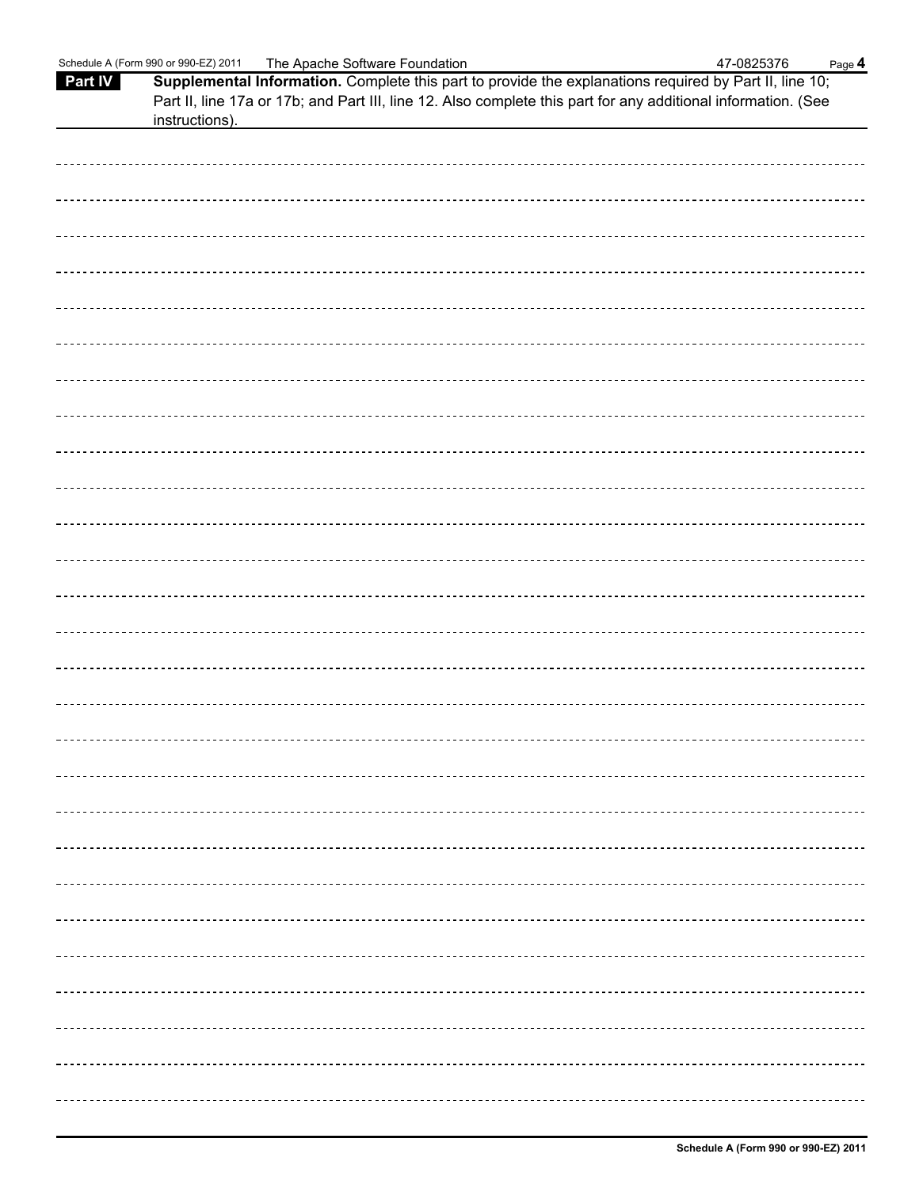**Part IV** **Supplemental Information.** Complete this part to provide the explanations required by Part II, line 10; Part II, line 17a or 17b; and Part III, line 12. Also complete this part for any additional information. (See instructions).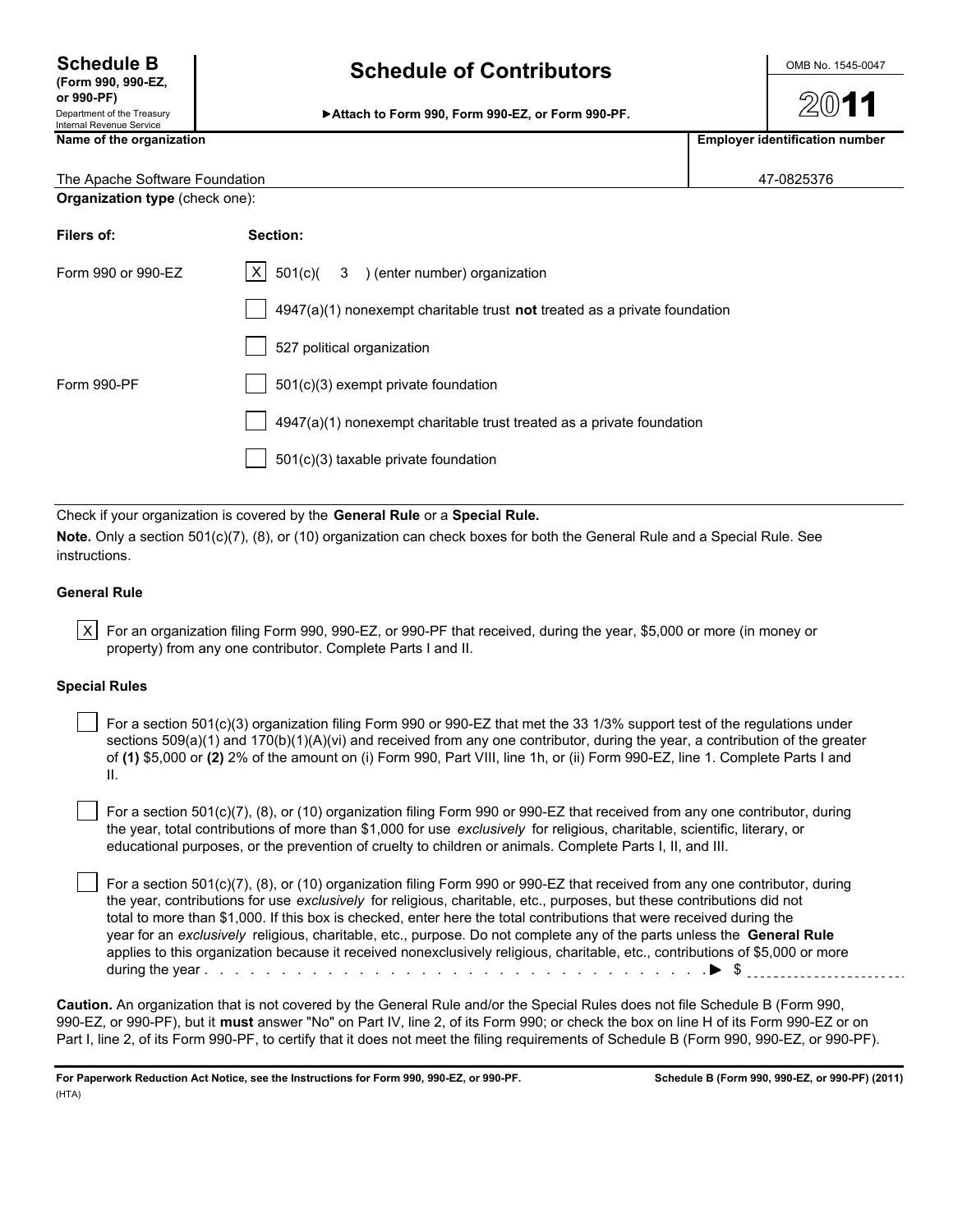**Schedule B**
**(Form 990, 990-EZ, or 990-PF)**
Department of the Treasury
Internal Revenue Service

# Schedule of Contributors

▶Attach to Form 990, Form 990-EZ, or Form 990-PF.

OMB No. 1545-0047

**2011**

| Name of the organization | Employer identification number |
|---|---|
| The Apache Software Foundation | 47-0825376 |

**Organization type** (check one):

| Filers of: | Section: |
|---|---|
| Form 990 or 990-EZ | [X] 501(c)( 3 ) (enter number) organization |
| | [ ] 4947(a)(1) nonexempt charitable trust **not** treated as a private foundation |
| | [ ] 527 political organization |
| Form 990-PF | [ ] 501(c)(3) exempt private foundation |
| | [ ] 4947(a)(1) nonexempt charitable trust treated as a private foundation |
| | [ ] 501(c)(3) taxable private foundation |

Check if your organization is covered by the **General Rule** or a **Special Rule.**

**Note.** Only a section 501(c)(7), (8), or (10) organization can check boxes for both the General Rule and a Special Rule. See instructions.

### General Rule

[X] For an organization filing Form 990, 990-EZ, or 990-PF that received, during the year, $5,000 or more (in money or property) from any one contributor. Complete Parts I and II.

### Special Rules

[ ] For a section 501(c)(3) organization filing Form 990 or 990-EZ that met the 33 1/3% support test of the regulations under sections 509(a)(1) and 170(b)(1)(A)(vi) and received from any one contributor, during the year, a contribution of the greater of **(1)** $5,000 or **(2)** 2% of the amount on (i) Form 990, Part VIII, line 1h, or (ii) Form 990-EZ, line 1. Complete Parts I and II.

[ ] For a section 501(c)(7), (8), or (10) organization filing Form 990 or 990-EZ that received from any one contributor, during the year, total contributions of more than $1,000 for use *exclusively* for religious, charitable, scientific, literary, or educational purposes, or the prevention of cruelty to children or animals. Complete Parts I, II, and III.

[ ] For a section 501(c)(7), (8), or (10) organization filing Form 990 or 990-EZ that received from any one contributor, during the year, contributions for use *exclusively* for religious, charitable, etc., purposes, but these contributions did not total to more than $1,000. If this box is checked, enter here the total contributions that were received during the year for an *exclusively* religious, charitable, etc., purpose. Do not complete any of the parts unless the **General Rule** applies to this organization because it received nonexclusively religious, charitable, etc., contributions of $5,000 or more during the year . . . . . . . . . . . . . . . . . . . . . . . . . . . . . . . . . . . . . . . ▶ $ ____________

**Caution.** An organization that is not covered by the General Rule and/or the Special Rules does not file Schedule B (Form 990, 990-EZ, or 990-PF), but it **must** answer "No" on Part IV, line 2, of its Form 990; or check the box on line H of its Form 990-EZ or on Part I, line 2, of its Form 990-PF, to certify that it does not meet the filing requirements of Schedule B (Form 990, 990-EZ, or 990-PF).

**For Paperwork Reduction Act Notice, see the Instructions for Form 990, 990-EZ, or 990-PF.** **Schedule B (Form 990, 990-EZ, or 990-PF) (2011)**
(HTA)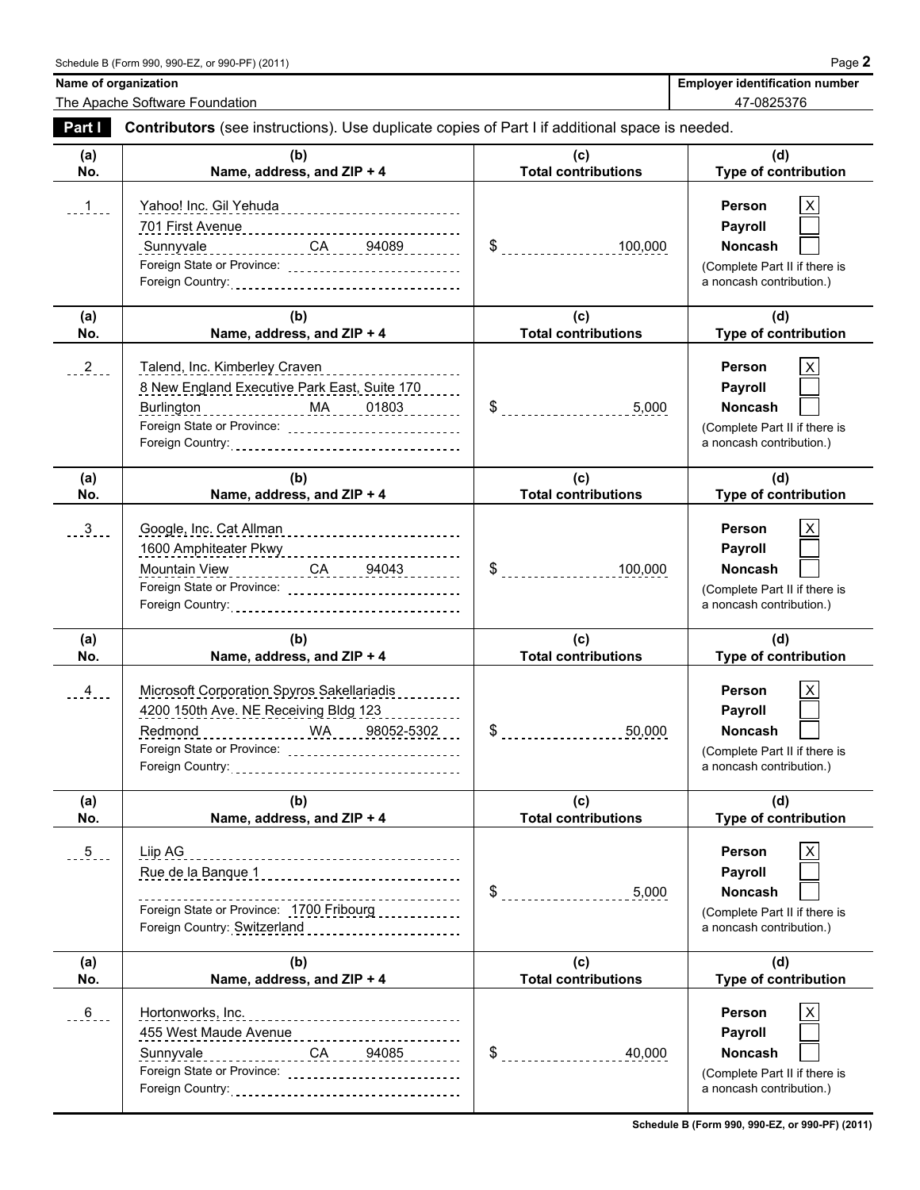Schedule B (Form 990, 990-EZ, or 990-PF) (2011) Page **2**

| Name of organization | Employer identification number |
|---|---|
| The Apache Software Foundation | 47-0825376 |

**Part I** **Contributors** (see instructions). Use duplicate copies of Part I if additional space is needed.

| (a) No. | (b) Name, address, and ZIP + 4 | (c) Total contributions | (d) Type of contribution |
|---|---|---|---|
| 1 | Yahoo! Inc. Gil Yehuda<br>701 First Avenue<br>Sunnyvale CA 94089<br>Foreign State or Province:<br>Foreign Country: | $ 100,000 | Person [X]<br>Payroll [ ]<br>Noncash [ ]<br>(Complete Part II if there is a noncash contribution.) |
| 2 | Talend, Inc. Kimberley Craven<br>8 New England Executive Park East, Suite 170<br>Burlington MA 01803<br>Foreign State or Province:<br>Foreign Country: | $ 5,000 | Person [X]<br>Payroll [ ]<br>Noncash [ ]<br>(Complete Part II if there is a noncash contribution.) |
| 3 | Google, Inc. Cat Allman<br>1600 Amphiteater Pkwy<br>Mountain View CA 94043<br>Foreign State or Province:<br>Foreign Country: | $ 100,000 | Person [X]<br>Payroll [ ]<br>Noncash [ ]<br>(Complete Part II if there is a noncash contribution.) |
| 4 | Microsoft Corporation Spyros Sakellariadis<br>4200 150th Ave. NE Receiving Bldg 123<br>Redmond WA 98052-5302<br>Foreign State or Province:<br>Foreign Country: | $ 50,000 | Person [X]<br>Payroll [ ]<br>Noncash [ ]<br>(Complete Part II if there is a noncash contribution.) |
| 5 | Liip AG<br>Rue de la Banque 1<br><br>Foreign State or Province: 1700 Fribourg<br>Foreign Country: Switzerland | $ 5,000 | Person [X]<br>Payroll [ ]<br>Noncash [ ]<br>(Complete Part II if there is a noncash contribution.) |
| 6 | Hortonworks, Inc.<br>455 West Maude Avenue<br>Sunnyvale CA 94085<br>Foreign State or Province:<br>Foreign Country: | $ 40,000 | Person [X]<br>Payroll [ ]<br>Noncash [ ]<br>(Complete Part II if there is a noncash contribution.) |

**Schedule B (Form 990, 990-EZ, or 990-PF) (2011)**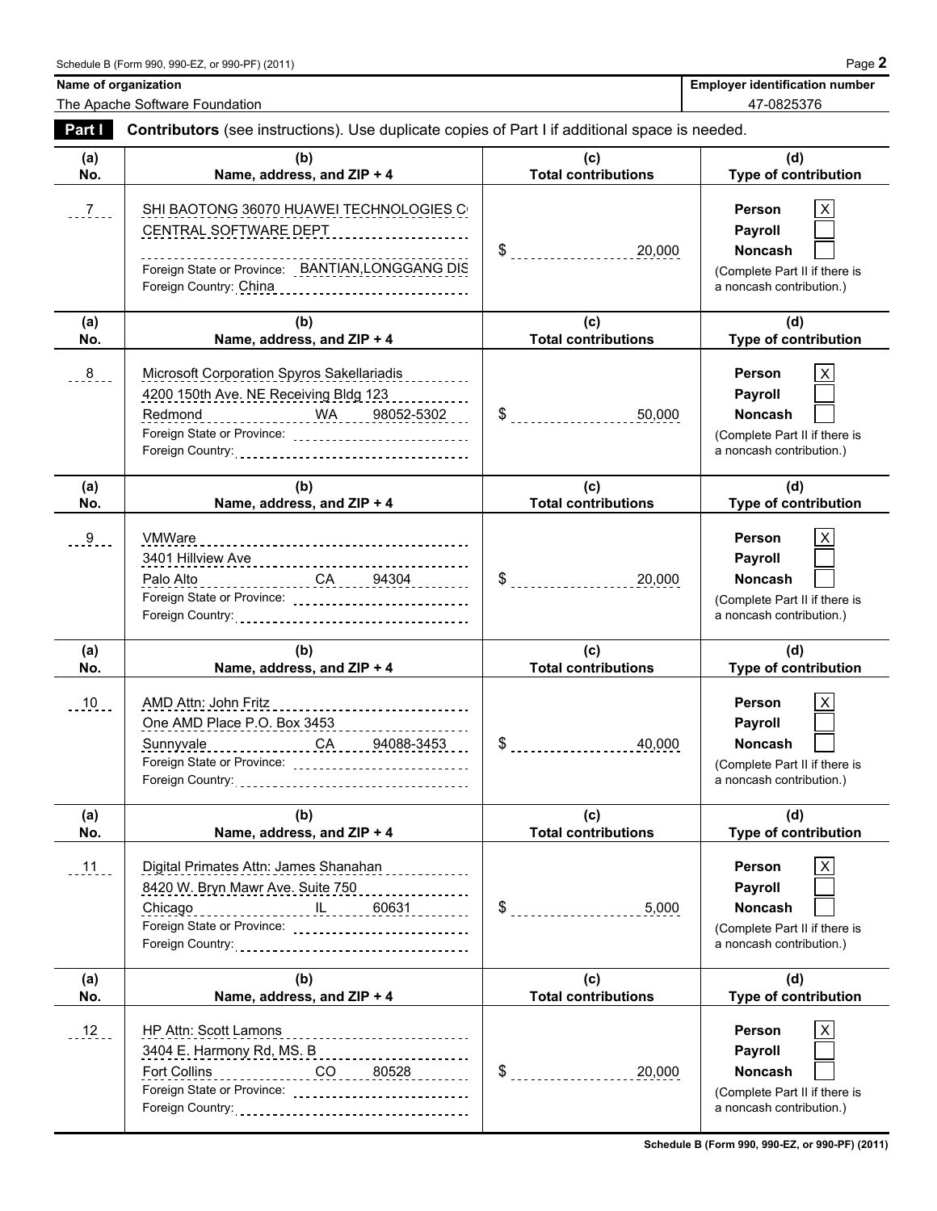Schedule B (Form 990, 990-EZ, or 990-PF) (2011) Page **2**

**Name of organization**
The Apache Software Foundation

**Employer identification number**
47-0825376

**Part I** **Contributors** (see instructions). Use duplicate copies of Part I if additional space is needed.

| (a) No. | (b) Name, address, and ZIP + 4 | (c) Total contributions | (d) Type of contribution |
|---|---|---|---|
| 7 | SHI BAOTONG 36070 HUAWEI TECHNOLOGIES C<br>CENTRAL SOFTWARE DEPT<br>Foreign State or Province: BANTIAN,LONGGANG DIS<br>Foreign Country: China | $ 20,000 | Person [X]<br>Payroll [ ]<br>Noncash [ ]<br>(Complete Part II if there is a noncash contribution.) |
| 8 | Microsoft Corporation Spyros Sakellariadis<br>4200 150th Ave. NE Receiving Bldg 123<br>Redmond WA 98052-5302<br>Foreign State or Province:<br>Foreign Country: | $ 50,000 | Person [X]<br>Payroll [ ]<br>Noncash [ ]<br>(Complete Part II if there is a noncash contribution.) |
| 9 | VMWare<br>3401 Hillview Ave<br>Palo Alto CA 94304<br>Foreign State or Province:<br>Foreign Country: | $ 20,000 | Person [X]<br>Payroll [ ]<br>Noncash [ ]<br>(Complete Part II if there is a noncash contribution.) |
| 10 | AMD Attn: John Fritz<br>One AMD Place P.O. Box 3453<br>Sunnyvale CA 94088-3453<br>Foreign State or Province:<br>Foreign Country: | $ 40,000 | Person [X]<br>Payroll [ ]<br>Noncash [ ]<br>(Complete Part II if there is a noncash contribution.) |
| 11 | Digital Primates Attn: James Shanahan<br>8420 W. Bryn Mawr Ave. Suite 750<br>Chicago IL 60631<br>Foreign State or Province:<br>Foreign Country: | $ 5,000 | Person [X]<br>Payroll [ ]<br>Noncash [ ]<br>(Complete Part II if there is a noncash contribution.) |
| 12 | HP Attn: Scott Lamons<br>3404 E. Harmony Rd, MS. B<br>Fort Collins CO 80528<br>Foreign State or Province:<br>Foreign Country: | $ 20,000 | Person [X]<br>Payroll [ ]<br>Noncash [ ]<br>(Complete Part II if there is a noncash contribution.) |

Schedule B (Form 990, 990-EZ, or 990-PF) (2011)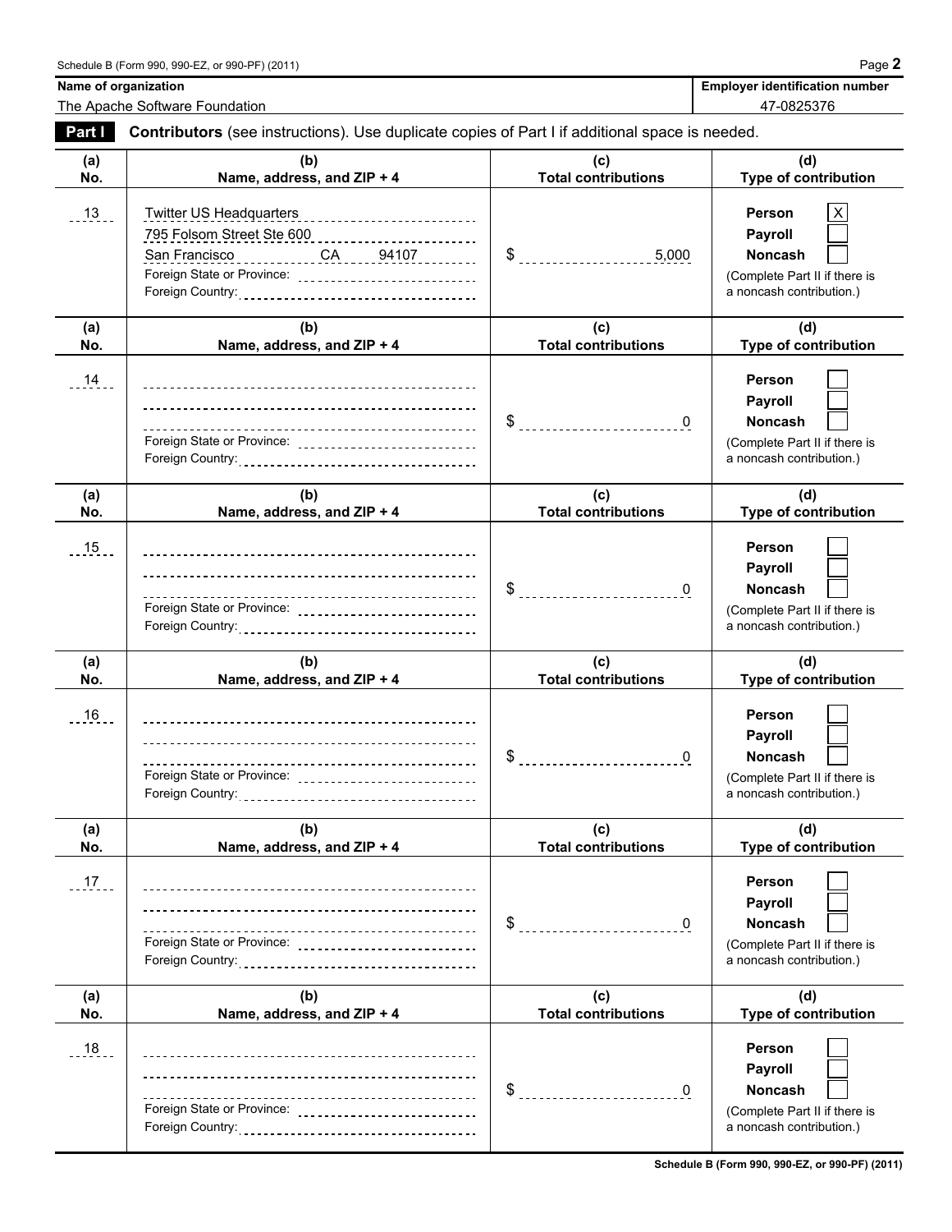Schedule B (Form 990, 990-EZ, or 990-PF) (2011) Page **2**

| Name of organization | Employer identification number |
|---|---|
| The Apache Software Foundation | 47-0825376 |

**Part I** **Contributors** (see instructions). Use duplicate copies of Part I if additional space is needed.

| (a) No. | (b) Name, address, and ZIP + 4 | (c) Total contributions | (d) Type of contribution |
|---|---|---|---|
| 13 | Twitter US Headquarters<br>795 Folsom Street Ste 600<br>San Francisco CA 94107<br>Foreign State or Province:<br>Foreign Country: | $ 5,000 | Person [X]<br>Payroll [ ]<br>Noncash [ ]<br>(Complete Part II if there is a noncash contribution.) |
| 14 | Foreign State or Province:<br>Foreign Country: | $ 0 | Person [ ]<br>Payroll [ ]<br>Noncash [ ]<br>(Complete Part II if there is a noncash contribution.) |
| 15 | Foreign State or Province:<br>Foreign Country: | $ 0 | Person [ ]<br>Payroll [ ]<br>Noncash [ ]<br>(Complete Part II if there is a noncash contribution.) |
| 16 | Foreign State or Province:<br>Foreign Country: | $ 0 | Person [ ]<br>Payroll [ ]<br>Noncash [ ]<br>(Complete Part II if there is a noncash contribution.) |
| 17 | Foreign State or Province:<br>Foreign Country: | $ 0 | Person [ ]<br>Payroll [ ]<br>Noncash [ ]<br>(Complete Part II if there is a noncash contribution.) |
| 18 | Foreign State or Province:<br>Foreign Country: | $ 0 | Person [ ]<br>Payroll [ ]<br>Noncash [ ]<br>(Complete Part II if there is a noncash contribution.) |

**Schedule B (Form 990, 990-EZ, or 990-PF) (2011)**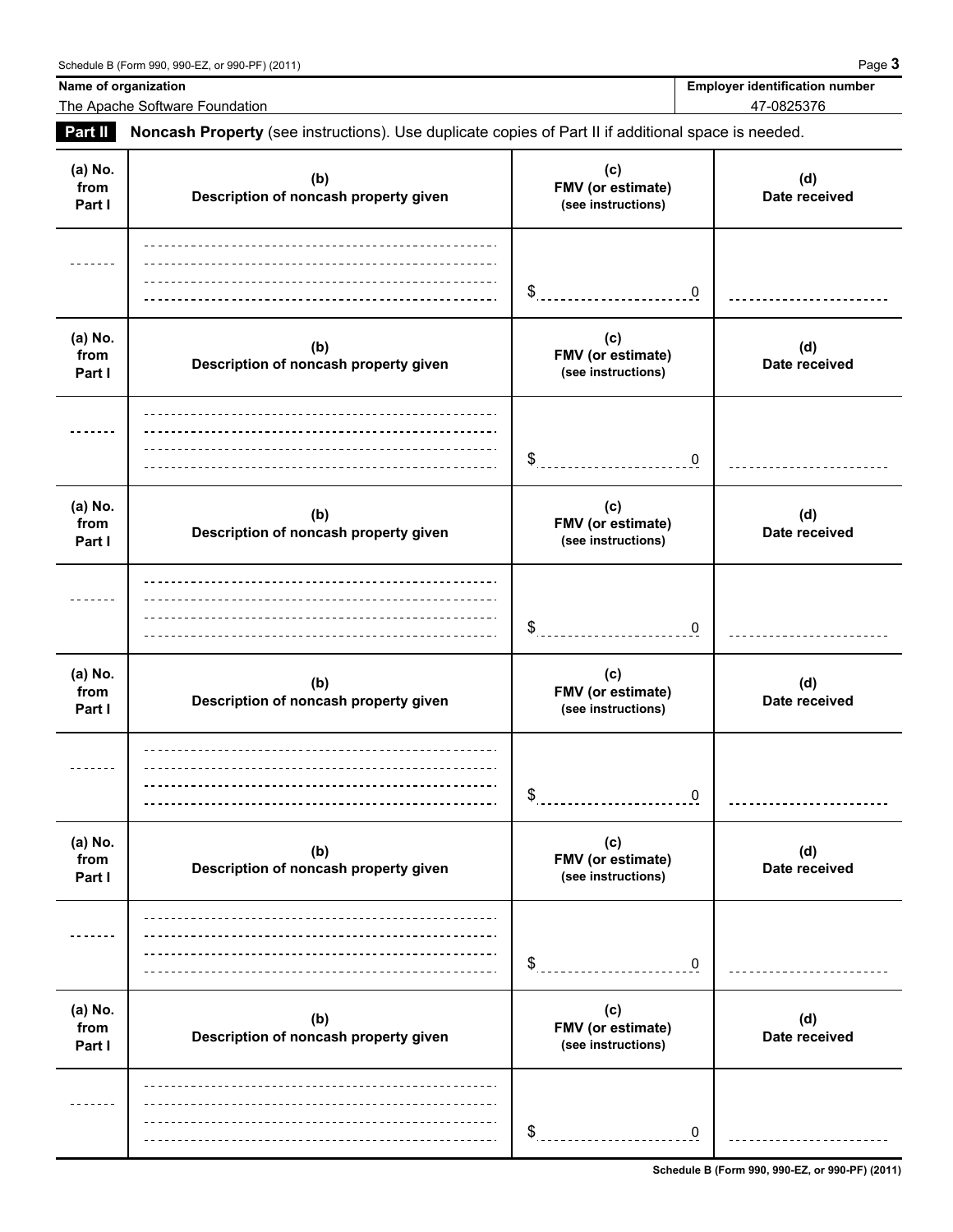Name of organization: The Apache Software Foundation

Employer identification number: 47-0825376

**Part II** **Noncash Property** (see instructions). Use duplicate copies of Part II if additional space is needed.

| (a) No. from Part I | (b) Description of noncash property given | (c) FMV (or estimate) (see instructions) | (d) Date received |
|---|---|---|---|
| | | $ 0 | |

| (a) No. from Part I | (b) Description of noncash property given | (c) FMV (or estimate) (see instructions) | (d) Date received |
|---|---|---|---|
| | | $ 0 | |

| (a) No. from Part I | (b) Description of noncash property given | (c) FMV (or estimate) (see instructions) | (d) Date received |
|---|---|---|---|
| | | $ 0 | |

| (a) No. from Part I | (b) Description of noncash property given | (c) FMV (or estimate) (see instructions) | (d) Date received |
|---|---|---|---|
| | | $ 0 | |

| (a) No. from Part I | (b) Description of noncash property given | (c) FMV (or estimate) (see instructions) | (d) Date received |
|---|---|---|---|
| | | $ 0 | |

| (a) No. from Part I | (b) Description of noncash property given | (c) FMV (or estimate) (see instructions) | (d) Date received |
|---|---|---|---|
| | | $ 0 | |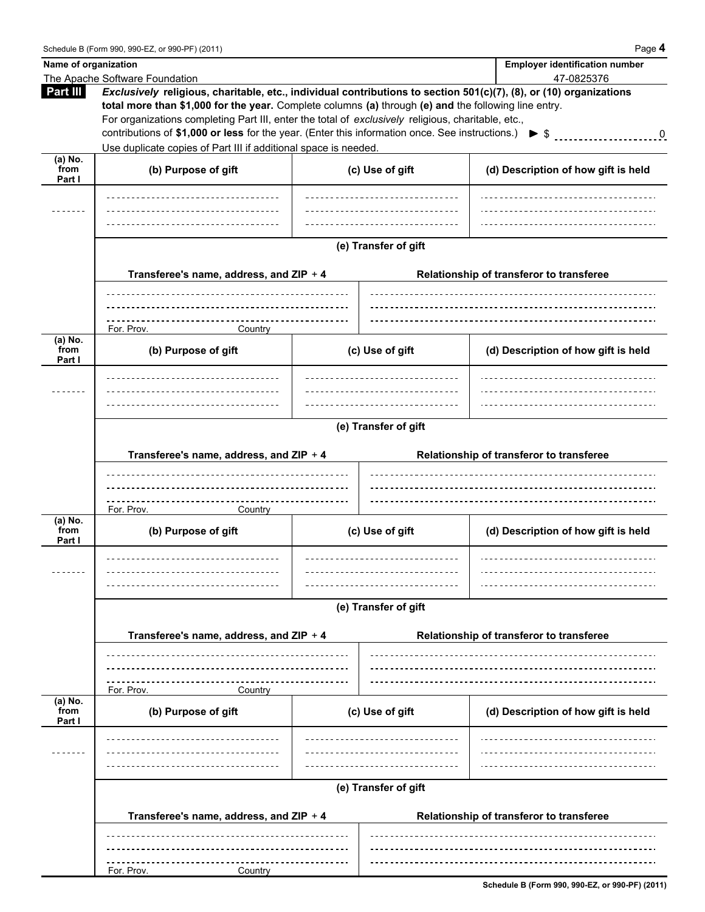**Name of organization**

The Apache Software Foundation

**Employer identification number**

47-0825376

## Part III

***Exclusively*** **religious, charitable, etc., individual contributions to section 501(c)(7), (8), or (10) organizations total more than $1,000 for the year.** Complete columns **(a)** through **(e) and** the following line entry.

For organizations completing Part III, enter the total of *exclusively* religious, charitable, etc., contributions of **$1,000 or less** for the year. (Enter this information once. See instructions.) ▶ $ 0

Use duplicate copies of Part III if additional space is needed.

| (a) No. from Part I | (b) Purpose of gift | (c) Use of gift | (d) Description of how gift is held |
|---|---|---|---|
| | | | |

**(e) Transfer of gift**

| Transferee's name, address, and ZIP + 4 | Relationship of transferor to transferee |
|---|---|
| For. Prov. Country | |

| (a) No. from Part I | (b) Purpose of gift | (c) Use of gift | (d) Description of how gift is held |
|---|---|---|---|
| | | | |

**(e) Transfer of gift**

| Transferee's name, address, and ZIP + 4 | Relationship of transferor to transferee |
|---|---|
| For. Prov. Country | |

| (a) No. from Part I | (b) Purpose of gift | (c) Use of gift | (d) Description of how gift is held |
|---|---|---|---|
| | | | |

**(e) Transfer of gift**

| Transferee's name, address, and ZIP + 4 | Relationship of transferor to transferee |
|---|---|
| For. Prov. Country | |

| (a) No. from Part I | (b) Purpose of gift | (c) Use of gift | (d) Description of how gift is held |
|---|---|---|---|
| | | | |

**(e) Transfer of gift**

| Transferee's name, address, and ZIP + 4 | Relationship of transferor to transferee |
|---|---|
| For. Prov. Country | |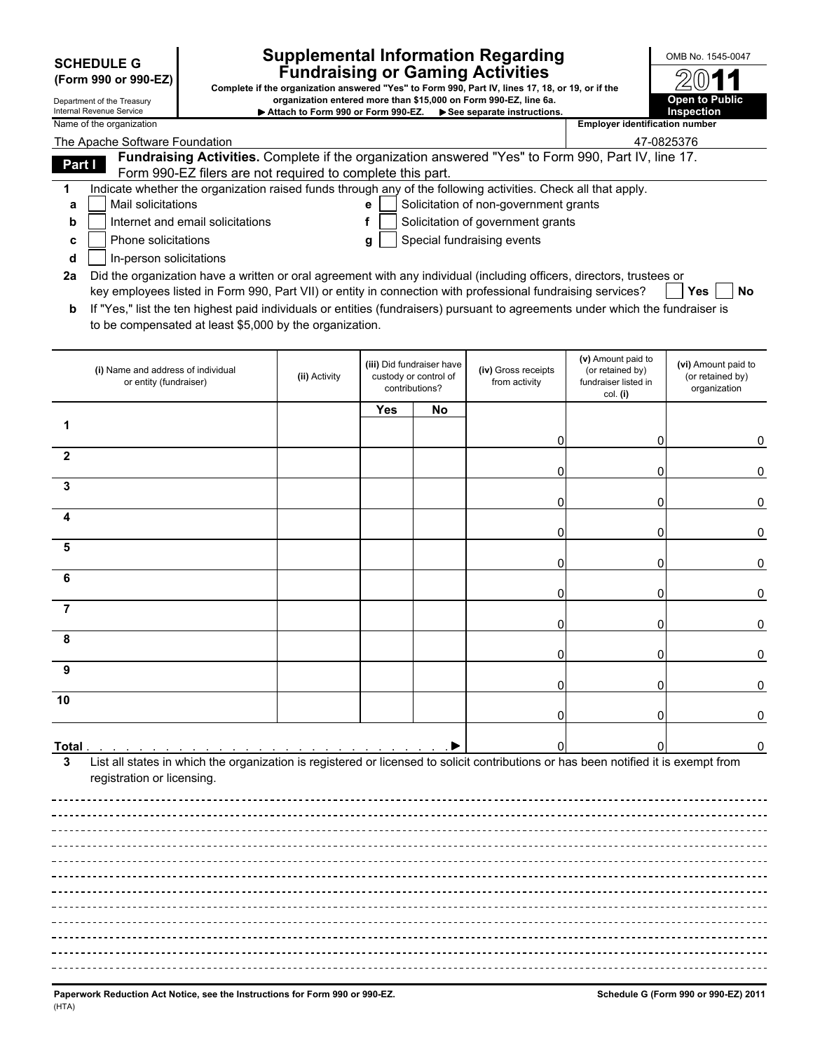**SCHEDULE G**
**(Form 990 or 990-EZ)**

Department of the Treasury
Internal Revenue Service

# Supplemental Information Regarding Fundraising or Gaming Activities

**Complete if the organization answered "Yes" to Form 990, Part IV, lines 17, 18, or 19, or if the organization entered more than $15,000 on Form 990-EZ, line 6a.**
**▶ Attach to Form 990 or Form 990-EZ. ▶ See separate instructions.**

OMB No. 1545-0047

**2011**

**Open to Public Inspection**

Name of the organization: The Apache Software Foundation

Employer identification number: 47-0825376

## Part I Fundraising Activities. Complete if the organization answered "Yes" to Form 990, Part IV, line 17. Form 990-EZ filers are not required to complete this part.

**1** Indicate whether the organization raised funds through any of the following activities. Check all that apply.

- **a** ☐ Mail solicitations
- **b** ☐ Internet and email solicitations
- **c** ☐ Phone solicitations
- **d** ☐ In-person solicitations
- **e** ☐ Solicitation of non-government grants
- **f** ☐ Solicitation of government grants
- **g** ☐ Special fundraising events

**2a** Did the organization have a written or oral agreement with any individual (including officers, directors, trustees or key employees listed in Form 990, Part VII) or entity in connection with professional fundraising services? ☐ **Yes** ☐ **No**

**b** If "Yes," list the ten highest paid individuals or entities (fundraisers) pursuant to agreements under which the fundraiser is to be compensated at least $5,000 by the organization.

| | (i) Name and address of individual or entity (fundraiser) | (ii) Activity | (iii) Did fundraiser have custody or control of contributions? | | (iv) Gross receipts from activity | (v) Amount paid to (or retained by) fundraiser listed in col. (i) | (vi) Amount paid to (or retained by) organization |
|---|---|---|---|---|---|---|---|
| | | | Yes | No | | | |
| 1 | | | | | 0 | 0 | 0 |
| 2 | | | | | 0 | 0 | 0 |
| 3 | | | | | 0 | 0 | 0 |
| 4 | | | | | 0 | 0 | 0 |
| 5 | | | | | 0 | 0 | 0 |
| 6 | | | | | 0 | 0 | 0 |
| 7 | | | | | 0 | 0 | 0 |
| 8 | | | | | 0 | 0 | 0 |
| 9 | | | | | 0 | 0 | 0 |
| 10 | | | | | 0 | 0 | 0 |
| **Total** ▶ | | | | | 0 | 0 | 0 |

**3** List all states in which the organization is registered or licensed to solicit contributions or has been notified it is exempt from registration or licensing.

**Paperwork Reduction Act Notice, see the Instructions for Form 990 or 990-EZ.**
(HTA)

**Schedule G (Form 990 or 990-EZ) 2011**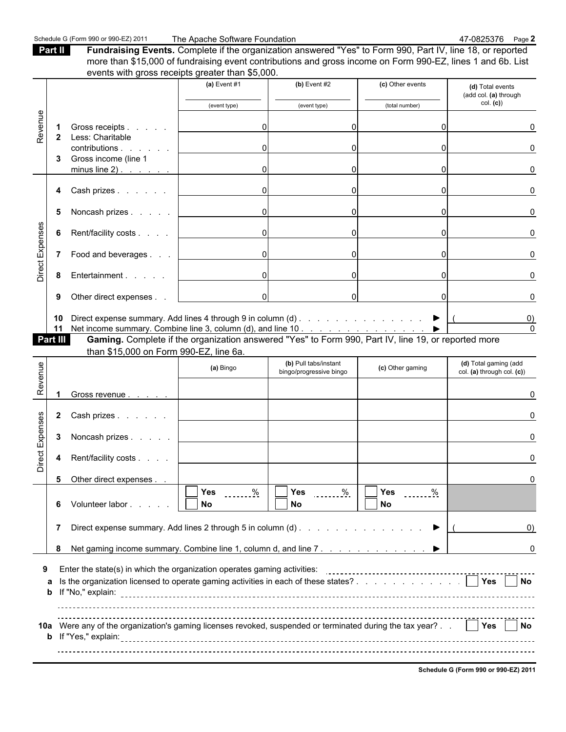Schedule G (Form 990 or 990-EZ) 2011 The Apache Software Foundation 47-0825376 Page **2**

**Part II** **Fundraising Events.** Complete if the organization answered "Yes" to Form 990, Part IV, line 18, or reported more than $15,000 of fundraising event contributions and gross income on Form 990-EZ, lines 1 and 6b. List events with gross receipts greater than $5,000.

| | | (a) Event #1 (event type) | (b) Event #2 (event type) | (c) Other events (total number) | (d) Total events (add col. (a) through col. (c)) |
|---|---|---|---|---|---|
| Revenue | 1 Gross receipts | 0 | 0 | 0 | 0 |
| | 2 Less: Charitable contributions | 0 | 0 | 0 | 0 |
| | 3 Gross income (line 1 minus line 2) | 0 | 0 | 0 | 0 |
| Direct Expenses | 4 Cash prizes | 0 | 0 | 0 | 0 |
| | 5 Noncash prizes | 0 | 0 | 0 | 0 |
| | 6 Rent/facility costs | 0 | 0 | 0 | 0 |
| | 7 Food and beverages | 0 | 0 | 0 | 0 |
| | 8 Entertainment | 0 | 0 | 0 | 0 |
| | 9 Other direct expenses | 0 | 0 | 0 | 0 |
| | 10 Direct expense summary. Add lines 4 through 9 in column (d) ▶ | | | | ( 0) |
| | 11 Net income summary. Combine line 3, column (d), and line 10 ▶ | | | | 0 |

**Part III** **Gaming.** Complete if the organization answered "Yes" to Form 990, Part IV, line 19, or reported more than $15,000 on Form 990-EZ, line 6a.

| | | (a) Bingo | (b) Pull tabs/instant bingo/progressive bingo | (c) Other gaming | (d) Total gaming (add col. (a) through col. (c)) |
|---|---|---|---|---|---|
| Revenue | 1 Gross revenue | | | | 0 |
| Direct Expenses | 2 Cash prizes | | | | 0 |
| | 3 Noncash prizes | | | | 0 |
| | 4 Rent/facility costs | | | | 0 |
| | 5 Other direct expenses | | | | 0 |
| | 6 Volunteer labor | ☐ Yes ____% ☐ No | ☐ Yes ____% ☐ No | ☐ Yes ____% ☐ No | |
| | 7 Direct expense summary. Add lines 2 through 5 in column (d) ▶ | | | | ( 0) |
| | 8 Net gaming income summary. Combine line 1, column d, and line 7 ▶ | | | | 0 |

**9** Enter the state(s) in which the organization operates gaming activities: ____________________

**a** Is the organization licensed to operate gaming activities in each of these states? ☐ Yes ☐ No

**b** If "No," explain: ____________________

**10a** Were any of the organization's gaming licenses revoked, suspended or terminated during the tax year? ☐ Yes ☐ No

**b** If "Yes," explain: ____________________

**Schedule G (Form 990 or 990-EZ) 2011**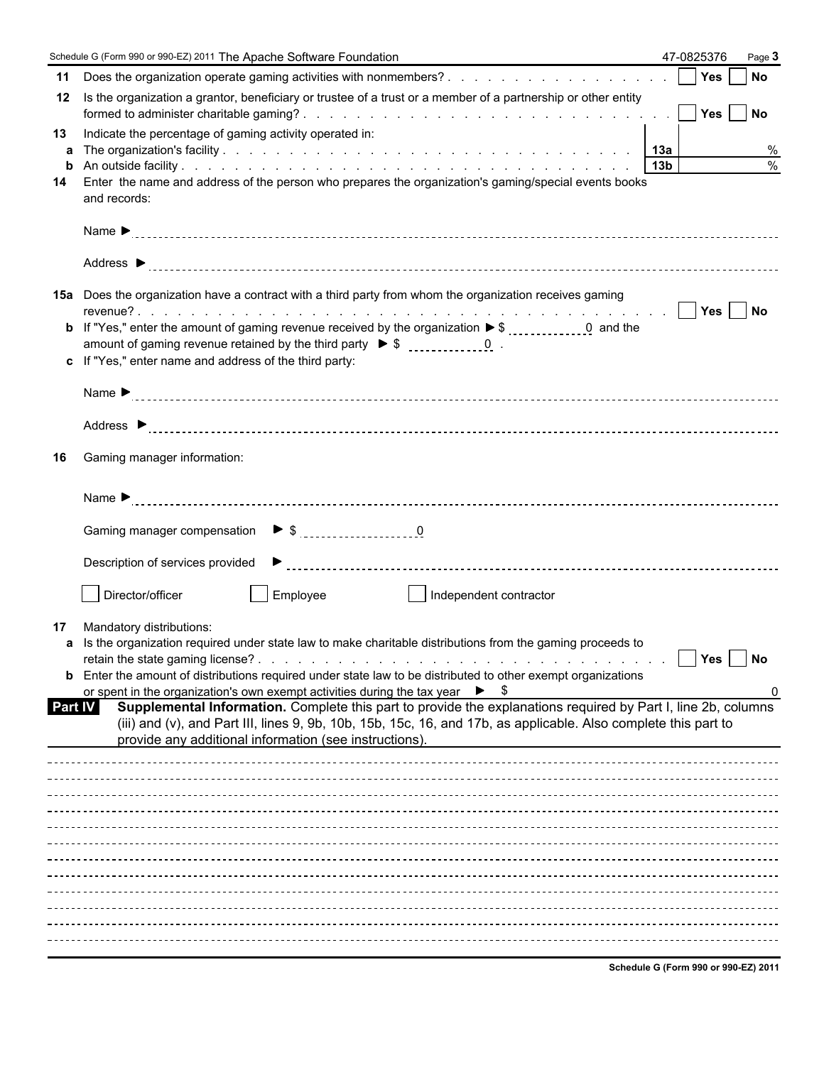Schedule G (Form 990 or 990-EZ) 2011 The Apache Software Foundation 47-0825376 Page **3**

**11** Does the organization operate gaming activities with nonmembers? . . . . . . . . . . . . . . . . . . ☐ **Yes** ☐ **No**

**12** Is the organization a grantor, beneficiary or trustee of a trust or a member of a partnership or other entity formed to administer charitable gaming? . . . . . . . . . . . . . . . . . . . . . . . . . . . . . ☐ **Yes** ☐ **No**

**13** Indicate the percentage of gaming activity operated in:

| | | | |
|---|---|---|---|
| **a** | The organization's facility . . . . . . . . . . . . . . . . . . . . . . . . . . . . . | **13a** | % |
| **b** | An outside facility . . . . . . . . . . . . . . . . . . . . . . . . . . . . . . . . . | **13b** | % |

**14** Enter the name and address of the person who prepares the organization's gaming/special events books and records:

Name ►

Address ►

**15a** Does the organization have a contract with a third party from whom the organization receives gaming revenue? . . . . . . . . . . . . . . . . . . . . . . . . . . . . . . . . . . . . . . ☐ **Yes** ☐ **No**

**b** If "Yes," enter the amount of gaming revenue received by the organization ► $ 0 and the amount of gaming revenue retained by the third party ► $ 0 .

**c** If "Yes," enter name and address of the third party:

Name ►

Address ►

**16** Gaming manager information:

Name ►

Gaming manager compensation ► $ 0

Description of services provided ►

☐ Director/officer ☐ Employee ☐ Independent contractor

**17** Mandatory distributions:

**a** Is the organization required under state law to make charitable distributions from the gaming proceeds to retain the state gaming license? . . . . . . . . . . . . . . . . . . . . . . . . . . . . . ☐ **Yes** ☐ **No**

**b** Enter the amount of distributions required under state law to be distributed to other exempt organizations or spent in the organization's own exempt activities during the tax year ► $ 0

**Part IV** **Supplemental Information.** Complete this part to provide the explanations required by Part I, line 2b, columns (iii) and (v), and Part III, lines 9, 9b, 10b, 15b, 15c, 16, and 17b, as applicable. Also complete this part to provide any additional information (see instructions).

**Schedule G (Form 990 or 990-EZ) 2011**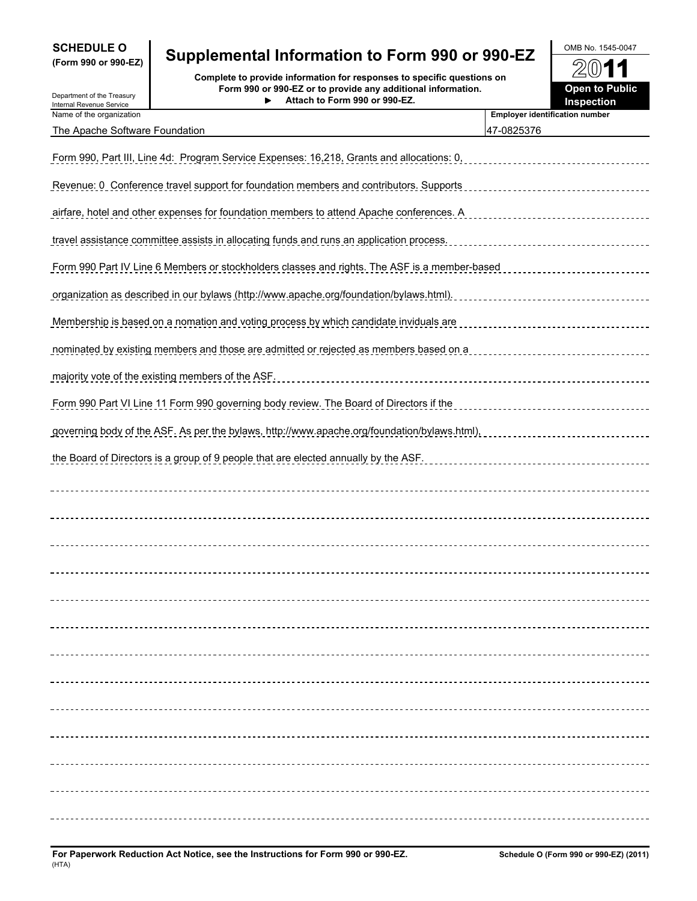# SCHEDULE O (Form 990 or 990-EZ)

## Supplemental Information to Form 990 or 990-EZ

**Complete to provide information for responses to specific questions on Form 990 or 990-EZ or to provide any additional information.**

**► Attach to Form 990 or 990-EZ.**

Department of the Treasury
Internal Revenue Service

OMB No. 1545-0047

**2011**

**Open to Public Inspection**

| Name of the organization | Employer identification number |
|---|---|
| The Apache Software Foundation | 47-0825376 |

Form 990, Part III, Line 4d: Program Service Expenses: 16,218, Grants and allocations: 0, Revenue: 0 Conference travel support for foundation members and contributors. Supports airfare, hotel and other expenses for foundation members to attend Apache conferences. A travel assistance committee assists in allocating funds and runs an application process.

Form 990 Part IV Line 6 Members or stockholders classes and rights. The ASF is a member-based organization as described in our bylaws (http://www.apache.org/foundation/bylaws.html). Membership is based on a nomation and voting process by which candidate inviduals are nominated by existing members and those are admitted or rejected as members based on a majority vote of the existing members of the ASF.

Form 990 Part VI Line 11 Form 990 governing body review. The Board of Directors if the governing body of the ASF. As per the bylaws, http://www.apache.org/foundation/bylaws.html), the Board of Directors is a group of 9 people that are elected annually by the ASF.

**For Paperwork Reduction Act Notice, see the Instructions for Form 990 or 990-EZ.**
(HTA)

**Schedule O (Form 990 or 990-EZ) (2011)**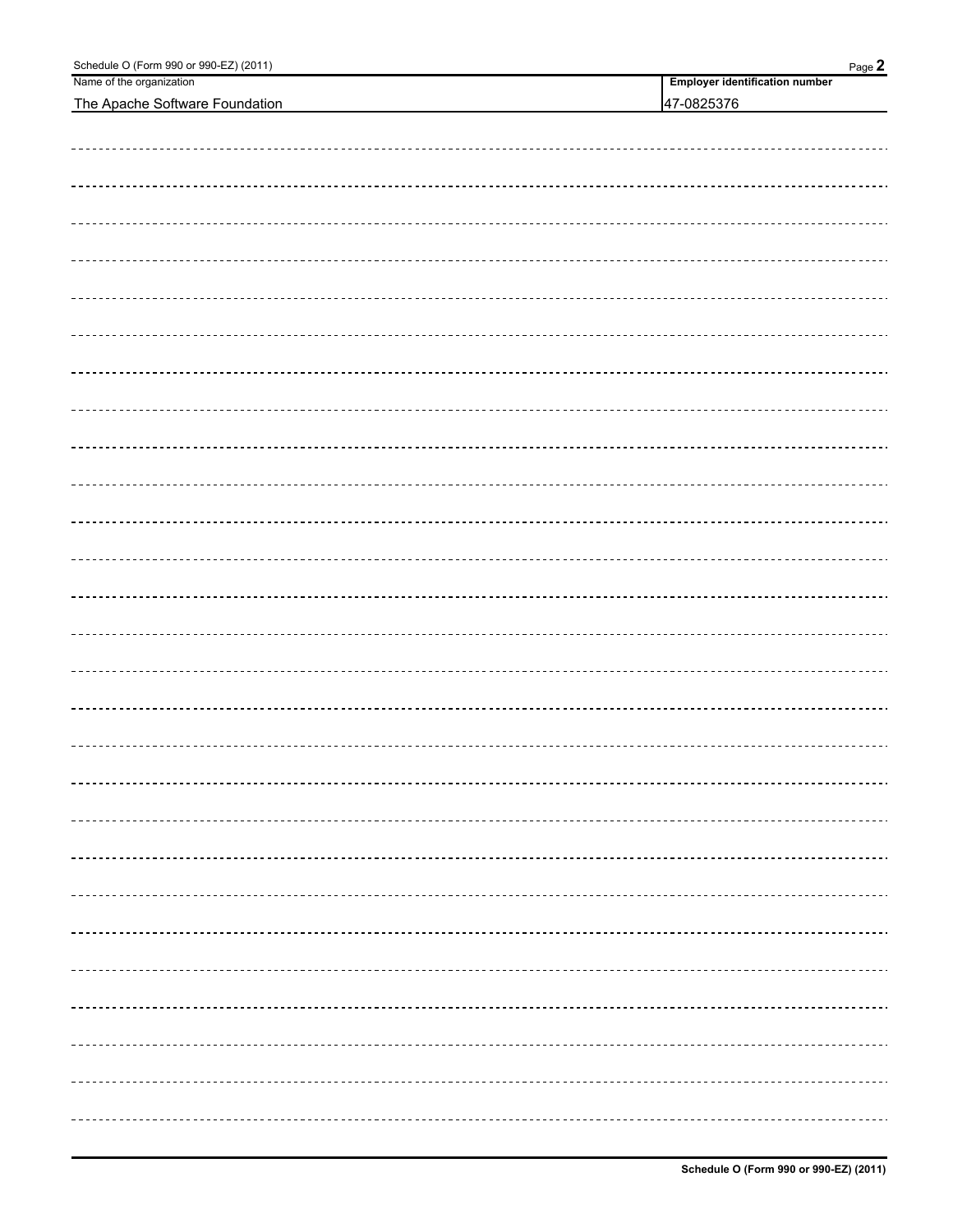| Name of the organization | Employer identification number |
| --- | --- |
| The Apache Software Foundation | 47-0825376 |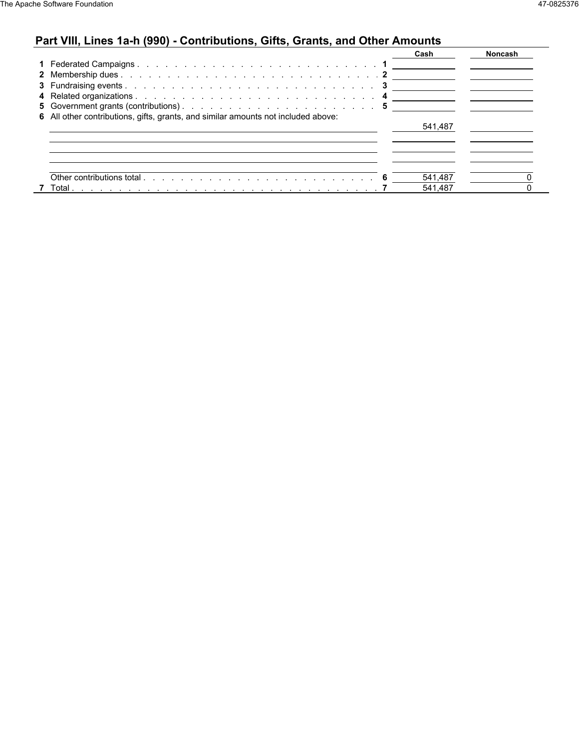## Part VIII, Lines 1a-h (990) - Contributions, Gifts, Grants, and Other Amounts

| | | | Cash | Noncash |
|---|---|---|---|---|
| 1 | Federated Campaigns | 1 | | |
| 2 | Membership dues | 2 | | |
| 3 | Fundraising events | 3 | | |
| 4 | Related organizations | 4 | | |
| 5 | Government grants (contributions) | 5 | | |
| 6 | All other contributions, gifts, grants, and similar amounts not included above: | | | |
| | | | 541,487 | |
| | | | | |
| | | | | |
| | | | | |
| | Other contributions total | 6 | 541,487 | 0 |
| 7 | Total | 7 | 541,487 | 0 |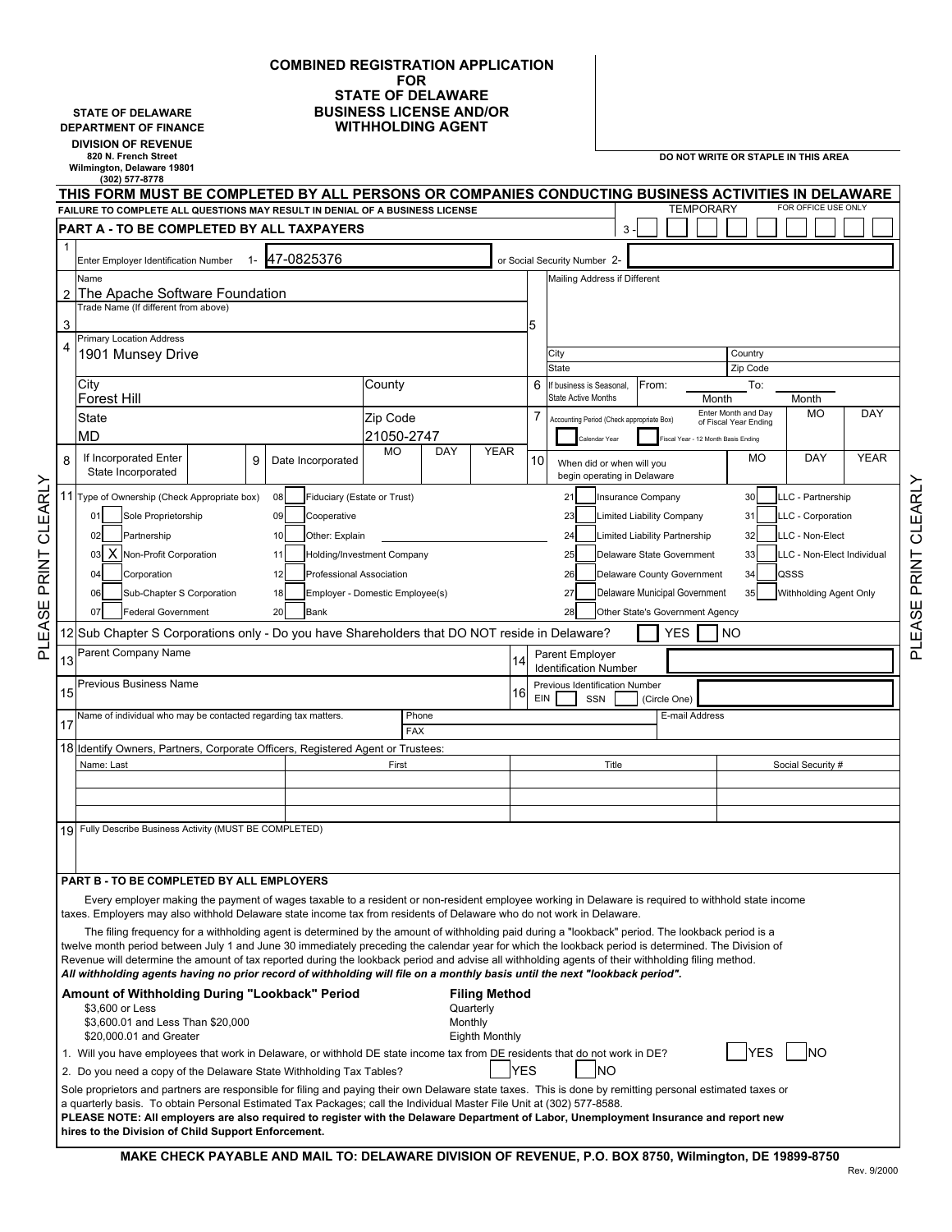STATE OF DELAWARE
DEPARTMENT OF FINANCE
**DIVISION OF REVENUE**
820 N. French Street
Wilmington, Delaware 19801
(302) 577-8778

# COMBINED REGISTRATION APPLICATION FOR STATE OF DELAWARE BUSINESS LICENSE AND/OR WITHHOLDING AGENT

DO NOT WRITE OR STAPLE IN THIS AREA

**THIS FORM MUST BE COMPLETED BY ALL PERSONS OR COMPANIES CONDUCTING BUSINESS ACTIVITIES IN DELAWARE**

FAILURE TO COMPLETE ALL QUESTIONS MAY RESULT IN DENIAL OF A BUSINESS LICENSE

TEMPORARY — FOR OFFICE USE ONLY: 3-

PLEASE PRINT CLEARLY

## PART A - TO BE COMPLETED BY ALL TAXPAYERS

1. Enter Employer Identification Number 1- 47-0825376 or Social Security Number 2-
2. Name: The Apache Software Foundation
3. Trade Name (If different from above):
4. Primary Location Address: 1901 Munsey Drive
   - City: Forest Hill
   - County:
   - State: MD
   - Zip Code: 21050-2747
5. Mailing Address if Different:
   - City:
   - Country:
   - State:
   - Zip Code:
6. If business is Seasonal, State Active Months From: (Month) To: (Month)
7. Accounting Period (Check appropriate Box): [ ] Calendar Year [ ] Fiscal Year - 12 Month Basis Ending. Enter Month and Day of Fiscal Year Ending: MO DAY
8. If Incorporated Enter State Incorporated:
9. Date Incorporated: MO DAY YEAR
10. When did or when will you begin operating in Delaware: MO DAY YEAR
11. Type of Ownership (Check Appropriate box)
    - 01 [ ] Sole Proprietorship
    - 02 [ ] Partnership
    - 03 [X] Non-Profit Corporation
    - 04 [ ] Corporation
    - 06 [ ] Sub-Chapter S Corporation
    - 07 [ ] Federal Government
    - 08 [ ] Fiduciary (Estate or Trust)
    - 09 [ ] Cooperative
    - 10 [ ] Other: Explain
    - 11 [ ] Holding/Investment Company
    - 12 [ ] Professional Association
    - 18 [ ] Employer - Domestic Employee(s)
    - 20 [ ] Bank
    - 21 [ ] Insurance Company
    - 23 [ ] Limited Liability Company
    - 24 [ ] Limited Liability Partnership
    - 25 [ ] Delaware State Government
    - 26 [ ] Delaware County Government
    - 27 [ ] Delaware Municipal Government
    - 28 [ ] Other State's Government Agency
    - 30 [ ] LLC - Partnership
    - 31 [ ] LLC - Corporation
    - 32 [ ] LLC - Non-Elect
    - 33 [ ] LLC - Non-Elect Individual
    - 34 [ ] QSSS
    - 35 [ ] Withholding Agent Only
12. Sub Chapter S Corporations only - Do you have Shareholders that DO NOT reside in Delaware? [ ] YES [ ] NO
13. Parent Company Name:
14. Parent Employer Identification Number:
15. Previous Business Name:
16. Previous Identification Number: EIN [ ] SSN [ ] (Circle One)
17. Name of individual who may be contacted regarding tax matters: Phone: FAX: E-mail Address:
18. Identify Owners, Partners, Corporate Officers, Registered Agent or Trustees:

| Name: Last | First | Title | Social Security # |
|---|---|---|---|
| | | | |
| | | | |
| | | | |

19. Fully Describe Business Activity (MUST BE COMPLETED)

## PART B - TO BE COMPLETED BY ALL EMPLOYERS

Every employer making the payment of wages taxable to a resident or non-resident employee working in Delaware is required to withhold state income taxes. Employers may also withhold Delaware state income tax from residents of Delaware who do not work in Delaware.

The filing frequency for a withholding agent is determined by the amount of withholding paid during a "lookback" period. The lookback period is a twelve month period between July 1 and June 30 immediately preceding the calendar year for which the lookback period is determined. The Division of Revenue will determine the amount of tax reported during the lookback period and advise all withholding agents of their withholding filing method.
***All withholding agents having no prior record of withholding will file on a monthly basis until the next "lookback period".***

| Amount of Withholding During "Lookback" Period | Filing Method |
|---|---|
| $3,600 or Less | Quarterly |
| $3,600.01 and Less Than $20,000 | Monthly |
| $20,000.01 and Greater | Eighth Monthly |

1. Will you have employees that work in Delaware, or withhold DE state income tax from DE residents that do not work in DE? [ ] YES [ ] NO
2. Do you need a copy of the Delaware State Withholding Tax Tables? [ ] YES [ ] NO

Sole proprietors and partners are responsible for filing and paying their own Delaware state taxes. This is done by remitting personal estimated taxes or a quarterly basis. To obtain Personal Estimated Tax Packages; call the Individual Master File Unit at (302) 577-8588.
**PLEASE NOTE: All employers are also required to register with the Delaware Department of Labor, Unemployment Insurance and report new hires to the Division of Child Support Enforcement.**

**MAKE CHECK PAYABLE AND MAIL TO: DELAWARE DIVISION OF REVENUE, P.O. BOX 8750, Wilmington, DE 19899-8750**

Rev. 9/2000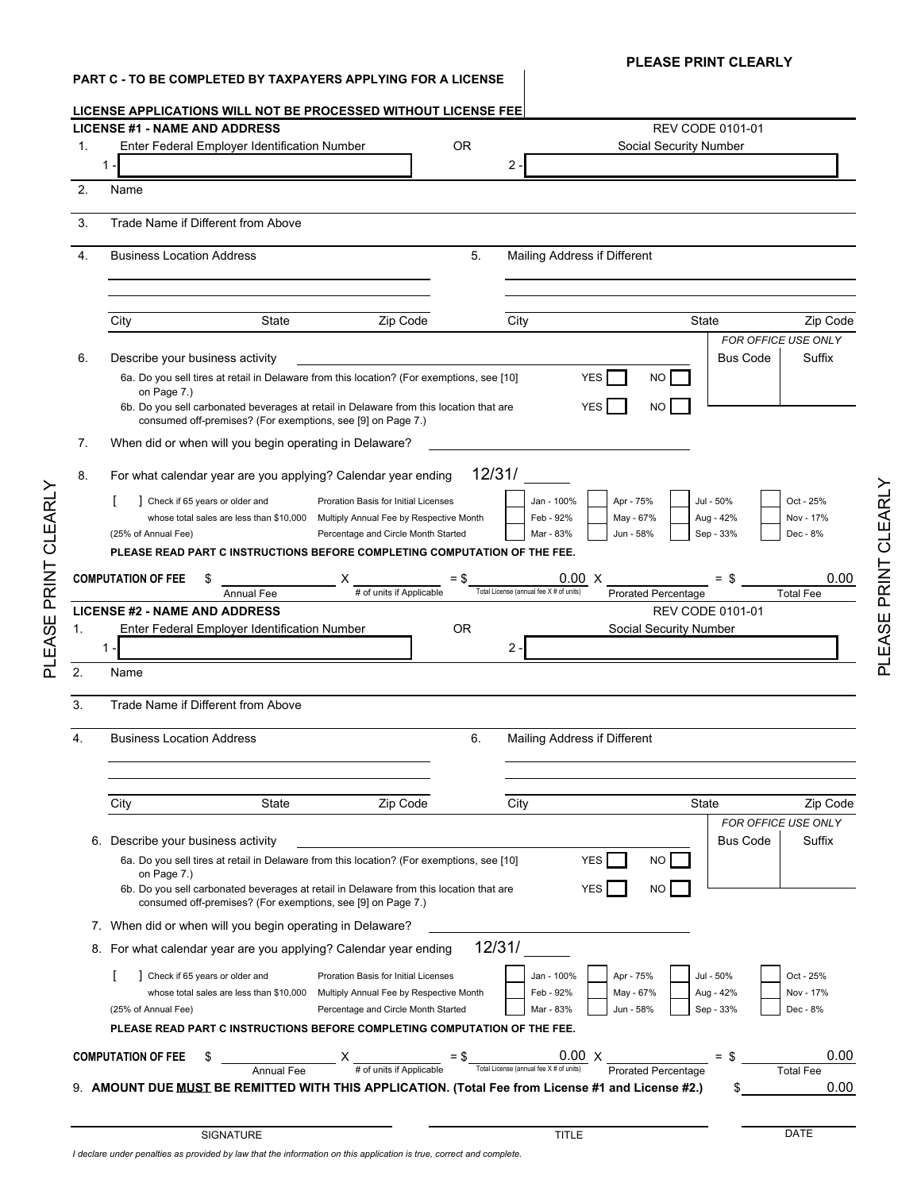**PLEASE PRINT CLEARLY**

**PART C - TO BE COMPLETED BY TAXPAYERS APPLYING FOR A LICENSE**

**LICENSE APPLICATIONS WILL NOT BE PROCESSED WITHOUT LICENSE FEE**

**LICENSE #1 - NAME AND ADDRESS** REV CODE 0101-01

1. Enter Federal Employer Identification Number 1 - ______ OR Social Security Number 2 - ______
2. Name
3. Trade Name if Different from Above
4. Business Location Address
   City State Zip Code
5. Mailing Address if Different
   City State Zip Code

*FOR OFFICE USE ONLY*

| Bus Code | Suffix |
|---|---|
| | |

6. Describe your business activity ______
   6a. Do you sell tires at retail in Delaware from this location? (For exemptions, see [10] on Page 7.) YES [ ] NO [ ]
   6b. Do you sell carbonated beverages at retail in Delaware from this location that are consumed off-premises? (For exemptions, see [9] on Page 7.) YES [ ] NO [ ]
7. When did or when will you begin operating in Delaware? ______
8. For what calendar year are you applying? Calendar year ending 12/31/ ______

[ ] Check if 65 years or older and whose total sales are less than $10,000 (25% of Annual Fee)

Proration Basis for Initial Licenses Multiply Annual Fee by Respective Month Percentage and Circle Month Started

| | | | |
|---|---|---|---|
| [ ] Jan - 100% | [ ] Apr - 75% | [ ] Jul - 50% | [ ] Oct - 25% |
| Feb - 92% | May - 67% | Aug - 42% | Nov - 17% |
| Mar - 83% | Jun - 58% | Sep - 33% | Dec - 8% |

**PLEASE READ PART C INSTRUCTIONS BEFORE COMPLETING COMPUTATION OF THE FEE.**

**COMPUTATION OF FEE** $ ______ (Annual Fee) X ______ (# of units if Applicable) = $ 0.00 (Total License (annual fee X # of units)) X ______ (Prorated Percentage) = $ 0.00 (Total Fee)

**LICENSE #2 - NAME AND ADDRESS** REV CODE 0101-01

1. Enter Federal Employer Identification Number 1 - ______ OR Social Security Number 2 - ______
2. Name
3. Trade Name if Different from Above
4. Business Location Address
   City State Zip Code
6. Mailing Address if Different
   City State Zip Code

*FOR OFFICE USE ONLY*

| Bus Code | Suffix |
|---|---|
| | |

6. Describe your business activity ______
   6a. Do you sell tires at retail in Delaware from this location? (For exemptions, see [10] on Page 7.) YES [ ] NO [ ]
   6b. Do you sell carbonated beverages at retail in Delaware from this location that are consumed off-premises? (For exemptions, see [9] on Page 7.) YES [ ] NO [ ]
7. When did or when will you begin operating in Delaware? ______
8. For what calendar year are you applying? Calendar year ending 12/31/ ______

[ ] Check if 65 years or older and whose total sales are less than $10,000 (25% of Annual Fee)

Proration Basis for Initial Licenses Multiply Annual Fee by Respective Month Percentage and Circle Month Started

| | | | |
|---|---|---|---|
| [ ] Jan - 100% | [ ] Apr - 75% | [ ] Jul - 50% | [ ] Oct - 25% |
| Feb - 92% | May - 67% | Aug - 42% | Nov - 17% |
| Mar - 83% | Jun - 58% | Sep - 33% | Dec - 8% |

**PLEASE READ PART C INSTRUCTIONS BEFORE COMPLETING COMPUTATION OF THE FEE.**

**COMPUTATION OF FEE** $ ______ (Annual Fee) X ______ (# of units if Applicable) = $ 0.00 (Total License (annual fee X # of units)) X ______ (Prorated Percentage) = $ 0.00 (Total Fee)

9. **AMOUNT DUE MUST BE REMITTED WITH THIS APPLICATION. (Total Fee from License #1 and License #2.)** $ 0.00

SIGNATURE ______ TITLE ______ DATE ______

*I declare under penalties as provided by law that the information on this application is true, correct and complete.*

PLEASE PRINT CLEARLY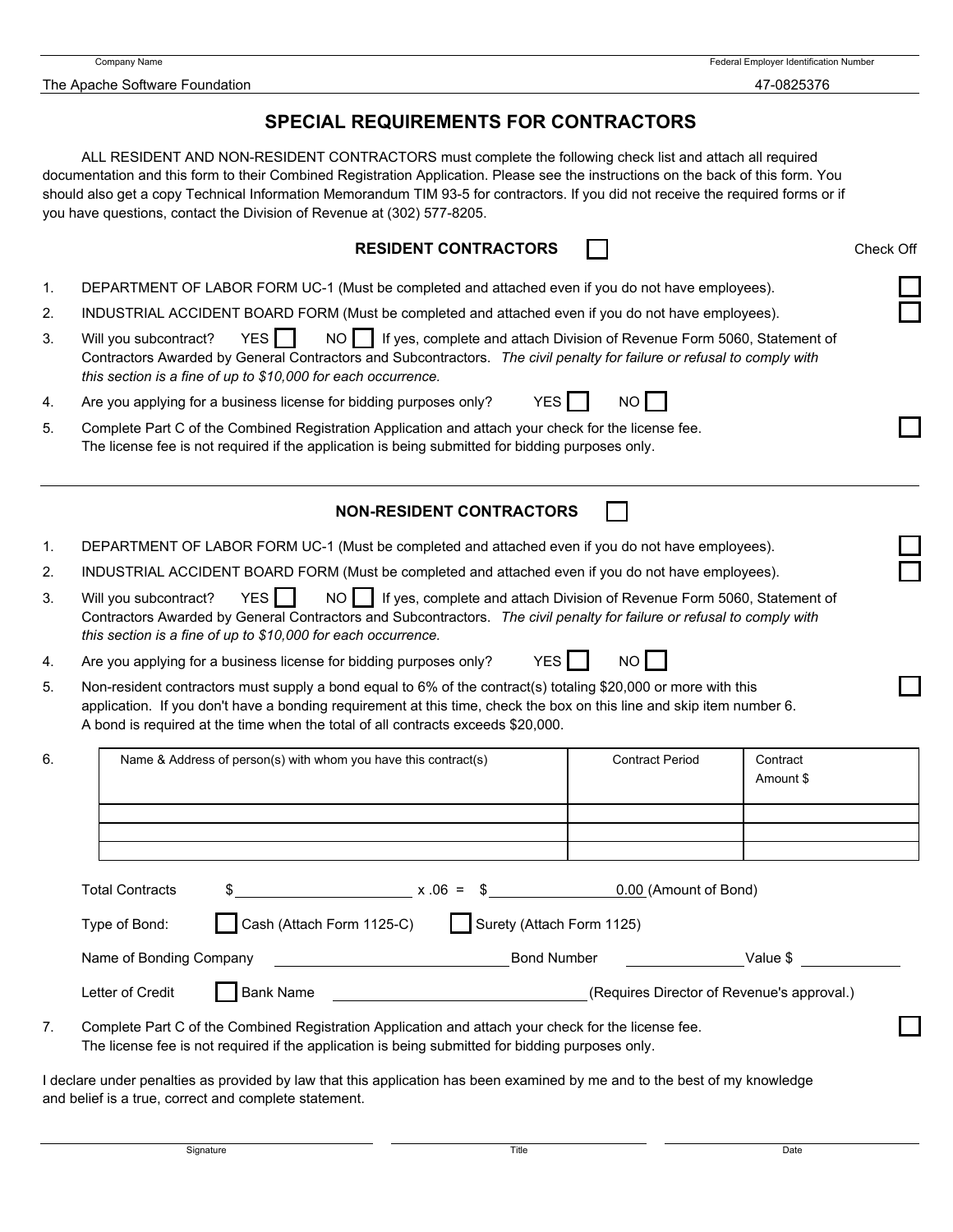| Company Name | Federal Employer Identification Number |
|---|---|
| The Apache Software Foundation | 47-0825376 |

# SPECIAL REQUIREMENTS FOR CONTRACTORS

ALL RESIDENT AND NON-RESIDENT CONTRACTORS must complete the following check list and attach all required documentation and this form to their Combined Registration Application. Please see the instructions on the back of this form. You should also get a copy Technical Information Memorandum TIM 93-5 for contractors. If you did not receive the required forms or if you have questions, contact the Division of Revenue at (302) 577-8205.

## RESIDENT CONTRACTORS ☐

Check Off

1. DEPARTMENT OF LABOR FORM UC-1 (Must be completed and attached even if you do not have employees). ☐
2. INDUSTRIAL ACCIDENT BOARD FORM (Must be completed and attached even if you do not have employees). ☐
3. Will you subcontract? YES ☐ NO ☐ If yes, complete and attach Division of Revenue Form 5060, Statement of Contractors Awarded by General Contractors and Subcontractors. *The civil penalty for failure or refusal to comply with this section is a fine of up to $10,000 for each occurrence.*
4. Are you applying for a business license for bidding purposes only? YES ☐ NO ☐
5. Complete Part C of the Combined Registration Application and attach your check for the license fee. The license fee is not required if the application is being submitted for bidding purposes only. ☐

## NON-RESIDENT CONTRACTORS ☐

1. DEPARTMENT OF LABOR FORM UC-1 (Must be completed and attached even if you do not have employees). ☐
2. INDUSTRIAL ACCIDENT BOARD FORM (Must be completed and attached even if you do not have employees). ☐
3. Will you subcontract? YES ☐ NO ☐ If yes, complete and attach Division of Revenue Form 5060, Statement of Contractors Awarded by General Contractors and Subcontractors. *The civil penalty for failure or refusal to comply with this section is a fine of up to $10,000 for each occurrence.*
4. Are you applying for a business license for bidding purposes only? YES ☐ NO ☐
5. Non-resident contractors must supply a bond equal to 6% of the contract(s) totaling $20,000 or more with this application. If you don't have a bonding requirement at this time, check the box on this line and skip item number 6. A bond is required at the time when the total of all contracts exceeds $20,000. ☐
6.

| Name & Address of person(s) with whom you have this contract(s) | Contract Period | Contract Amount $ |
|---|---|---|
| | | |
| | | |
| | | |

Total Contracts $ ______ x .06 = $ 0.00 (Amount of Bond)

Type of Bond: ☐ Cash (Attach Form 1125-C) ☐ Surety (Attach Form 1125)

Name of Bonding Company ______ Bond Number ______ Value $ ______

Letter of Credit ☐ Bank Name ______ (Requires Director of Revenue's approval.)

7. Complete Part C of the Combined Registration Application and attach your check for the license fee. The license fee is not required if the application is being submitted for bidding purposes only. ☐

I declare under penalties as provided by law that this application has been examined by me and to the best of my knowledge and belief is a true, correct and complete statement.

| Signature | Title | Date |
|---|---|---|
| | | |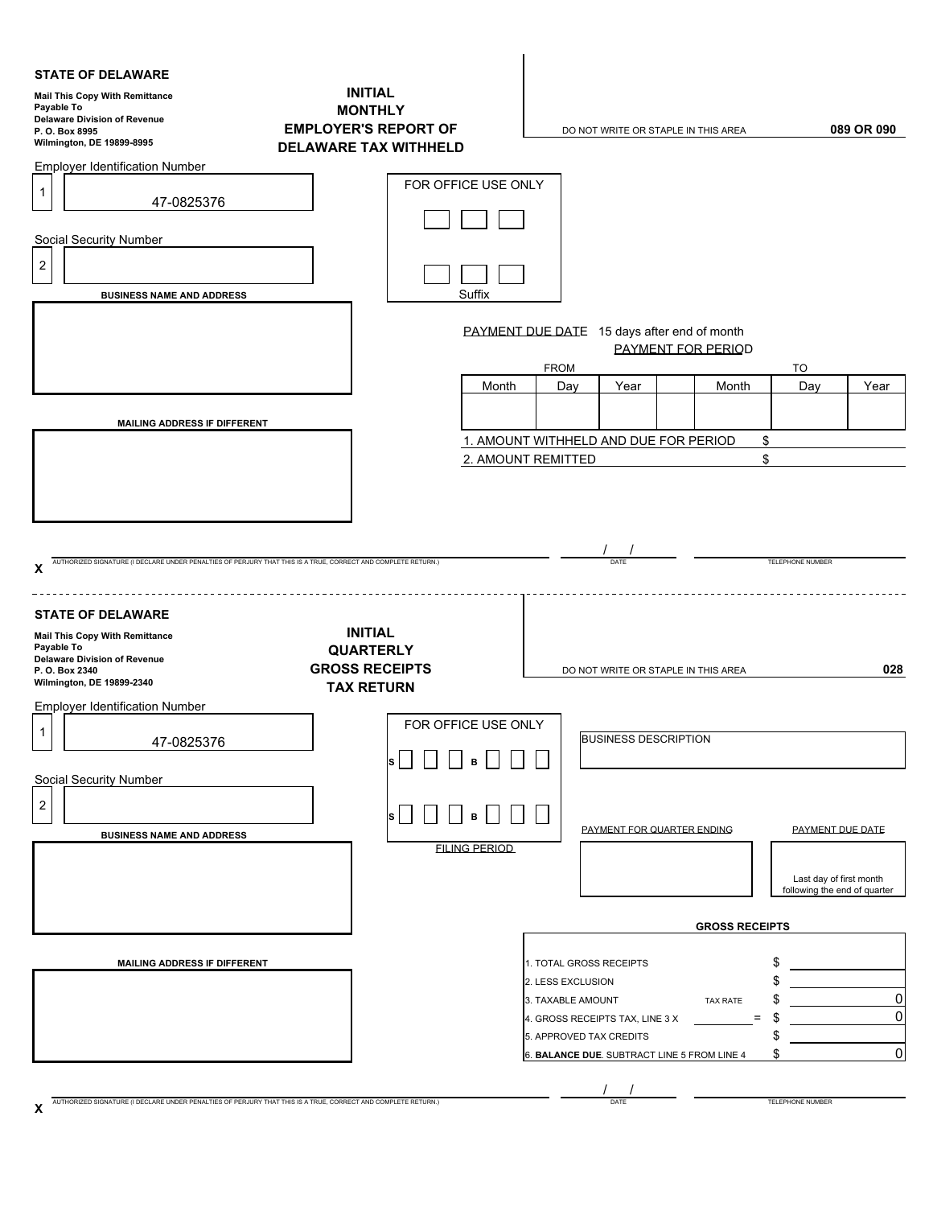## STATE OF DELAWARE

**Mail This Copy With Remittance**
**Payable To**
**Delaware Division of Revenue**
**P. O. Box 8995**
**Wilmington, DE 19899-8995**

### INITIAL MONTHLY EMPLOYER'S REPORT OF DELAWARE TAX WITHHELD

DO NOT WRITE OR STAPLE IN THIS AREA **089 OR 090**

Employer Identification Number

1 | 47-0825376

FOR OFFICE USE ONLY

Social Security Number

2 |

Suffix

**BUSINESS NAME AND ADDRESS**

PAYMENT DUE DATE 15 days after end of month

PAYMENT FOR PERIOD

| FROM | | | | TO | | |
|---|---|---|---|---|---|---|
| Month | Day | Year | | Month | Day | Year |
| | | | | | | |

**MAILING ADDRESS IF DIFFERENT**

1. AMOUNT WITHHELD AND DUE FOR PERIOD $
2. AMOUNT REMITTED $

X ______ AUTHORIZED SIGNATURE (I DECLARE UNDER PENALTIES OF PERJURY THAT THIS IS A TRUE, CORRECT AND COMPLETE RETURN.) &nbsp;&nbsp; / / DATE &nbsp;&nbsp; TELEPHONE NUMBER

---

## STATE OF DELAWARE

**Mail This Copy With Remittance**
**Payable To**
**Delaware Division of Revenue**
**P. O. Box 2340**
**Wilmington, DE 19899-2340**

### INITIAL QUARTERLY GROSS RECEIPTS TAX RETURN

DO NOT WRITE OR STAPLE IN THIS AREA **028**

Employer Identification Number

1 | 47-0825376

FOR OFFICE USE ONLY

S B

S B

FILING PERIOD

BUSINESS DESCRIPTION

Social Security Number

2 |

**BUSINESS NAME AND ADDRESS**

PAYMENT FOR QUARTER ENDING

PAYMENT DUE DATE: Last day of first month following the end of quarter

**MAILING ADDRESS IF DIFFERENT**

**GROSS RECEIPTS**

| | | |
|---|---|---|
| 1. TOTAL GROSS RECEIPTS | $ | |
| 2. LESS EXCLUSION | $ | |
| 3. TAXABLE AMOUNT | TAX RATE $ | 0 |
| 4. GROSS RECEIPTS TAX, LINE 3 X ______ = | $ | 0 |
| 5. APPROVED TAX CREDITS | $ | |
| 6. **BALANCE DUE**. SUBTRACT LINE 5 FROM LINE 4 | $ | 0 |

X ______ AUTHORIZED SIGNATURE (I DECLARE UNDER PENALTIES OF PERJURY THAT THIS IS A TRUE, CORRECT AND COMPLETE RETURN.) &nbsp;&nbsp; / / DATE &nbsp;&nbsp; TELEPHONE NUMBER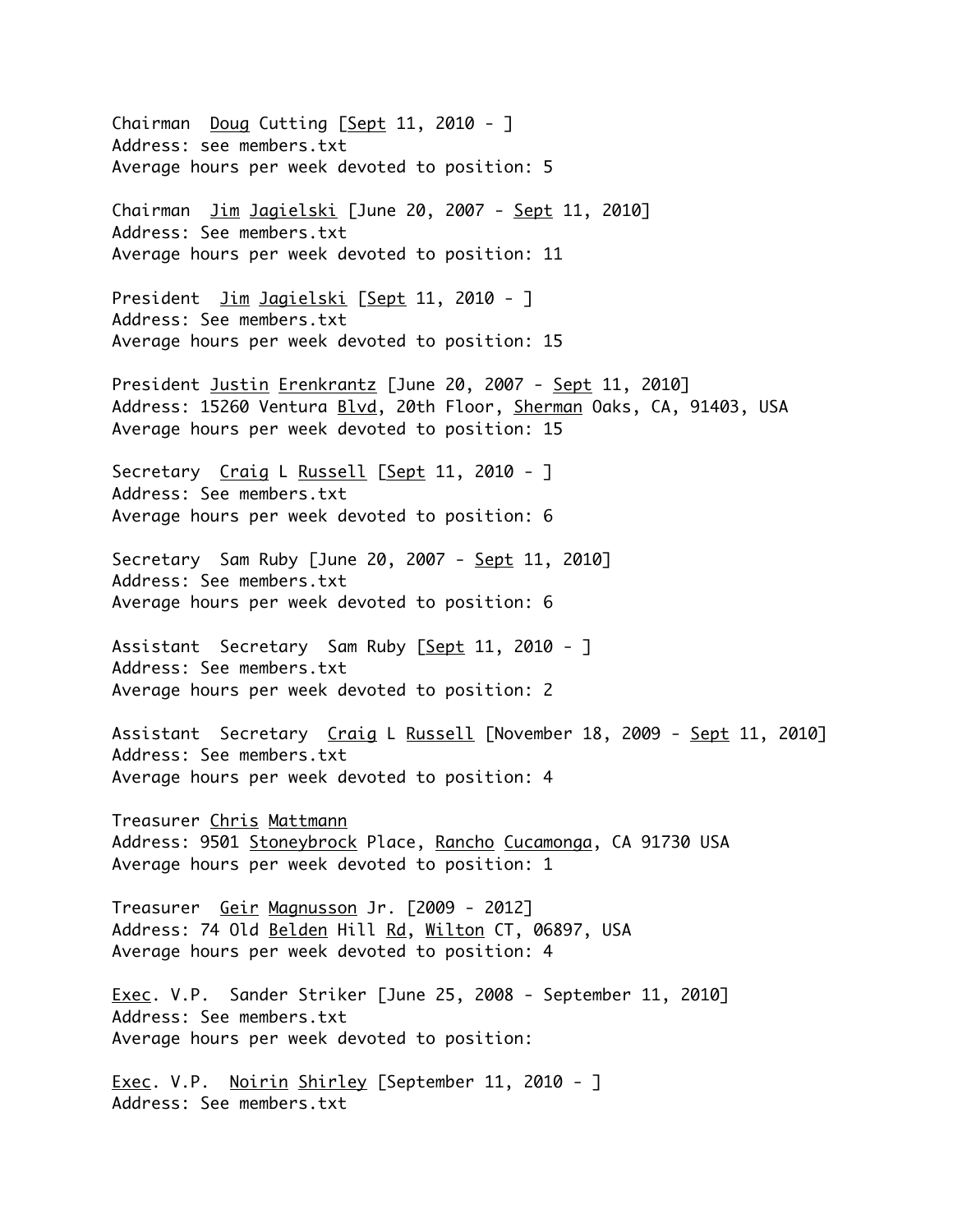Chairman  Doug Cutting [Sept 11, 2010 - ]
Address: see members.txt
Average hours per week devoted to position: 5

Chairman  Jim Jagielski [June 20, 2007 - Sept 11, 2010]
Address: See members.txt
Average hours per week devoted to position: 11

President  Jim Jagielski [Sept 11, 2010 - ]
Address: See members.txt
Average hours per week devoted to position: 15

President Justin Erenkrantz [June 20, 2007 - Sept 11, 2010]
Address: 15260 Ventura Blvd, 20th Floor, Sherman Oaks, CA, 91403, USA
Average hours per week devoted to position: 15

Secretary  Craig L Russell [Sept 11, 2010 - ]
Address: See members.txt
Average hours per week devoted to position: 6

Secretary  Sam Ruby [June 20, 2007 - Sept 11, 2010]
Address: See members.txt
Average hours per week devoted to position: 6

Assistant  Secretary  Sam Ruby [Sept 11, 2010 - ]
Address: See members.txt
Average hours per week devoted to position: 2

Assistant  Secretary  Craig L Russell [November 18, 2009 - Sept 11, 2010]
Address: See members.txt
Average hours per week devoted to position: 4

Treasurer Chris Mattmann
Address: 9501 Stoneybrock Place, Rancho Cucamonga, CA 91730 USA
Average hours per week devoted to position: 1

Treasurer  Geir Magnusson Jr. [2009 - 2012]
Address: 74 Old Belden Hill Rd, Wilton CT, 06897, USA
Average hours per week devoted to position: 4

Exec. V.P.  Sander Striker [June 25, 2008 - September 11, 2010]
Address: See members.txt
Average hours per week devoted to position:

Exec. V.P.  Noirin Shirley [September 11, 2010 - ]
Address: See members.txt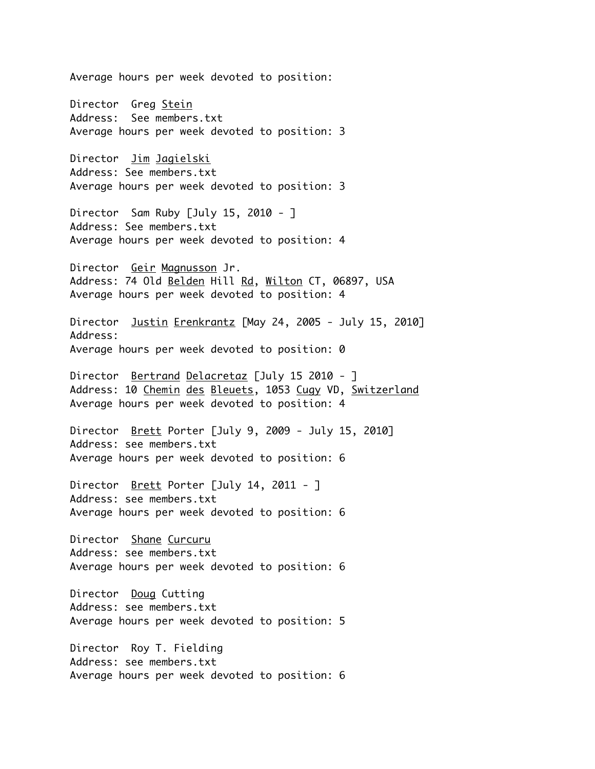Average hours per week devoted to position:

Director  Greg Stein
Address:  See members.txt
Average hours per week devoted to position: 3

Director  Jim Jagielski
Address: See members.txt
Average hours per week devoted to position: 3

Director  Sam Ruby [July 15, 2010 - ]
Address: See members.txt
Average hours per week devoted to position: 4

Director  Geir Magnusson Jr.
Address: 74 Old Belden Hill Rd, Wilton CT, 06897, USA
Average hours per week devoted to position: 4

Director  Justin Erenkrantz [May 24, 2005 - July 15, 2010]
Address:
Average hours per week devoted to position: 0

Director  Bertrand Delacretaz [July 15 2010 - ]
Address: 10 Chemin des Bleuets, 1053 Cugy VD, Switzerland
Average hours per week devoted to position: 4

Director  Brett Porter [July 9, 2009 - July 15, 2010]
Address: see members.txt
Average hours per week devoted to position: 6

Director  Brett Porter [July 14, 2011 - ]
Address: see members.txt
Average hours per week devoted to position: 6

Director  Shane Curcuru
Address: see members.txt
Average hours per week devoted to position: 6

Director  Doug Cutting
Address: see members.txt
Average hours per week devoted to position: 5

Director  Roy T. Fielding
Address: see members.txt
Average hours per week devoted to position: 6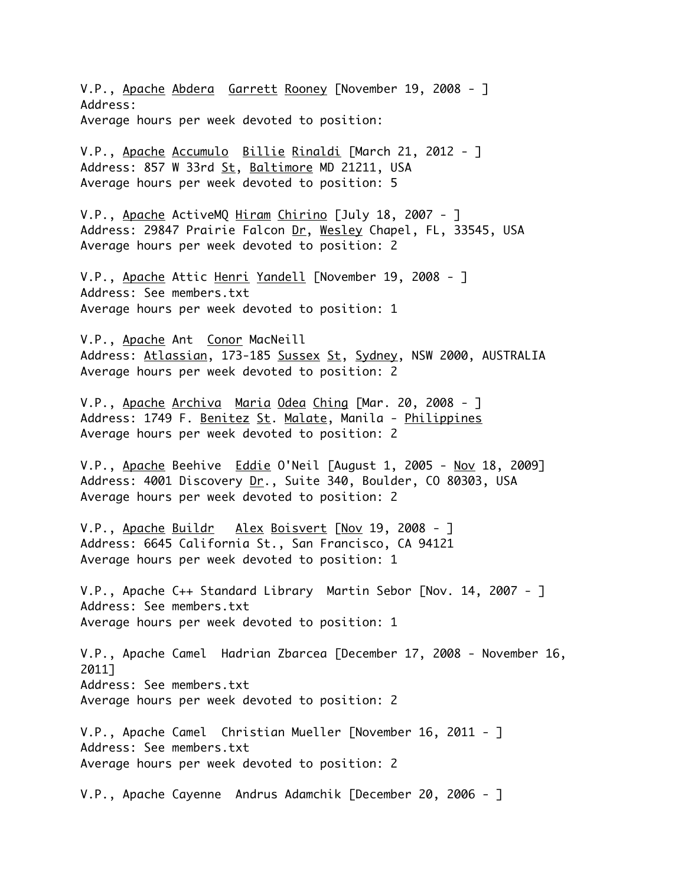V.P., Apache Abdera  Garrett Rooney [November 19, 2008 - ]
Address:
Average hours per week devoted to position:

V.P., Apache Accumulo  Billie Rinaldi [March 21, 2012 - ]
Address: 857 W 33rd St, Baltimore MD 21211, USA
Average hours per week devoted to position: 5

V.P., Apache ActiveMQ Hiram Chirino [July 18, 2007 - ]
Address: 29847 Prairie Falcon Dr, Wesley Chapel, FL, 33545, USA
Average hours per week devoted to position: 2

V.P., Apache Attic Henri Yandell [November 19, 2008 - ]
Address: See members.txt
Average hours per week devoted to position: 1

V.P., Apache Ant  Conor MacNeill
Address: Atlassian, 173-185 Sussex St, Sydney, NSW 2000, AUSTRALIA
Average hours per week devoted to position: 2

V.P., Apache Archiva  Maria Odea Ching [Mar. 20, 2008 - ]
Address: 1749 F. Benitez St. Malate, Manila - Philippines
Average hours per week devoted to position: 2

V.P., Apache Beehive  Eddie O'Neil [August 1, 2005 - Nov 18, 2009]
Address: 4001 Discovery Dr., Suite 340, Boulder, CO 80303, USA
Average hours per week devoted to position: 2

V.P., Apache Buildr   Alex Boisvert [Nov 19, 2008 - ]
Address: 6645 California St., San Francisco, CA 94121
Average hours per week devoted to position: 1

V.P., Apache C++ Standard Library  Martin Sebor [Nov. 14, 2007 - ]
Address: See members.txt
Average hours per week devoted to position: 1

V.P., Apache Camel  Hadrian Zbarcea [December 17, 2008 - November 16, 2011]
Address: See members.txt
Average hours per week devoted to position: 2

V.P., Apache Camel  Christian Mueller [November 16, 2011 - ]
Address: See members.txt
Average hours per week devoted to position: 2

V.P., Apache Cayenne  Andrus Adamchik [December 20, 2006 - ]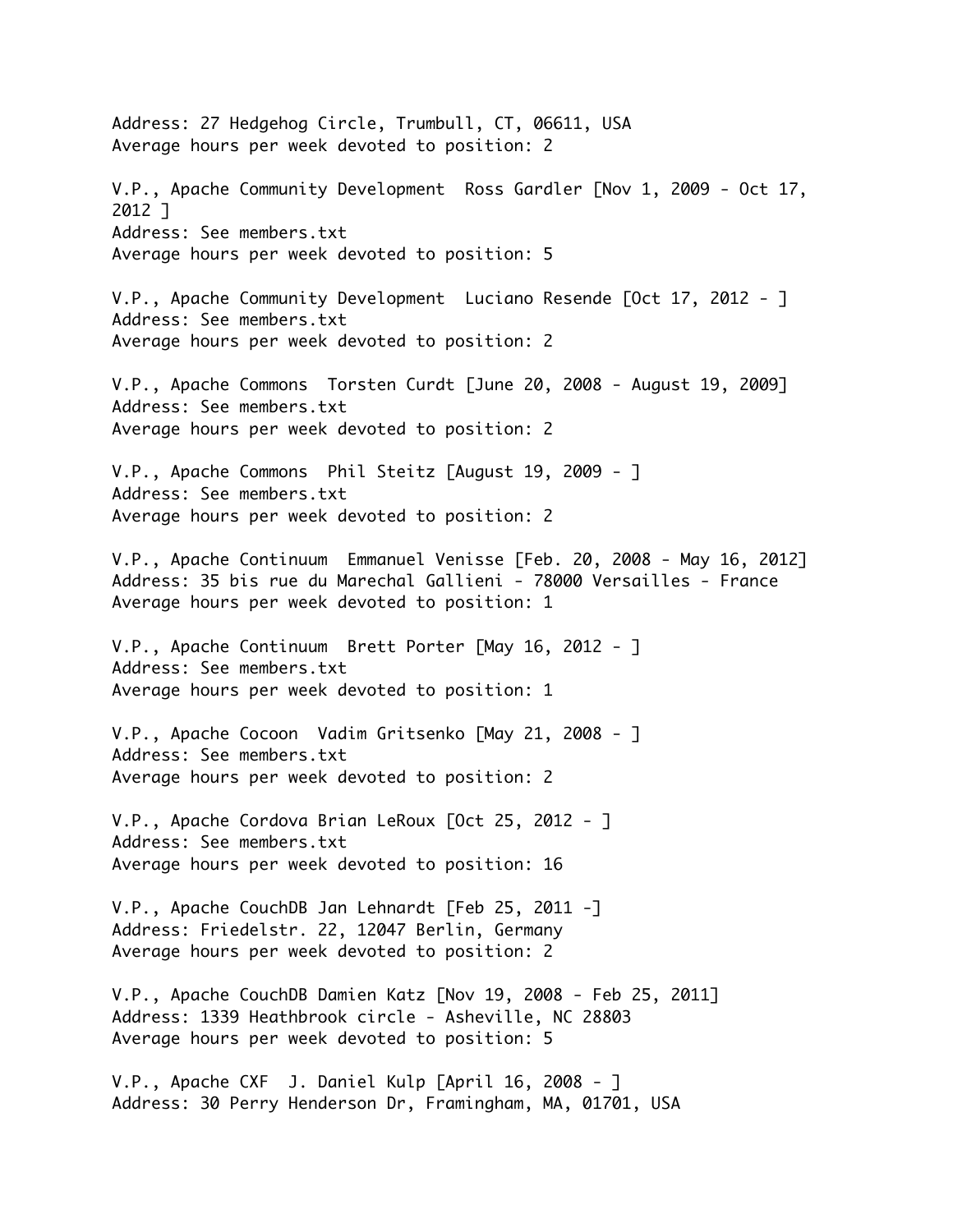Address: 27 Hedgehog Circle, Trumbull, CT, 06611, USA
Average hours per week devoted to position: 2

V.P., Apache Community Development  Ross Gardler [Nov 1, 2009 - Oct 17, 2012 ]
Address: See members.txt
Average hours per week devoted to position: 5

V.P., Apache Community Development  Luciano Resende [Oct 17, 2012 - ]
Address: See members.txt
Average hours per week devoted to position: 2

V.P., Apache Commons  Torsten Curdt [June 20, 2008 - August 19, 2009]
Address: See members.txt
Average hours per week devoted to position: 2

V.P., Apache Commons  Phil Steitz [August 19, 2009 - ]
Address: See members.txt
Average hours per week devoted to position: 2

V.P., Apache Continuum  Emmanuel Venisse [Feb. 20, 2008 - May 16, 2012]
Address: 35 bis rue du Marechal Gallieni - 78000 Versailles - France
Average hours per week devoted to position: 1

V.P., Apache Continuum  Brett Porter [May 16, 2012 - ]
Address: See members.txt
Average hours per week devoted to position: 1

V.P., Apache Cocoon  Vadim Gritsenko [May 21, 2008 - ]
Address: See members.txt
Average hours per week devoted to position: 2

V.P., Apache Cordova Brian LeRoux [Oct 25, 2012 - ]
Address: See members.txt
Average hours per week devoted to position: 16

V.P., Apache CouchDB Jan Lehnardt [Feb 25, 2011 -]
Address: Friedelstr. 22, 12047 Berlin, Germany
Average hours per week devoted to position: 2

V.P., Apache CouchDB Damien Katz [Nov 19, 2008 - Feb 25, 2011]
Address: 1339 Heathbrook circle - Asheville, NC 28803
Average hours per week devoted to position: 5

V.P., Apache CXF  J. Daniel Kulp [April 16, 2008 - ]
Address: 30 Perry Henderson Dr, Framingham, MA, 01701, USA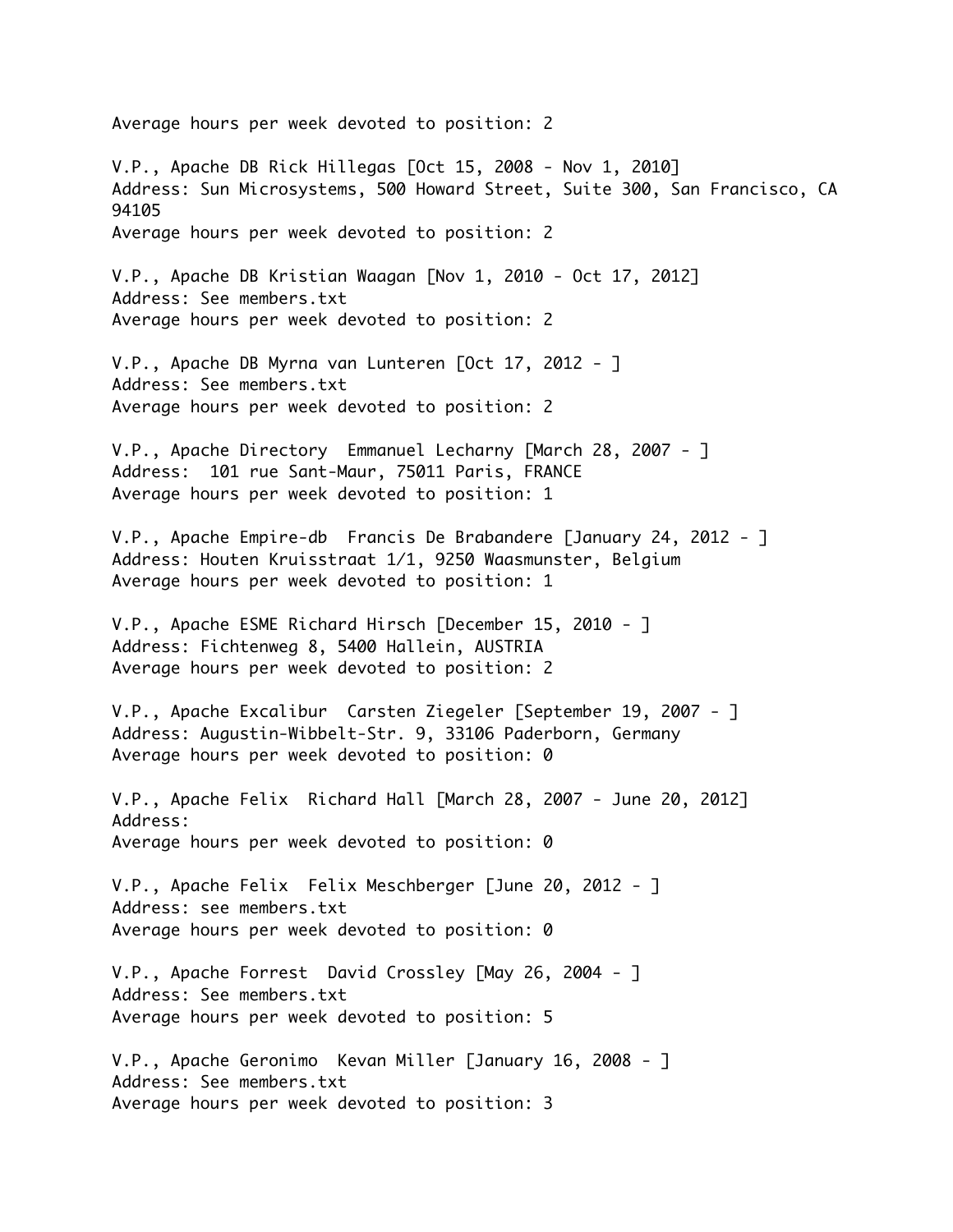Average hours per week devoted to position: 2

V.P., Apache DB Rick Hillegas [Oct 15, 2008 - Nov 1, 2010]
Address: Sun Microsystems, 500 Howard Street, Suite 300, San Francisco, CA 94105
Average hours per week devoted to position: 2

V.P., Apache DB Kristian Waagan [Nov 1, 2010 - Oct 17, 2012]
Address: See members.txt
Average hours per week devoted to position: 2

V.P., Apache DB Myrna van Lunteren [Oct 17, 2012 - ]
Address: See members.txt
Average hours per week devoted to position: 2

V.P., Apache Directory Emmanuel Lecharny [March 28, 2007 - ]
Address: 101 rue Sant-Maur, 75011 Paris, FRANCE
Average hours per week devoted to position: 1

V.P., Apache Empire-db Francis De Brabandere [January 24, 2012 - ]
Address: Houten Kruisstraat 1/1, 9250 Waasmunster, Belgium
Average hours per week devoted to position: 1

V.P., Apache ESME Richard Hirsch [December 15, 2010 - ]
Address: Fichtenweg 8, 5400 Hallein, AUSTRIA
Average hours per week devoted to position: 2

V.P., Apache Excalibur Carsten Ziegeler [September 19, 2007 - ]
Address: Augustin-Wibbelt-Str. 9, 33106 Paderborn, Germany
Average hours per week devoted to position: 0

V.P., Apache Felix Richard Hall [March 28, 2007 - June 20, 2012]
Address:
Average hours per week devoted to position: 0

V.P., Apache Felix Felix Meschberger [June 20, 2012 - ]
Address: see members.txt
Average hours per week devoted to position: 0

V.P., Apache Forrest David Crossley [May 26, 2004 - ]
Address: See members.txt
Average hours per week devoted to position: 5

V.P., Apache Geronimo Kevan Miller [January 16, 2008 - ]
Address: See members.txt
Average hours per week devoted to position: 3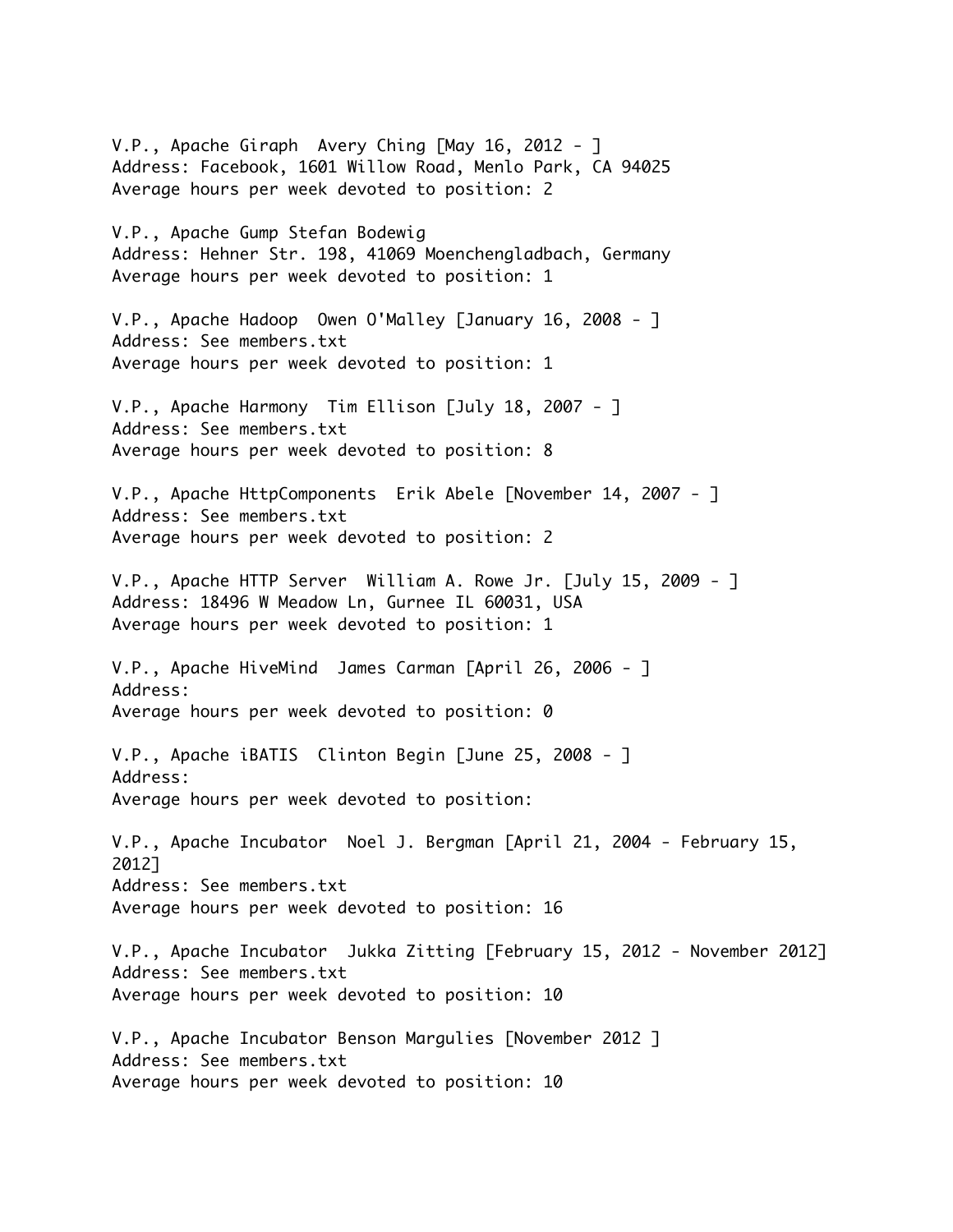V.P., Apache Giraph  Avery Ching [May 16, 2012 - ]
Address: Facebook, 1601 Willow Road, Menlo Park, CA 94025
Average hours per week devoted to position: 2

V.P., Apache Gump Stefan Bodewig
Address: Hehner Str. 198, 41069 Moenchengladbach, Germany
Average hours per week devoted to position: 1

V.P., Apache Hadoop  Owen O'Malley [January 16, 2008 - ]
Address: See members.txt
Average hours per week devoted to position: 1

V.P., Apache Harmony  Tim Ellison [July 18, 2007 - ]
Address: See members.txt
Average hours per week devoted to position: 8

V.P., Apache HttpComponents  Erik Abele [November 14, 2007 - ]
Address: See members.txt
Average hours per week devoted to position: 2

V.P., Apache HTTP Server  William A. Rowe Jr. [July 15, 2009 - ]
Address: 18496 W Meadow Ln, Gurnee IL 60031, USA
Average hours per week devoted to position: 1

V.P., Apache HiveMind  James Carman [April 26, 2006 - ]
Address:
Average hours per week devoted to position: 0

V.P., Apache iBATIS  Clinton Begin [June 25, 2008 - ]
Address:
Average hours per week devoted to position:

V.P., Apache Incubator  Noel J. Bergman [April 21, 2004 - February 15, 2012]
Address: See members.txt
Average hours per week devoted to position: 16

V.P., Apache Incubator  Jukka Zitting [February 15, 2012 - November 2012]
Address: See members.txt
Average hours per week devoted to position: 10

V.P., Apache Incubator Benson Margulies [November 2012 ]
Address: See members.txt
Average hours per week devoted to position: 10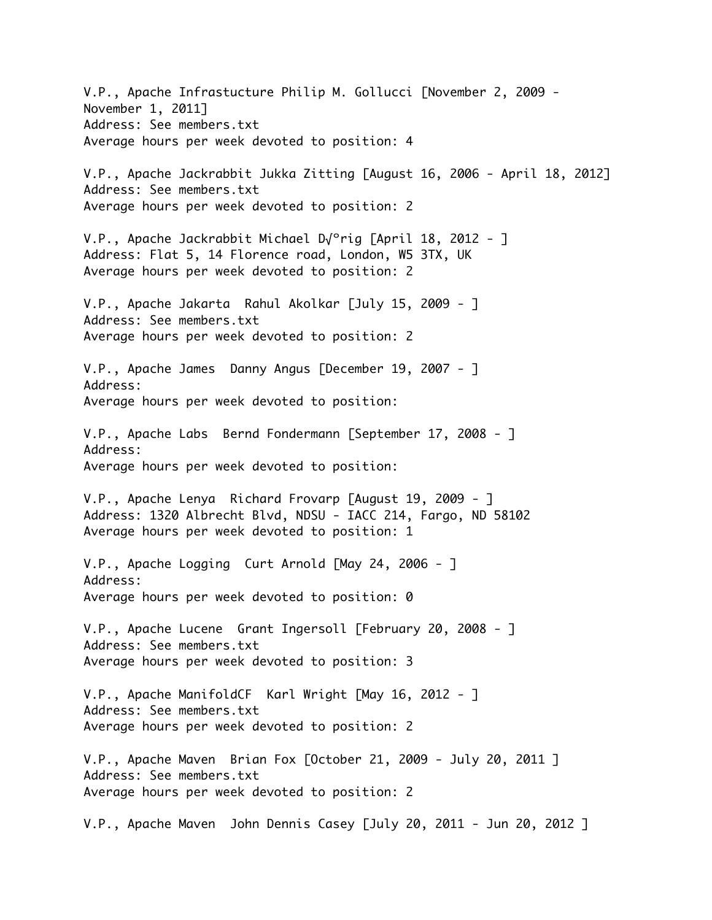V.P., Apache Infrastucture Philip M. Gollucci [November 2, 2009 - November 1, 2011]
Address: See members.txt
Average hours per week devoted to position: 4

V.P., Apache Jackrabbit Jukka Zitting [August 16, 2006 - April 18, 2012]
Address: See members.txt
Average hours per week devoted to position: 2

V.P., Apache Jackrabbit Michael D√°rig [April 18, 2012 - ]
Address: Flat 5, 14 Florence road, London, W5 3TX, UK
Average hours per week devoted to position: 2

V.P., Apache Jakarta  Rahul Akolkar [July 15, 2009 - ]
Address: See members.txt
Average hours per week devoted to position: 2

V.P., Apache James  Danny Angus [December 19, 2007 - ]
Address:
Average hours per week devoted to position:

V.P., Apache Labs  Bernd Fondermann [September 17, 2008 - ]
Address:
Average hours per week devoted to position:

V.P., Apache Lenya  Richard Frovarp [August 19, 2009 - ]
Address: 1320 Albrecht Blvd, NDSU - IACC 214, Fargo, ND 58102
Average hours per week devoted to position: 1

V.P., Apache Logging  Curt Arnold [May 24, 2006 - ]
Address:
Average hours per week devoted to position: 0

V.P., Apache Lucene  Grant Ingersoll [February 20, 2008 - ]
Address: See members.txt
Average hours per week devoted to position: 3

V.P., Apache ManifoldCF  Karl Wright [May 16, 2012 - ]
Address: See members.txt
Average hours per week devoted to position: 2

V.P., Apache Maven  Brian Fox [October 21, 2009 - July 20, 2011 ]
Address: See members.txt
Average hours per week devoted to position: 2

V.P., Apache Maven  John Dennis Casey [July 20, 2011 - Jun 20, 2012 ]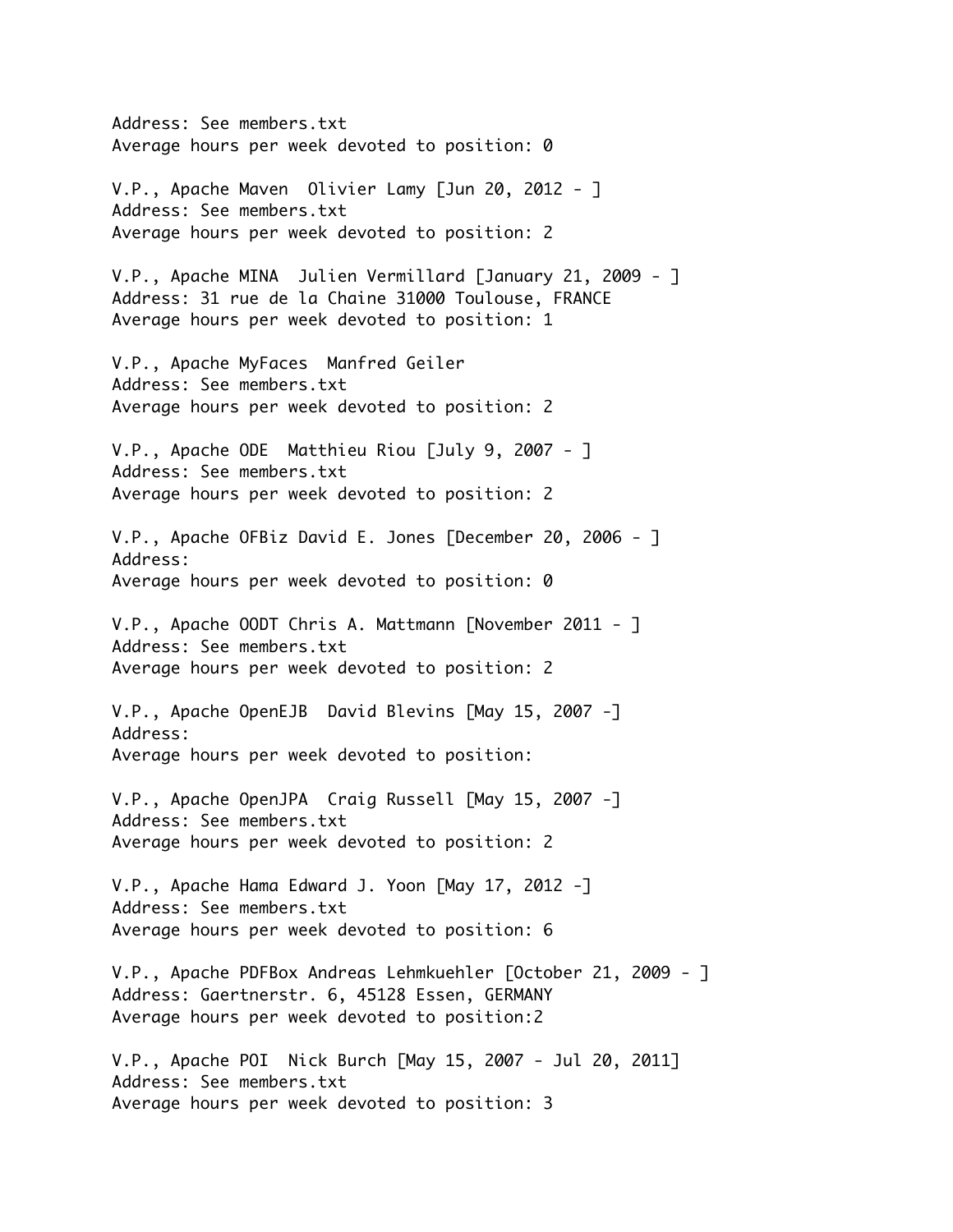Address: See members.txt
Average hours per week devoted to position: 0

V.P., Apache Maven  Olivier Lamy [Jun 20, 2012 - ]
Address: See members.txt
Average hours per week devoted to position: 2

V.P., Apache MINA  Julien Vermillard [January 21, 2009 - ]
Address: 31 rue de la Chaine 31000 Toulouse, FRANCE
Average hours per week devoted to position: 1

V.P., Apache MyFaces  Manfred Geiler
Address: See members.txt
Average hours per week devoted to position: 2

V.P., Apache ODE  Matthieu Riou [July 9, 2007 - ]
Address: See members.txt
Average hours per week devoted to position: 2

V.P., Apache OFBiz David E. Jones [December 20, 2006 - ]
Address:
Average hours per week devoted to position: 0

V.P., Apache OODT Chris A. Mattmann [November 2011 - ]
Address: See members.txt
Average hours per week devoted to position: 2

V.P., Apache OpenEJB  David Blevins [May 15, 2007 -]
Address:
Average hours per week devoted to position:

V.P., Apache OpenJPA  Craig Russell [May 15, 2007 -]
Address: See members.txt
Average hours per week devoted to position: 2

V.P., Apache Hama Edward J. Yoon [May 17, 2012 -]
Address: See members.txt
Average hours per week devoted to position: 6

V.P., Apache PDFBox Andreas Lehmkuehler [October 21, 2009 - ]
Address: Gaertnerstr. 6, 45128 Essen, GERMANY
Average hours per week devoted to position:2

V.P., Apache POI  Nick Burch [May 15, 2007 - Jul 20, 2011]
Address: See members.txt
Average hours per week devoted to position: 3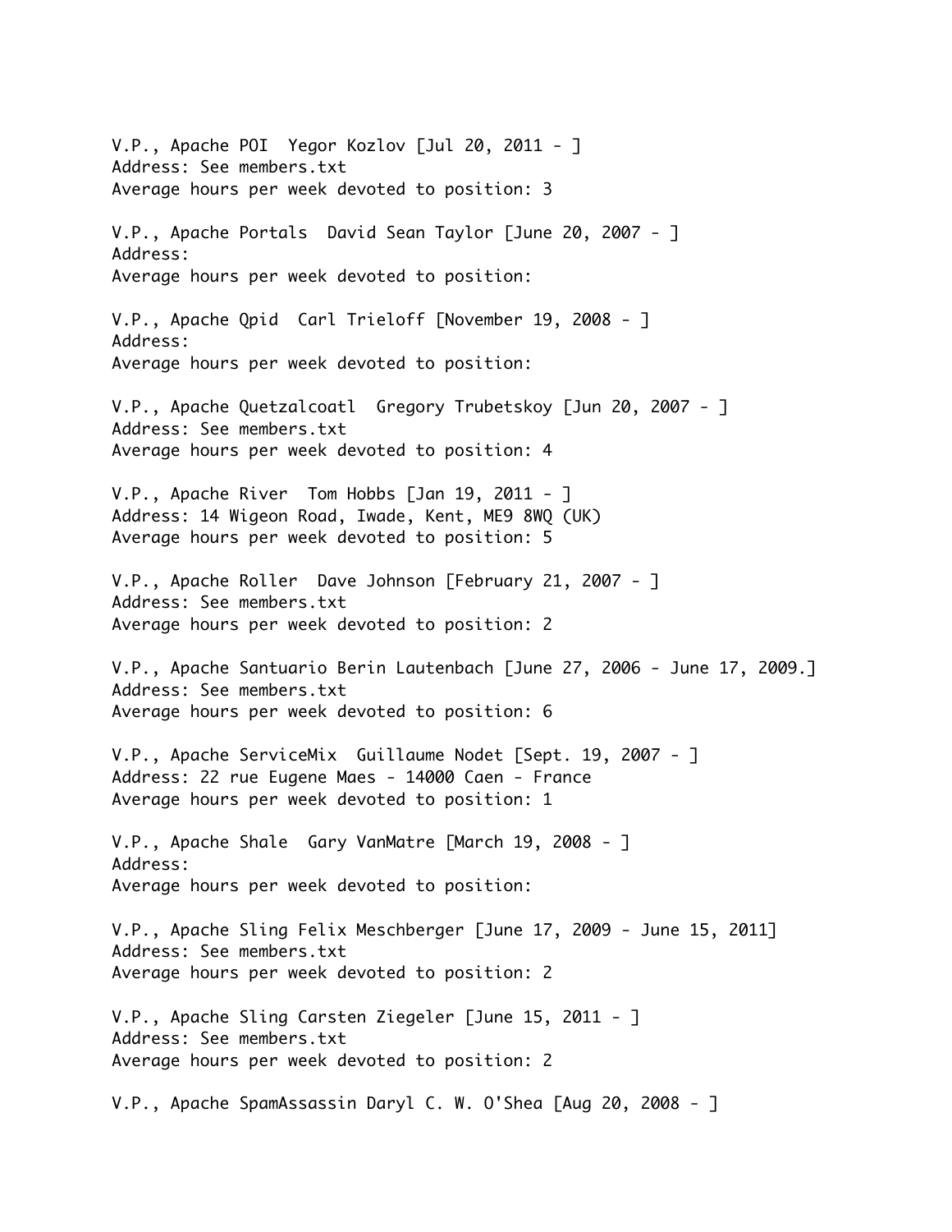V.P., Apache POI  Yegor Kozlov [Jul 20, 2011 - ]
Address: See members.txt
Average hours per week devoted to position: 3

V.P., Apache Portals  David Sean Taylor [June 20, 2007 - ]
Address:
Average hours per week devoted to position:

V.P., Apache Qpid  Carl Trieloff [November 19, 2008 - ]
Address:
Average hours per week devoted to position:

V.P., Apache Quetzalcoatl  Gregory Trubetskoy [Jun 20, 2007 - ]
Address: See members.txt
Average hours per week devoted to position: 4

V.P., Apache River  Tom Hobbs [Jan 19, 2011 - ]
Address: 14 Wigeon Road, Iwade, Kent, ME9 8WQ (UK)
Average hours per week devoted to position: 5

V.P., Apache Roller  Dave Johnson [February 21, 2007 - ]
Address: See members.txt
Average hours per week devoted to position: 2

V.P., Apache Santuario Berin Lautenbach [June 27, 2006 - June 17, 2009.]
Address: See members.txt
Average hours per week devoted to position: 6

V.P., Apache ServiceMix  Guillaume Nodet [Sept. 19, 2007 - ]
Address: 22 rue Eugene Maes - 14000 Caen - France
Average hours per week devoted to position: 1

V.P., Apache Shale  Gary VanMatre [March 19, 2008 - ]
Address:
Average hours per week devoted to position:

V.P., Apache Sling Felix Meschberger [June 17, 2009 - June 15, 2011]
Address: See members.txt
Average hours per week devoted to position: 2

V.P., Apache Sling Carsten Ziegeler [June 15, 2011 - ]
Address: See members.txt
Average hours per week devoted to position: 2

V.P., Apache SpamAssassin Daryl C. W. O'Shea [Aug 20, 2008 - ]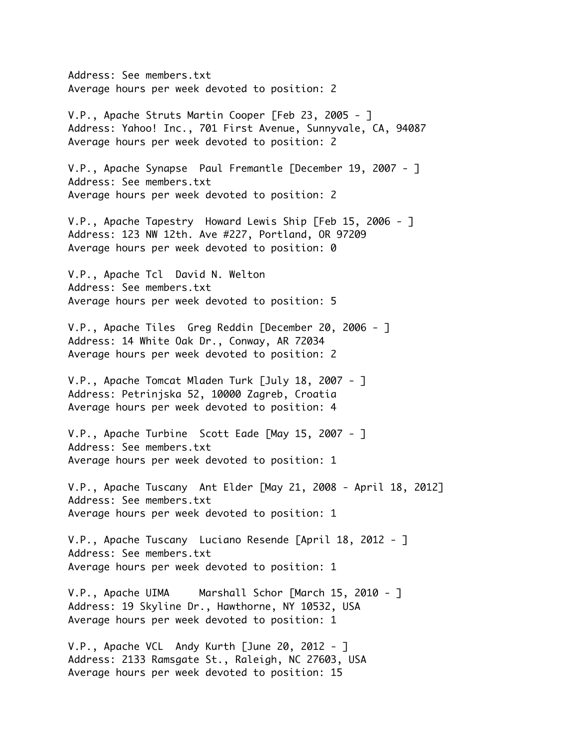Address: See members.txt
Average hours per week devoted to position: 2

V.P., Apache Struts Martin Cooper [Feb 23, 2005 - ]
Address: Yahoo! Inc., 701 First Avenue, Sunnyvale, CA, 94087
Average hours per week devoted to position: 2

V.P., Apache Synapse  Paul Fremantle [December 19, 2007 - ]
Address: See members.txt
Average hours per week devoted to position: 2

V.P., Apache Tapestry  Howard Lewis Ship [Feb 15, 2006 - ]
Address: 123 NW 12th. Ave #227, Portland, OR 97209
Average hours per week devoted to position: 0

V.P., Apache Tcl  David N. Welton
Address: See members.txt
Average hours per week devoted to position: 5

V.P., Apache Tiles  Greg Reddin [December 20, 2006 - ]
Address: 14 White Oak Dr., Conway, AR 72034
Average hours per week devoted to position: 2

V.P., Apache Tomcat Mladen Turk [July 18, 2007 - ]
Address: Petrinjska 52, 10000 Zagreb, Croatia
Average hours per week devoted to position: 4

V.P., Apache Turbine  Scott Eade [May 15, 2007 - ]
Address: See members.txt
Average hours per week devoted to position: 1

V.P., Apache Tuscany  Ant Elder [May 21, 2008 - April 18, 2012]
Address: See members.txt
Average hours per week devoted to position: 1

V.P., Apache Tuscany  Luciano Resende [April 18, 2012 - ]
Address: See members.txt
Average hours per week devoted to position: 1

V.P., Apache UIMA     Marshall Schor [March 15, 2010 - ]
Address: 19 Skyline Dr., Hawthorne, NY 10532, USA
Average hours per week devoted to position: 1

V.P., Apache VCL  Andy Kurth [June 20, 2012 - ]
Address: 2133 Ramsgate St., Raleigh, NC 27603, USA
Average hours per week devoted to position: 15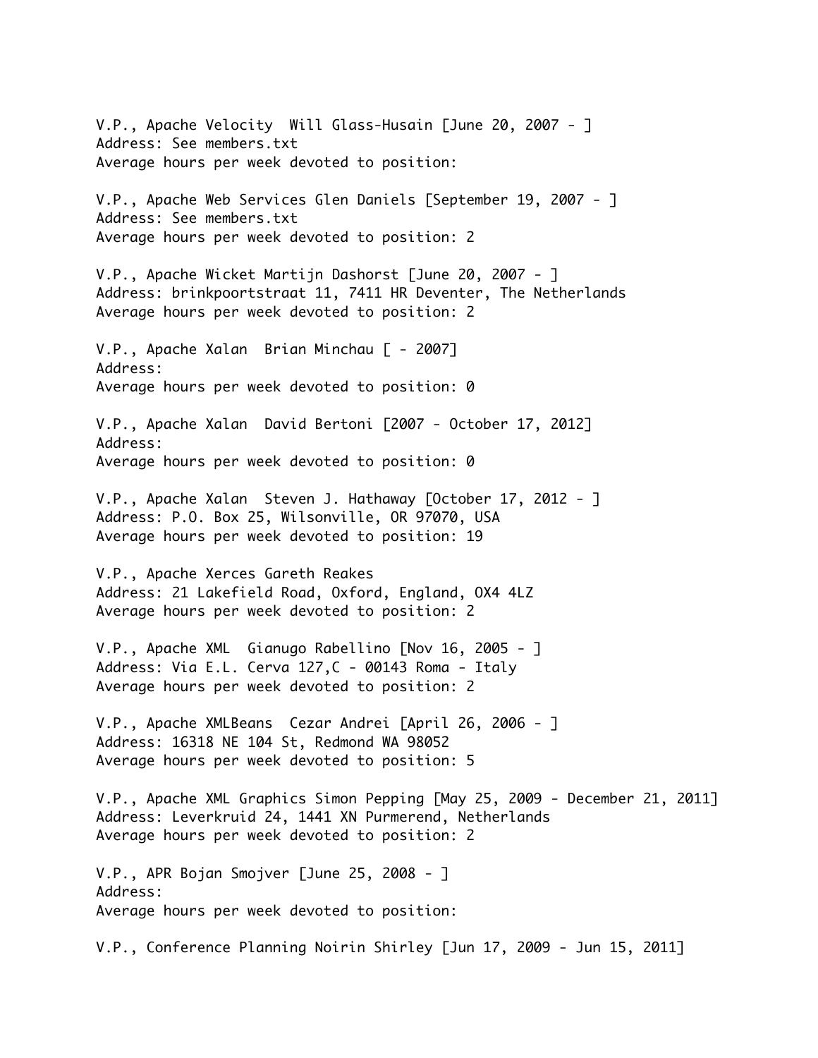V.P., Apache Velocity  Will Glass-Husain [June 20, 2007 - ]
Address: See members.txt
Average hours per week devoted to position:

V.P., Apache Web Services Glen Daniels [September 19, 2007 - ]
Address: See members.txt
Average hours per week devoted to position: 2

V.P., Apache Wicket Martijn Dashorst [June 20, 2007 - ]
Address: brinkpoortstraat 11, 7411 HR Deventer, The Netherlands
Average hours per week devoted to position: 2

V.P., Apache Xalan  Brian Minchau [ - 2007]
Address:
Average hours per week devoted to position: 0

V.P., Apache Xalan  David Bertoni [2007 - October 17, 2012]
Address:
Average hours per week devoted to position: 0

V.P., Apache Xalan  Steven J. Hathaway [October 17, 2012 - ]
Address: P.O. Box 25, Wilsonville, OR 97070, USA
Average hours per week devoted to position: 19

V.P., Apache Xerces Gareth Reakes
Address: 21 Lakefield Road, Oxford, England, OX4 4LZ
Average hours per week devoted to position: 2

V.P., Apache XML  Gianugo Rabellino [Nov 16, 2005 - ]
Address: Via E.L. Cerva 127,C - 00143 Roma - Italy
Average hours per week devoted to position: 2

V.P., Apache XMLBeans  Cezar Andrei [April 26, 2006 - ]
Address: 16318 NE 104 St, Redmond WA 98052
Average hours per week devoted to position: 5

V.P., Apache XML Graphics Simon Pepping [May 25, 2009 - December 21, 2011]
Address: Leverkruid 24, 1441 XN Purmerend, Netherlands
Average hours per week devoted to position: 2

V.P., APR Bojan Smojver [June 25, 2008 - ]
Address:
Average hours per week devoted to position:

V.P., Conference Planning Noirin Shirley [Jun 17, 2009 - Jun 15, 2011]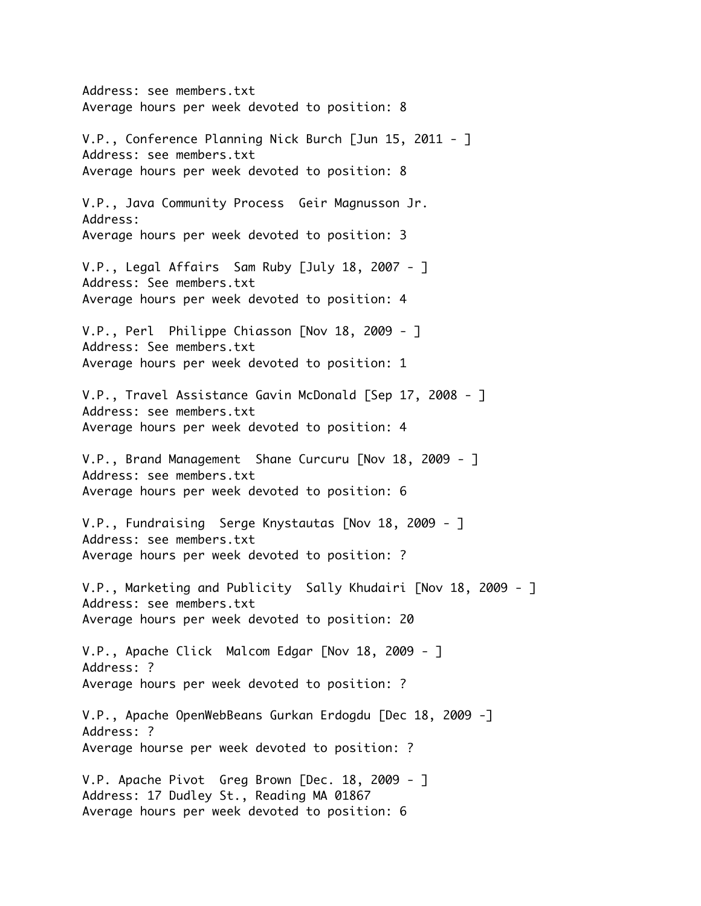Address: see members.txt
Average hours per week devoted to position: 8

V.P., Conference Planning Nick Burch [Jun 15, 2011 - ]
Address: see members.txt
Average hours per week devoted to position: 8

V.P., Java Community Process  Geir Magnusson Jr.
Address:
Average hours per week devoted to position: 3

V.P., Legal Affairs  Sam Ruby [July 18, 2007 - ]
Address: See members.txt
Average hours per week devoted to position: 4

V.P., Perl  Philippe Chiasson [Nov 18, 2009 - ]
Address: See members.txt
Average hours per week devoted to position: 1

V.P., Travel Assistance Gavin McDonald [Sep 17, 2008 - ]
Address: see members.txt
Average hours per week devoted to position: 4

V.P., Brand Management  Shane Curcuru [Nov 18, 2009 - ]
Address: see members.txt
Average hours per week devoted to position: 6

V.P., Fundraising  Serge Knystautas [Nov 18, 2009 - ]
Address: see members.txt
Average hours per week devoted to position: ?

V.P., Marketing and Publicity  Sally Khudairi [Nov 18, 2009 - ]
Address: see members.txt
Average hours per week devoted to position: 20

V.P., Apache Click  Malcom Edgar [Nov 18, 2009 - ]
Address: ?
Average hours per week devoted to position: ?

V.P., Apache OpenWebBeans Gurkan Erdogdu [Dec 18, 2009 -]
Address: ?
Average hourse per week devoted to position: ?

V.P. Apache Pivot  Greg Brown [Dec. 18, 2009 - ]
Address: 17 Dudley St., Reading MA 01867
Average hours per week devoted to position: 6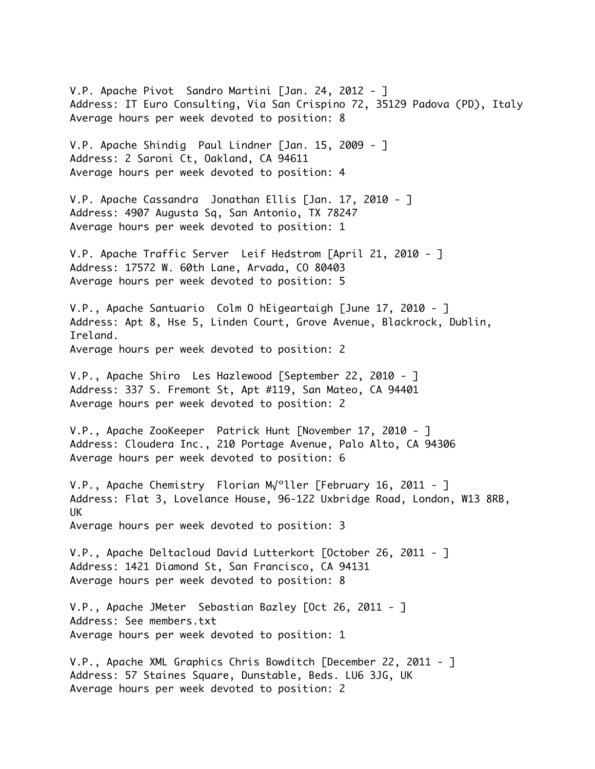V.P. Apache Pivot  Sandro Martini [Jan. 24, 2012 - ]
Address: IT Euro Consulting, Via San Crispino 72, 35129 Padova (PD), Italy
Average hours per week devoted to position: 8

V.P. Apache Shindig  Paul Lindner [Jan. 15, 2009 - ]
Address: 2 Saroni Ct, Oakland, CA 94611
Average hours per week devoted to position: 4

V.P. Apache Cassandra  Jonathan Ellis [Jan. 17, 2010 - ]
Address: 4907 Augusta Sq, San Antonio, TX 78247
Average hours per week devoted to position: 1

V.P. Apache Traffic Server  Leif Hedstrom [April 21, 2010 - ]
Address: 17572 W. 60th Lane, Arvada, CO 80403
Average hours per week devoted to position: 5

V.P., Apache Santuario  Colm O hEigeartaigh [June 17, 2010 - ]
Address: Apt 8, Hse 5, Linden Court, Grove Avenue, Blackrock, Dublin, Ireland.
Average hours per week devoted to position: 2

V.P., Apache Shiro  Les Hazlewood [September 22, 2010 - ]
Address: 337 S. Fremont St, Apt #119, San Mateo, CA 94401
Average hours per week devoted to position: 2

V.P., Apache ZooKeeper  Patrick Hunt [November 17, 2010 - ]
Address: Cloudera Inc., 210 Portage Avenue, Palo Alto, CA 94306
Average hours per week devoted to position: 6

V.P., Apache Chemistry  Florian M√°ller [February 16, 2011 - ]
Address: Flat 3, Lovelance House, 96-122 Uxbridge Road, London, W13 8RB, UK
Average hours per week devoted to position: 3

V.P., Apache Deltacloud David Lutterkort [October 26, 2011 - ]
Address: 1421 Diamond St, San Francisco, CA 94131
Average hours per week devoted to position: 8

V.P., Apache JMeter  Sebastian Bazley [Oct 26, 2011 - ]
Address: See members.txt
Average hours per week devoted to position: 1

V.P., Apache XML Graphics Chris Bowditch [December 22, 2011 - ]
Address: 57 Staines Square, Dunstable, Beds. LU6 3JG, UK
Average hours per week devoted to position: 2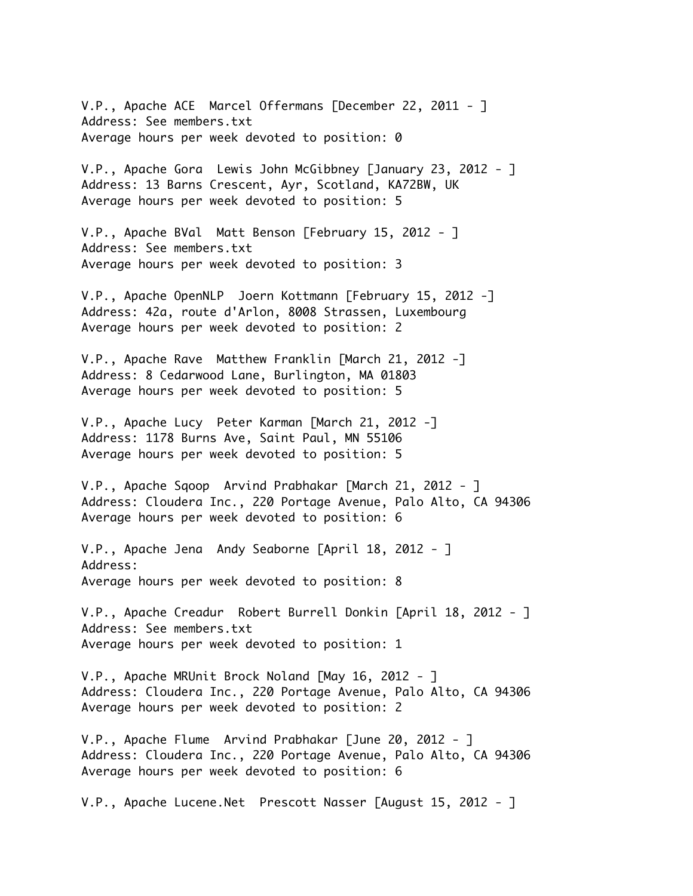V.P., Apache ACE  Marcel Offermans [December 22, 2011 - ]
Address: See members.txt
Average hours per week devoted to position: 0

V.P., Apache Gora  Lewis John McGibbney [January 23, 2012 - ]
Address: 13 Barns Crescent, Ayr, Scotland, KA72BW, UK
Average hours per week devoted to position: 5

V.P., Apache BVal  Matt Benson [February 15, 2012 - ]
Address: See members.txt
Average hours per week devoted to position: 3

V.P., Apache OpenNLP  Joern Kottmann [February 15, 2012 -]
Address: 42a, route d'Arlon, 8008 Strassen, Luxembourg
Average hours per week devoted to position: 2

V.P., Apache Rave  Matthew Franklin [March 21, 2012 -]
Address: 8 Cedarwood Lane, Burlington, MA 01803
Average hours per week devoted to position: 5

V.P., Apache Lucy  Peter Karman [March 21, 2012 -]
Address: 1178 Burns Ave, Saint Paul, MN 55106
Average hours per week devoted to position: 5

V.P., Apache Sqoop  Arvind Prabhakar [March 21, 2012 - ]
Address: Cloudera Inc., 220 Portage Avenue, Palo Alto, CA 94306
Average hours per week devoted to position: 6

V.P., Apache Jena  Andy Seaborne [April 18, 2012 - ]
Address:
Average hours per week devoted to position: 8

V.P., Apache Creadur  Robert Burrell Donkin [April 18, 2012 - ]
Address: See members.txt
Average hours per week devoted to position: 1

V.P., Apache MRUnit Brock Noland [May 16, 2012 - ]
Address: Cloudera Inc., 220 Portage Avenue, Palo Alto, CA 94306
Average hours per week devoted to position: 2

V.P., Apache Flume  Arvind Prabhakar [June 20, 2012 - ]
Address: Cloudera Inc., 220 Portage Avenue, Palo Alto, CA 94306
Average hours per week devoted to position: 6

V.P., Apache Lucene.Net  Prescott Nasser [August 15, 2012 - ]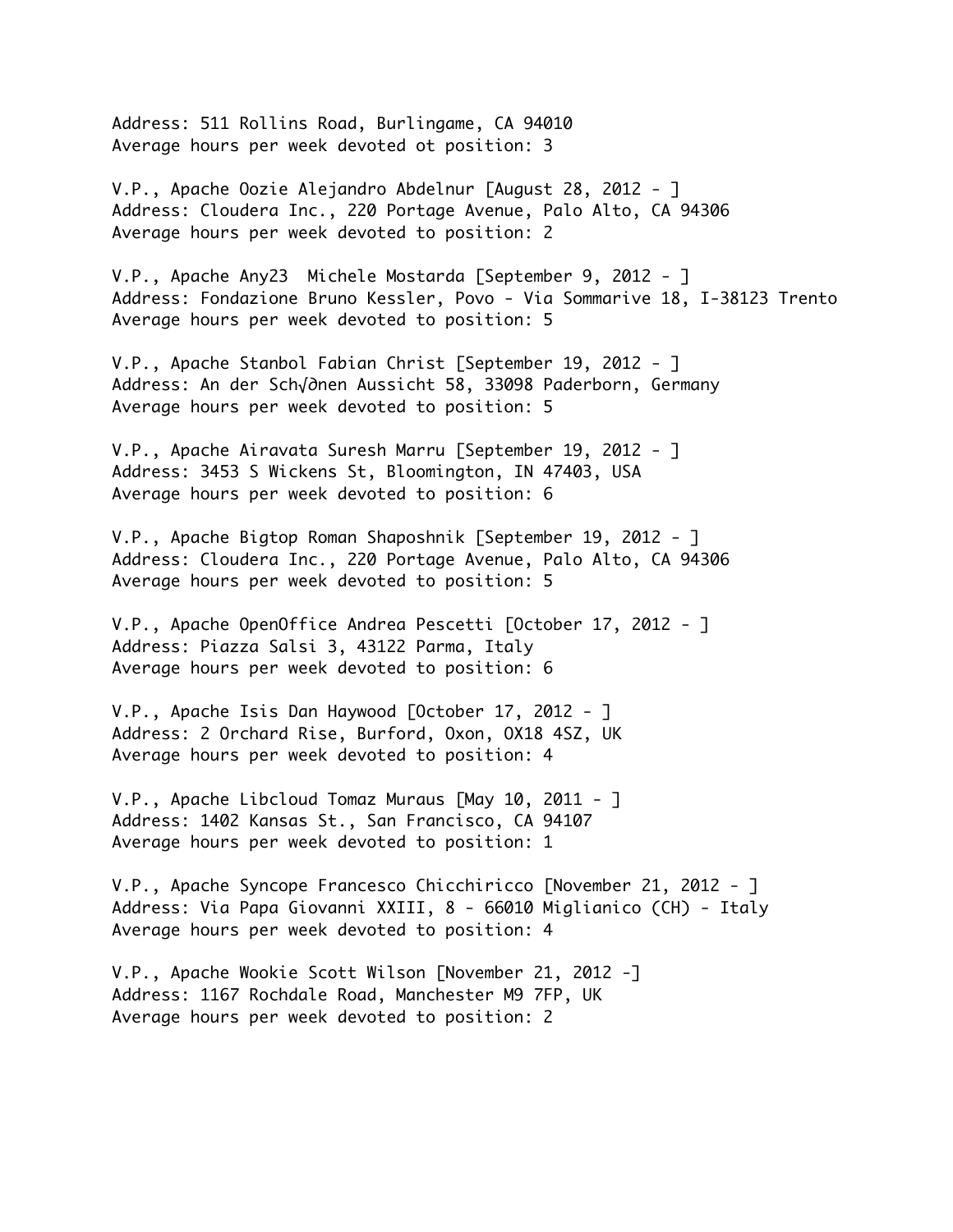Address: 511 Rollins Road, Burlingame, CA 94010
Average hours per week devoted ot position: 3

V.P., Apache Oozie Alejandro Abdelnur [August 28, 2012 - ]
Address: Cloudera Inc., 220 Portage Avenue, Palo Alto, CA 94306
Average hours per week devoted to position: 2

V.P., Apache Any23  Michele Mostarda [September 9, 2012 - ]
Address: Fondazione Bruno Kessler, Povo - Via Sommarive 18, I-38123 Trento
Average hours per week devoted to position: 5

V.P., Apache Stanbol Fabian Christ [September 19, 2012 - ]
Address: An der Sch√∂nen Aussicht 58, 33098 Paderborn, Germany
Average hours per week devoted to position: 5

V.P., Apache Airavata Suresh Marru [September 19, 2012 - ]
Address: 3453 S Wickens St, Bloomington, IN 47403, USA
Average hours per week devoted to position: 6

V.P., Apache Bigtop Roman Shaposhnik [September 19, 2012 - ]
Address: Cloudera Inc., 220 Portage Avenue, Palo Alto, CA 94306
Average hours per week devoted to position: 5

V.P., Apache OpenOffice Andrea Pescetti [October 17, 2012 - ]
Address: Piazza Salsi 3, 43122 Parma, Italy
Average hours per week devoted to position: 6

V.P., Apache Isis Dan Haywood [October 17, 2012 - ]
Address: 2 Orchard Rise, Burford, Oxon, OX18 4SZ, UK
Average hours per week devoted to position: 4

V.P., Apache Libcloud Tomaz Muraus [May 10, 2011 - ]
Address: 1402 Kansas St., San Francisco, CA 94107
Average hours per week devoted to position: 1

V.P., Apache Syncope Francesco Chicchiricco [November 21, 2012 - ]
Address: Via Papa Giovanni XXIII, 8 - 66010 Miglianico (CH) - Italy
Average hours per week devoted to position: 4

V.P., Apache Wookie Scott Wilson [November 21, 2012 -]
Address: 1167 Rochdale Road, Manchester M9 7FP, UK
Average hours per week devoted to position: 2